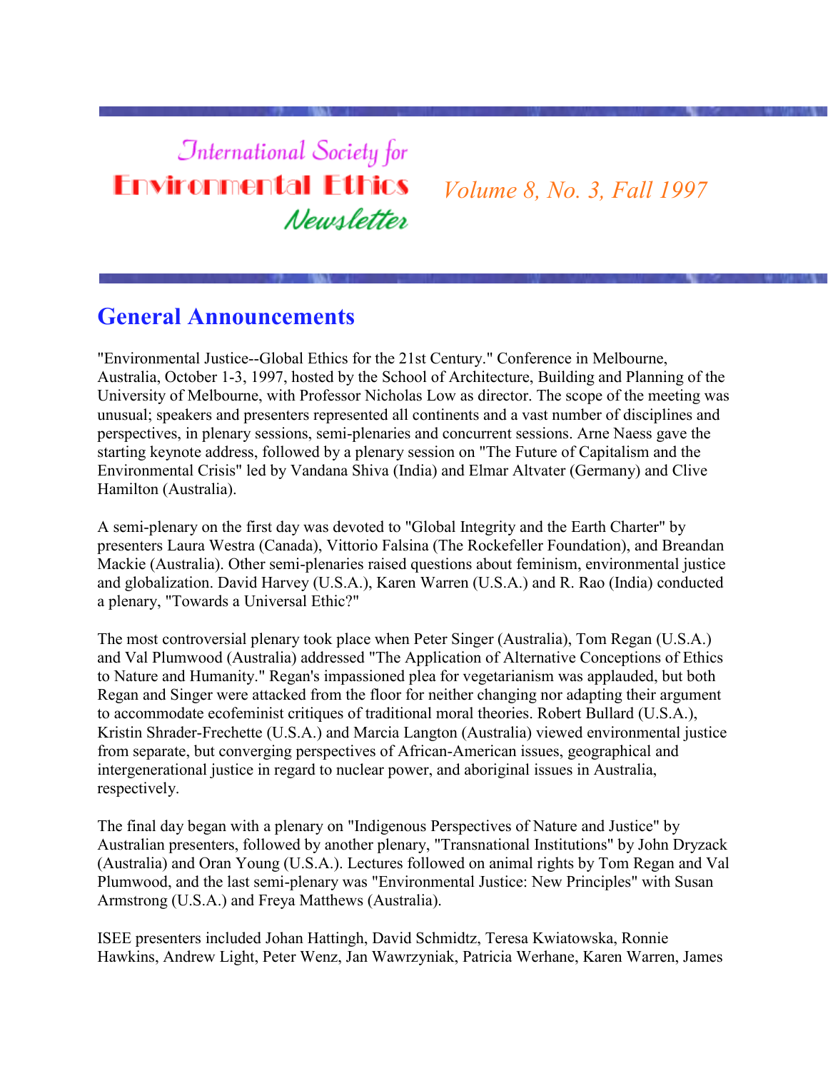# International Society for Environmental Ethics Newsletter

*Volume 8, No. 3, Fall 1997*

## General Announcements

"Environmental Justice--Global Ethics for the 21st Century." Conference in Melbourne, Australia, October 1-3, 1997, hosted by the School of Architecture, Building and Planning of the University of Melbourne, with Professor Nicholas Low as director. The scope of the meeting was unusual; speakers and presenters represented all continents and a vast number of disciplines and perspectives, in plenary sessions, semi-plenaries and concurrent sessions. Arne Naess gave the starting keynote address, followed by a plenary session on "The Future of Capitalism and the Environmental Crisis" led by Vandana Shiva (India) and Elmar Altvater (Germany) and Clive Hamilton (Australia).

A semi-plenary on the first day was devoted to "Global Integrity and the Earth Charter" by presenters Laura Westra (Canada), Vittorio Falsina (The Rockefeller Foundation), and Breandan Mackie (Australia). Other semi-plenaries raised questions about feminism, environmental justice and globalization. David Harvey (U.S.A.), Karen Warren (U.S.A.) and R. Rao (India) conducted a plenary, "Towards a Universal Ethic?"

The most controversial plenary took place when Peter Singer (Australia), Tom Regan (U.S.A.) and Val Plumwood (Australia) addressed "The Application of Alternative Conceptions of Ethics to Nature and Humanity." Regan's impassioned plea for vegetarianism was applauded, but both Regan and Singer were attacked from the floor for neither changing nor adapting their argument to accommodate ecofeminist critiques of traditional moral theories. Robert Bullard (U.S.A.), Kristin Shrader-Frechette (U.S.A.) and Marcia Langton (Australia) viewed environmental justice from separate, but converging perspectives of African-American issues, geographical and intergenerational justice in regard to nuclear power, and aboriginal issues in Australia, respectively.

The final day began with a plenary on "Indigenous Perspectives of Nature and Justice" by Australian presenters, followed by another plenary, "Transnational Institutions" by John Dryzack (Australia) and Oran Young (U.S.A.). Lectures followed on animal rights by Tom Regan and Val Plumwood, and the last semi-plenary was "Environmental Justice: New Principles" with Susan Armstrong (U.S.A.) and Freya Matthews (Australia).

ISEE presenters included Johan Hattingh, David Schmidtz, Teresa Kwiatowska, Ronnie Hawkins, Andrew Light, Peter Wenz, Jan Wawrzyniak, Patricia Werhane, Karen Warren, James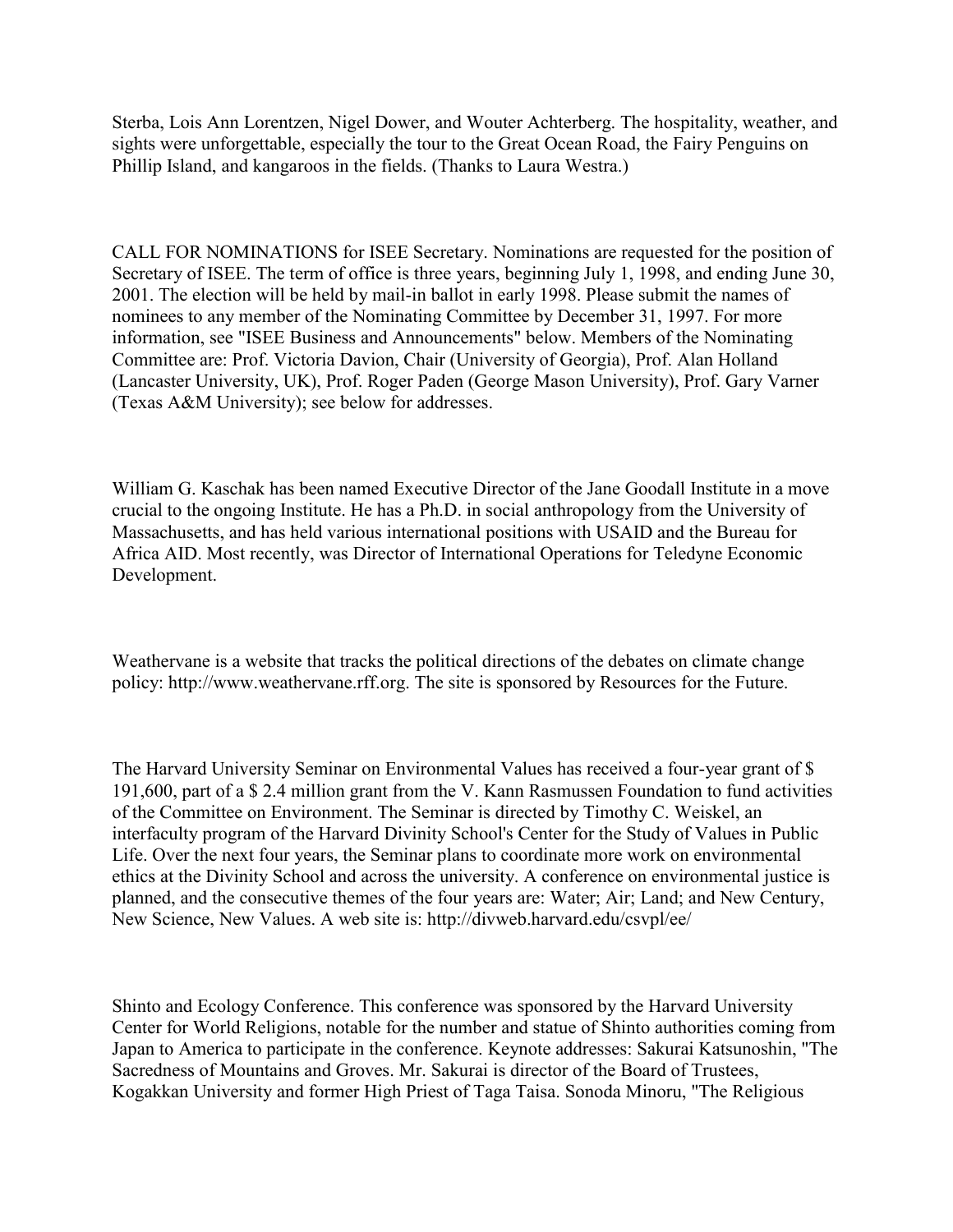Sterba, Lois Ann Lorentzen, Nigel Dower, and Wouter Achterberg. The hospitality, weather, and sights were unforgettable, especially the tour to the Great Ocean Road, the Fairy Penguins on Phillip Island, and kangaroos in the fields. (Thanks to Laura Westra.)

CALL FOR NOMINATIONS for ISEE Secretary. Nominations are requested for the position of Secretary of ISEE. The term of office is three years, beginning July 1, 1998, and ending June 30, 2001. The election will be held by mail-in ballot in early 1998. Please submit the names of nominees to any member of the Nominating Committee by December 31, 1997. For more information, see "ISEE Business and Announcements" below. Members of the Nominating Committee are: Prof. Victoria Davion, Chair (University of Georgia), Prof. Alan Holland (Lancaster University, UK), Prof. Roger Paden (George Mason University), Prof. Gary Varner (Texas A&M University); see below for addresses.

William G. Kaschak has been named Executive Director of the Jane Goodall Institute in a move crucial to the ongoing Institute. He has a Ph.D. in social anthropology from the University of Massachusetts, and has held various international positions with USAID and the Bureau for Africa AID. Most recently, was Director of International Operations for Teledyne Economic Development.

Weathervane is a website that tracks the political directions of the debates on climate change policy: http://www.weathervane.rff.org. The site is sponsored by Resources for the Future.

The Harvard University Seminar on Environmental Values has received a four-year grant of $ 191,600, part of a $ 2.4 million grant from the V. Kann Rasmussen Foundation to fund activities of the Committee on Environment. The Seminar is directed by Timothy C. Weiskel, an interfaculty program of the Harvard Divinity School's Center for the Study of Values in Public Life. Over the next four years, the Seminar plans to coordinate more work on environmental ethics at the Divinity School and across the university. A conference on environmental justice is planned, and the consecutive themes of the four years are: Water; Air; Land; and New Century, New Science, New Values. A web site is: http://divweb.harvard.edu/csvpl/ee/

Shinto and Ecology Conference. This conference was sponsored by the Harvard University Center for World Religions, notable for the number and statue of Shinto authorities coming from Japan to America to participate in the conference. Keynote addresses: Sakurai Katsunoshin, "The Sacredness of Mountains and Groves. Mr. Sakurai is director of the Board of Trustees, Kogakkan University and former High Priest of Taga Taisa. Sonoda Minoru, "The Religious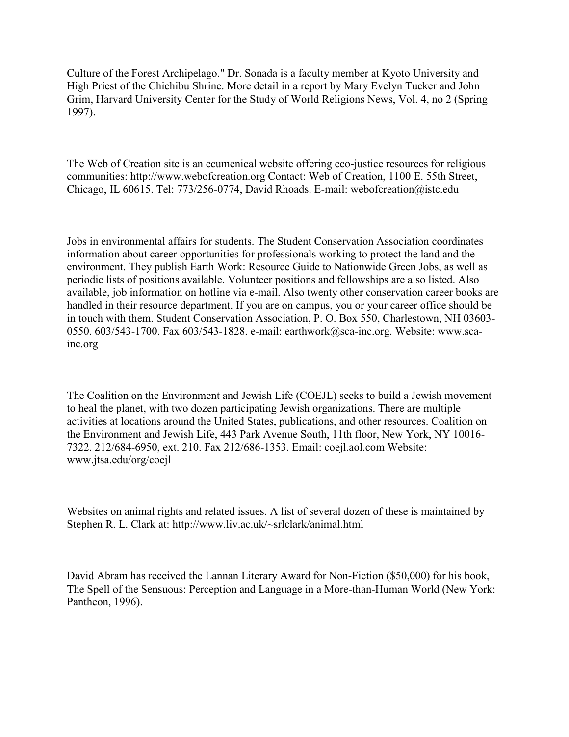Culture of the Forest Archipelago." Dr. Sonada is a faculty member at Kyoto University and High Priest of the Chichibu Shrine. More detail in a report by Mary Evelyn Tucker and John Grim, Harvard University Center for the Study of World Religions News, Vol. 4, no 2 (Spring 1997).

The Web of Creation site is an ecumenical website offering eco-justice resources for religious communities: http://www.webofcreation.org Contact: Web of Creation, 1100 E. 55th Street, Chicago, IL 60615. Tel: 773/256-0774, David Rhoads. E-mail: webofcreation@istc.edu

Jobs in environmental affairs for students. The Student Conservation Association coordinates information about career opportunities for professionals working to protect the land and the environment. They publish Earth Work: Resource Guide to Nationwide Green Jobs, as well as periodic lists of positions available. Volunteer positions and fellowships are also listed. Also available, job information on hotline via e-mail. Also twenty other conservation career books are handled in their resource department. If you are on campus, you or your career office should be in touch with them. Student Conservation Association, P. O. Box 550, Charlestown, NH 03603-0550. 603/543-1700. Fax 603/543-1828. e-mail: earthwork@sca-inc.org. Website: www.sca-inc.org

The Coalition on the Environment and Jewish Life (COEJL) seeks to build a Jewish movement to heal the planet, with two dozen participating Jewish organizations. There are multiple activities at locations around the United States, publications, and other resources. Coalition on the Environment and Jewish Life, 443 Park Avenue South, 11th floor, New York, NY 10016-7322. 212/684-6950, ext. 210. Fax 212/686-1353. Email: coejl.aol.com Website: www.jtsa.edu/org/coejl

Websites on animal rights and related issues. A list of several dozen of these is maintained by Stephen R. L. Clark at: http://www.liv.ac.uk/~srlclark/animal.html

David Abram has received the Lannan Literary Award for Non-Fiction ($50,000) for his book, The Spell of the Sensuous: Perception and Language in a More-than-Human World (New York: Pantheon, 1996).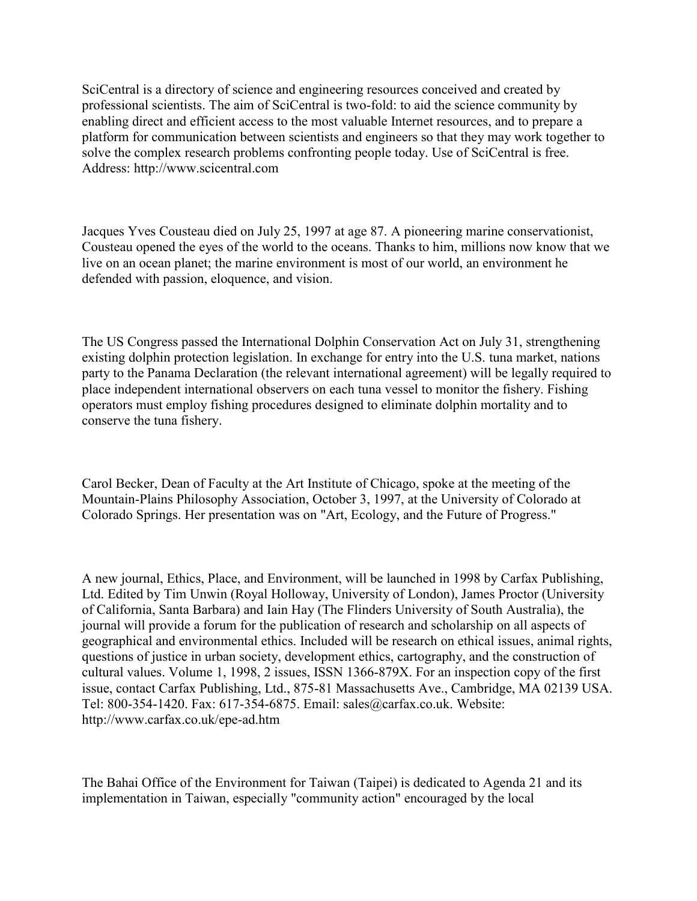SciCentral is a directory of science and engineering resources conceived and created by professional scientists. The aim of SciCentral is two-fold: to aid the science community by enabling direct and efficient access to the most valuable Internet resources, and to prepare a platform for communication between scientists and engineers so that they may work together to solve the complex research problems confronting people today. Use of SciCentral is free. Address: http://www.scicentral.com

Jacques Yves Cousteau died on July 25, 1997 at age 87. A pioneering marine conservationist, Cousteau opened the eyes of the world to the oceans. Thanks to him, millions now know that we live on an ocean planet; the marine environment is most of our world, an environment he defended with passion, eloquence, and vision.

The US Congress passed the International Dolphin Conservation Act on July 31, strengthening existing dolphin protection legislation. In exchange for entry into the U.S. tuna market, nations party to the Panama Declaration (the relevant international agreement) will be legally required to place independent international observers on each tuna vessel to monitor the fishery. Fishing operators must employ fishing procedures designed to eliminate dolphin mortality and to conserve the tuna fishery.

Carol Becker, Dean of Faculty at the Art Institute of Chicago, spoke at the meeting of the Mountain-Plains Philosophy Association, October 3, 1997, at the University of Colorado at Colorado Springs. Her presentation was on "Art, Ecology, and the Future of Progress."

A new journal, Ethics, Place, and Environment, will be launched in 1998 by Carfax Publishing, Ltd. Edited by Tim Unwin (Royal Holloway, University of London), James Proctor (University of California, Santa Barbara) and Iain Hay (The Flinders University of South Australia), the journal will provide a forum for the publication of research and scholarship on all aspects of geographical and environmental ethics. Included will be research on ethical issues, animal rights, questions of justice in urban society, development ethics, cartography, and the construction of cultural values. Volume 1, 1998, 2 issues, ISSN 1366-879X. For an inspection copy of the first issue, contact Carfax Publishing, Ltd., 875-81 Massachusetts Ave., Cambridge, MA 02139 USA. Tel: 800-354-1420. Fax: 617-354-6875. Email: sales@carfax.co.uk. Website: http://www.carfax.co.uk/epe-ad.htm

The Bahai Office of the Environment for Taiwan (Taipei) is dedicated to Agenda 21 and its implementation in Taiwan, especially "community action" encouraged by the local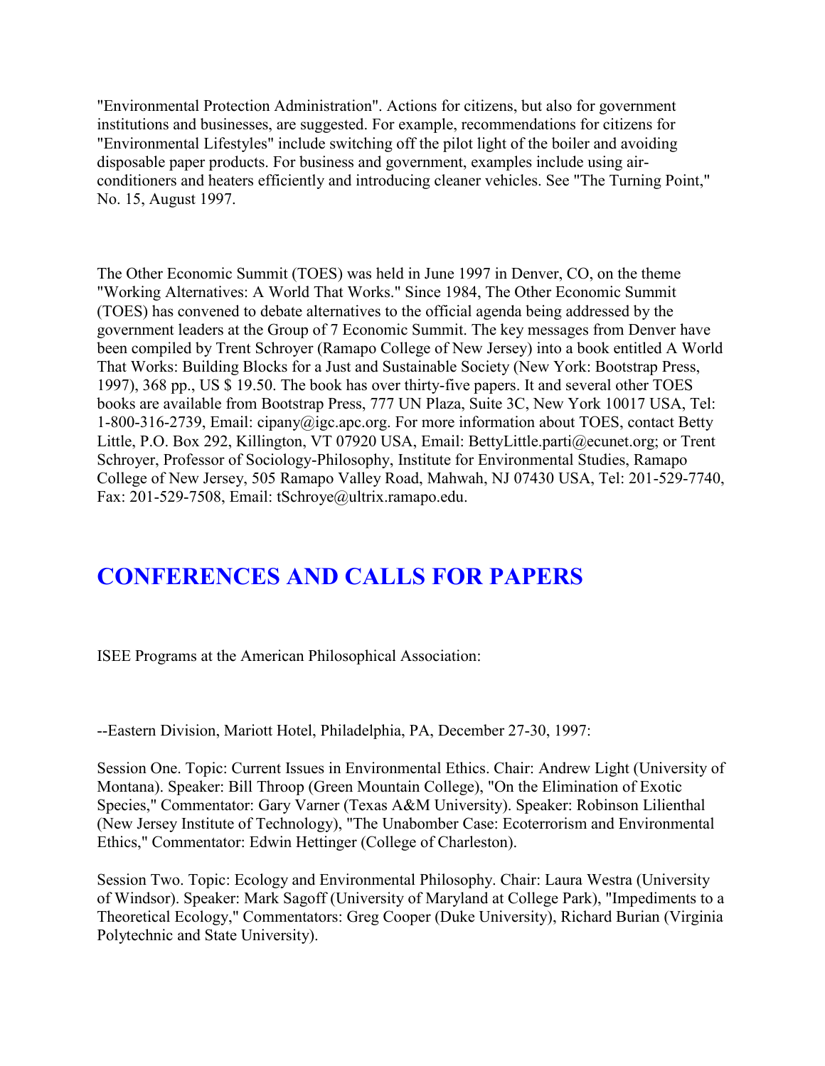"Environmental Protection Administration". Actions for citizens, but also for government institutions and businesses, are suggested. For example, recommendations for citizens for "Environmental Lifestyles" include switching off the pilot light of the boiler and avoiding disposable paper products. For business and government, examples include using air-conditioners and heaters efficiently and introducing cleaner vehicles. See "The Turning Point," No. 15, August 1997.

The Other Economic Summit (TOES) was held in June 1997 in Denver, CO, on the theme "Working Alternatives: A World That Works." Since 1984, The Other Economic Summit (TOES) has convened to debate alternatives to the official agenda being addressed by the government leaders at the Group of 7 Economic Summit. The key messages from Denver have been compiled by Trent Schroyer (Ramapo College of New Jersey) into a book entitled A World That Works: Building Blocks for a Just and Sustainable Society (New York: Bootstrap Press, 1997), 368 pp., US $ 19.50. The book has over thirty-five papers. It and several other TOES books are available from Bootstrap Press, 777 UN Plaza, Suite 3C, New York 10017 USA, Tel: 1-800-316-2739, Email: cipany@igc.apc.org. For more information about TOES, contact Betty Little, P.O. Box 292, Killington, VT 07920 USA, Email: BettyLittle.parti@ecunet.org; or Trent Schroyer, Professor of Sociology-Philosophy, Institute for Environmental Studies, Ramapo College of New Jersey, 505 Ramapo Valley Road, Mahwah, NJ 07430 USA, Tel: 201-529-7740, Fax: 201-529-7508, Email: tSchroye@ultrix.ramapo.edu.

# CONFERENCES AND CALLS FOR PAPERS

ISEE Programs at the American Philosophical Association:

--Eastern Division, Mariott Hotel, Philadelphia, PA, December 27-30, 1997:

Session One. Topic: Current Issues in Environmental Ethics. Chair: Andrew Light (University of Montana). Speaker: Bill Throop (Green Mountain College), "On the Elimination of Exotic Species," Commentator: Gary Varner (Texas A&M University). Speaker: Robinson Lilienthal (New Jersey Institute of Technology), "The Unabomber Case: Ecoterrorism and Environmental Ethics," Commentator: Edwin Hettinger (College of Charleston).

Session Two. Topic: Ecology and Environmental Philosophy. Chair: Laura Westra (University of Windsor). Speaker: Mark Sagoff (University of Maryland at College Park), "Impediments to a Theoretical Ecology," Commentators: Greg Cooper (Duke University), Richard Burian (Virginia Polytechnic and State University).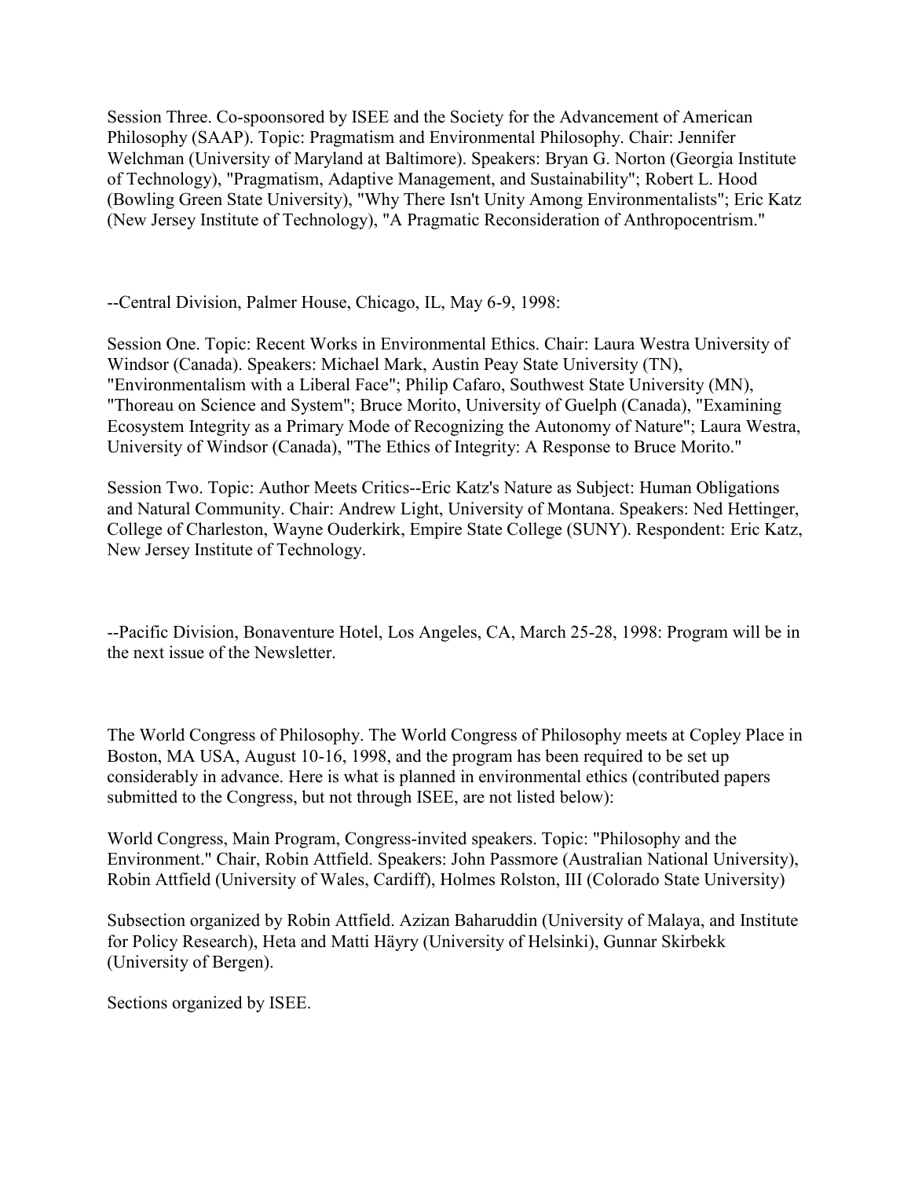Session Three. Co-sponsored by ISEE and the Society for the Advancement of American Philosophy (SAAP). Topic: Pragmatism and Environmental Philosophy. Chair: Jennifer Welchman (University of Maryland at Baltimore). Speakers: Bryan G. Norton (Georgia Institute of Technology), "Pragmatism, Adaptive Management, and Sustainability"; Robert L. Hood (Bowling Green State University), "Why There Isn't Unity Among Environmentalists"; Eric Katz (New Jersey Institute of Technology), "A Pragmatic Reconsideration of Anthropocentrism."

--Central Division, Palmer House, Chicago, IL, May 6-9, 1998:

Session One. Topic: Recent Works in Environmental Ethics. Chair: Laura Westra University of Windsor (Canada). Speakers: Michael Mark, Austin Peay State University (TN), "Environmentalism with a Liberal Face"; Philip Cafaro, Southwest State University (MN), "Thoreau on Science and System"; Bruce Morito, University of Guelph (Canada), "Examining Ecosystem Integrity as a Primary Mode of Recognizing the Autonomy of Nature"; Laura Westra, University of Windsor (Canada), "The Ethics of Integrity: A Response to Bruce Morito."

Session Two. Topic: Author Meets Critics--Eric Katz's Nature as Subject: Human Obligations and Natural Community. Chair: Andrew Light, University of Montana. Speakers: Ned Hettinger, College of Charleston, Wayne Ouderkirk, Empire State College (SUNY). Respondent: Eric Katz, New Jersey Institute of Technology.

--Pacific Division, Bonaventure Hotel, Los Angeles, CA, March 25-28, 1998: Program will be in the next issue of the Newsletter.

The World Congress of Philosophy. The World Congress of Philosophy meets at Copley Place in Boston, MA USA, August 10-16, 1998, and the program has been required to be set up considerably in advance. Here is what is planned in environmental ethics (contributed papers submitted to the Congress, but not through ISEE, are not listed below):

World Congress, Main Program, Congress-invited speakers. Topic: "Philosophy and the Environment." Chair, Robin Attfield. Speakers: John Passmore (Australian National University), Robin Attfield (University of Wales, Cardiff), Holmes Rolston, III (Colorado State University)

Subsection organized by Robin Attfield. Azizan Baharuddin (University of Malaya, and Institute for Policy Research), Heta and Matti Häyry (University of Helsinki), Gunnar Skirbekk (University of Bergen).

Sections organized by ISEE.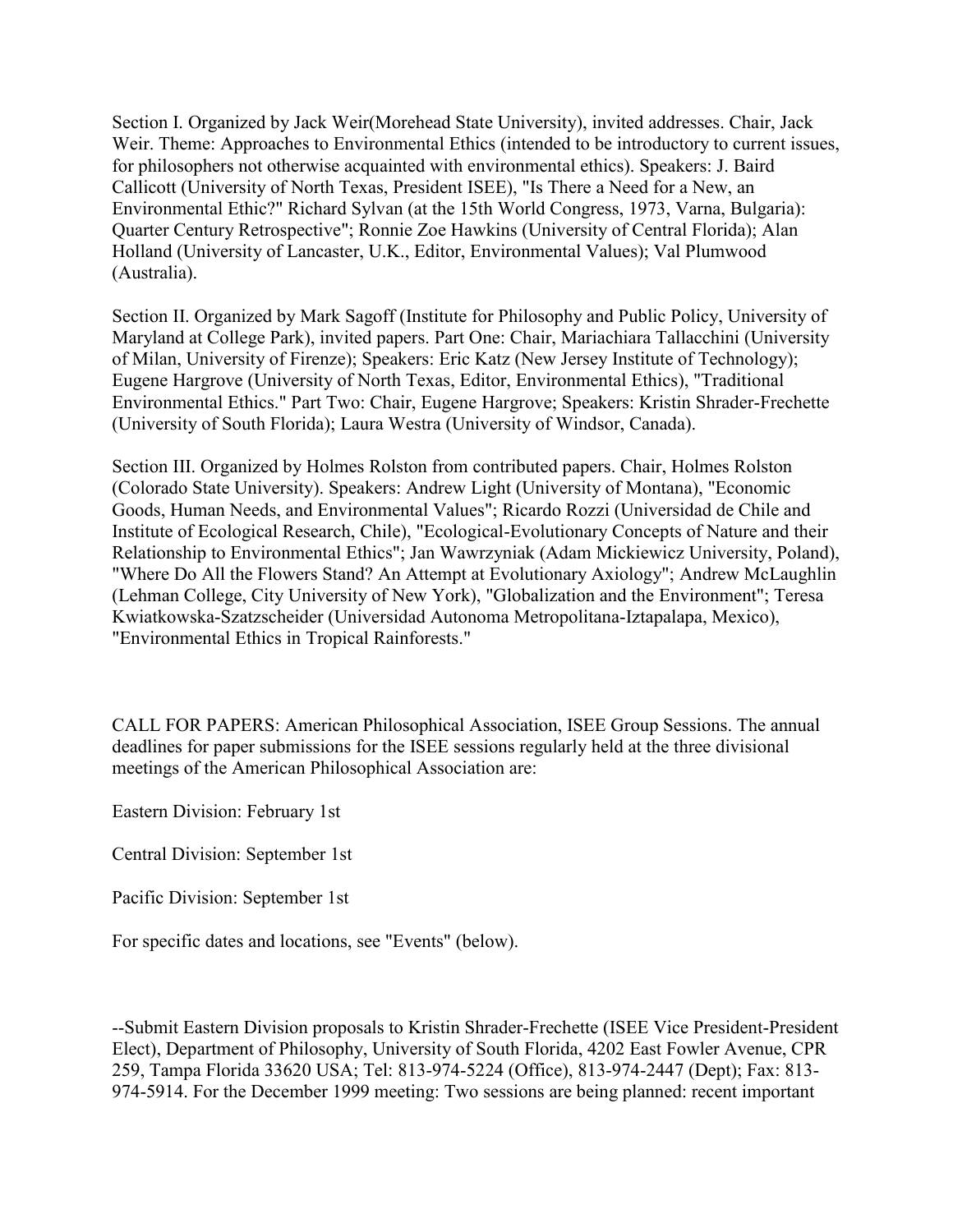Section I. Organized by Jack Weir(Morehead State University), invited addresses. Chair, Jack Weir. Theme: Approaches to Environmental Ethics (intended to be introductory to current issues, for philosophers not otherwise acquainted with environmental ethics). Speakers: J. Baird Callicott (University of North Texas, President ISEE), "Is There a Need for a New, an Environmental Ethic?" Richard Sylvan (at the 15th World Congress, 1973, Varna, Bulgaria): Quarter Century Retrospective"; Ronnie Zoe Hawkins (University of Central Florida); Alan Holland (University of Lancaster, U.K., Editor, Environmental Values); Val Plumwood (Australia).

Section II. Organized by Mark Sagoff (Institute for Philosophy and Public Policy, University of Maryland at College Park), invited papers. Part One: Chair, Mariachiara Tallacchini (University of Milan, University of Firenze); Speakers: Eric Katz (New Jersey Institute of Technology); Eugene Hargrove (University of North Texas, Editor, Environmental Ethics), "Traditional Environmental Ethics." Part Two: Chair, Eugene Hargrove; Speakers: Kristin Shrader-Frechette (University of South Florida); Laura Westra (University of Windsor, Canada).

Section III. Organized by Holmes Rolston from contributed papers. Chair, Holmes Rolston (Colorado State University). Speakers: Andrew Light (University of Montana), "Economic Goods, Human Needs, and Environmental Values"; Ricardo Rozzi (Universidad de Chile and Institute of Ecological Research, Chile), "Ecological-Evolutionary Concepts of Nature and their Relationship to Environmental Ethics"; Jan Wawrzyniak (Adam Mickiewicz University, Poland), "Where Do All the Flowers Stand? An Attempt at Evolutionary Axiology"; Andrew McLaughlin (Lehman College, City University of New York), "Globalization and the Environment"; Teresa Kwiatkowska-Szatzscheider (Universidad Autonoma Metropolitana-Iztapalapa, Mexico), "Environmental Ethics in Tropical Rainforests."

CALL FOR PAPERS: American Philosophical Association, ISEE Group Sessions. The annual deadlines for paper submissions for the ISEE sessions regularly held at the three divisional meetings of the American Philosophical Association are:

Eastern Division: February 1st

Central Division: September 1st

Pacific Division: September 1st

For specific dates and locations, see "Events" (below).

--Submit Eastern Division proposals to Kristin Shrader-Frechette (ISEE Vice President-President Elect), Department of Philosophy, University of South Florida, 4202 East Fowler Avenue, CPR 259, Tampa Florida 33620 USA; Tel: 813-974-5224 (Office), 813-974-2447 (Dept); Fax: 813-974-5914. For the December 1999 meeting: Two sessions are being planned: recent important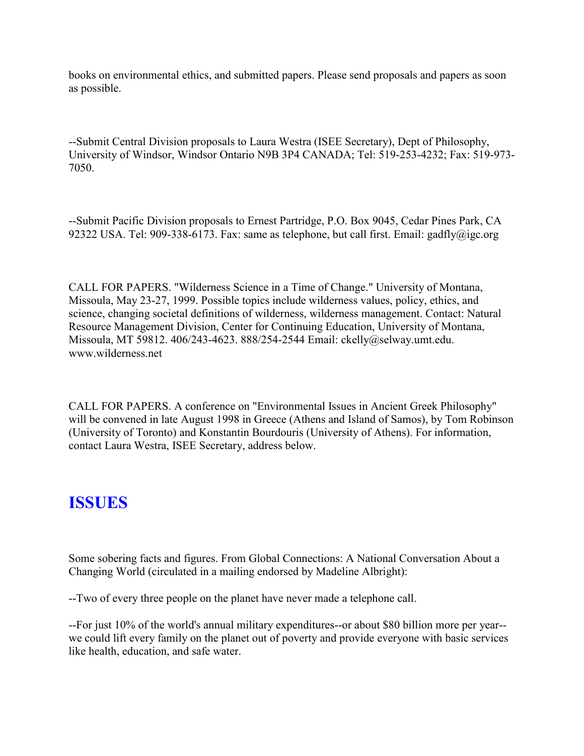books on environmental ethics, and submitted papers. Please send proposals and papers as soon as possible.

--Submit Central Division proposals to Laura Westra (ISEE Secretary), Dept of Philosophy, University of Windsor, Windsor Ontario N9B 3P4 CANADA; Tel: 519-253-4232; Fax: 519-973-7050.

--Submit Pacific Division proposals to Ernest Partridge, P.O. Box 9045, Cedar Pines Park, CA 92322 USA. Tel: 909-338-6173. Fax: same as telephone, but call first. Email: gadfly@igc.org

CALL FOR PAPERS. "Wilderness Science in a Time of Change." University of Montana, Missoula, May 23-27, 1999. Possible topics include wilderness values, policy, ethics, and science, changing societal definitions of wilderness, wilderness management. Contact: Natural Resource Management Division, Center for Continuing Education, University of Montana, Missoula, MT 59812. 406/243-4623. 888/254-2544 Email: ckelly@selway.umt.edu. www.wilderness.net

CALL FOR PAPERS. A conference on "Environmental Issues in Ancient Greek Philosophy" will be convened in late August 1998 in Greece (Athens and Island of Samos), by Tom Robinson (University of Toronto) and Konstantin Bourdouris (University of Athens). For information, contact Laura Westra, ISEE Secretary, address below.

## ISSUES

Some sobering facts and figures. From Global Connections: A National Conversation About a Changing World (circulated in a mailing endorsed by Madeline Albright):

--Two of every three people on the planet have never made a telephone call.

--For just 10% of the world's annual military expenditures--or about $80 billion more per year--we could lift every family on the planet out of poverty and provide everyone with basic services like health, education, and safe water.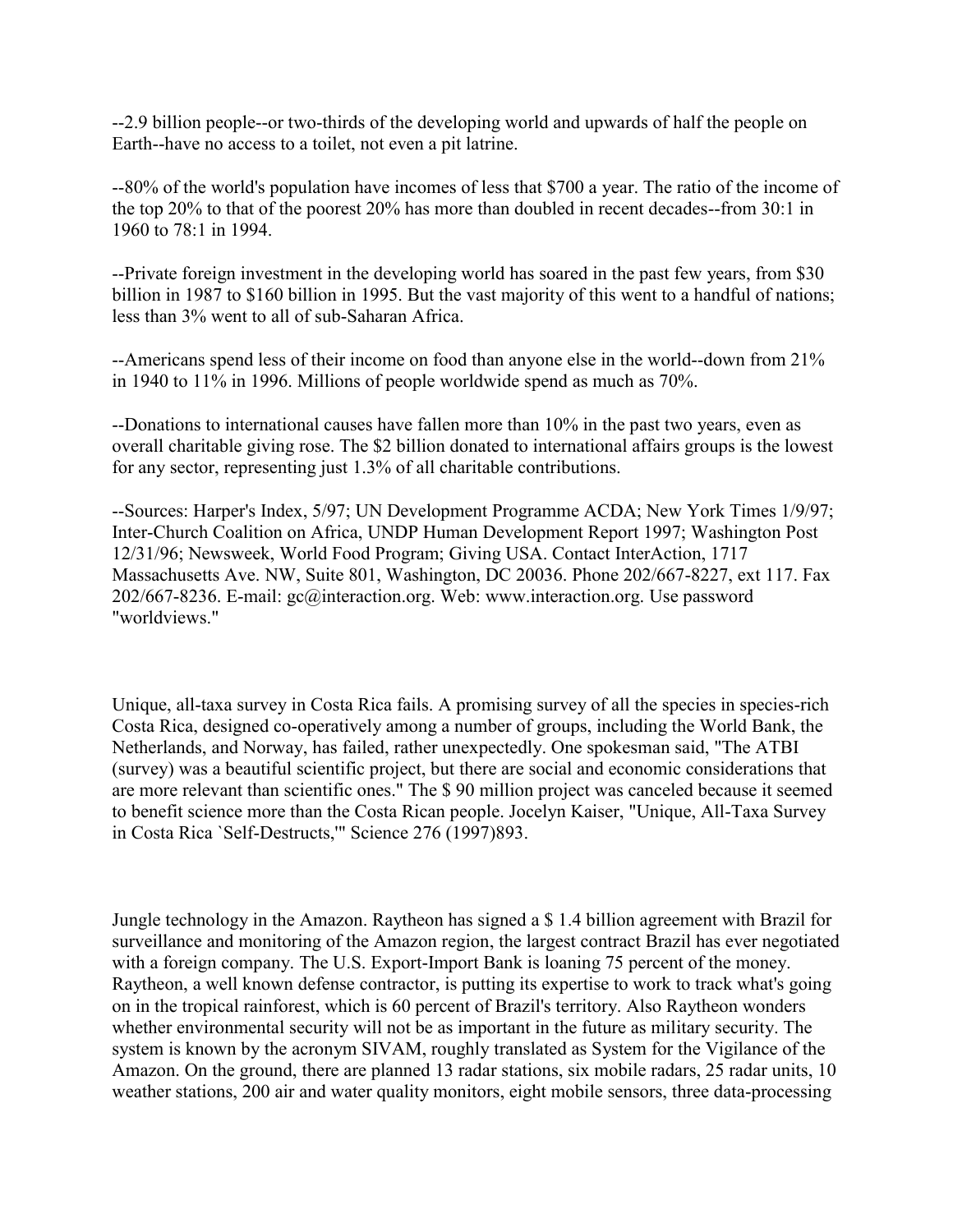--2.9 billion people--or two-thirds of the developing world and upwards of half the people on Earth--have no access to a toilet, not even a pit latrine.

--80% of the world's population have incomes of less that $700 a year. The ratio of the income of the top 20% to that of the poorest 20% has more than doubled in recent decades--from 30:1 in 1960 to 78:1 in 1994.

--Private foreign investment in the developing world has soared in the past few years, from $30 billion in 1987 to $160 billion in 1995. But the vast majority of this went to a handful of nations; less than 3% went to all of sub-Saharan Africa.

--Americans spend less of their income on food than anyone else in the world--down from 21% in 1940 to 11% in 1996. Millions of people worldwide spend as much as 70%.

--Donations to international causes have fallen more than 10% in the past two years, even as overall charitable giving rose. The $2 billion donated to international affairs groups is the lowest for any sector, representing just 1.3% of all charitable contributions.

--Sources: Harper's Index, 5/97; UN Development Programme ACDA; New York Times 1/9/97; Inter-Church Coalition on Africa, UNDP Human Development Report 1997; Washington Post 12/31/96; Newsweek, World Food Program; Giving USA. Contact InterAction, 1717 Massachusetts Ave. NW, Suite 801, Washington, DC 20036. Phone 202/667-8227, ext 117. Fax 202/667-8236. E-mail: gc@interaction.org. Web: www.interaction.org. Use password "worldviews."

Unique, all-taxa survey in Costa Rica fails. A promising survey of all the species in species-rich Costa Rica, designed co-operatively among a number of groups, including the World Bank, the Netherlands, and Norway, has failed, rather unexpectedly. One spokesman said, "The ATBI (survey) was a beautiful scientific project, but there are social and economic considerations that are more relevant than scientific ones." The $ 90 million project was canceled because it seemed to benefit science more than the Costa Rican people. Jocelyn Kaiser, "Unique, All-Taxa Survey in Costa Rica `Self-Destructs,'" Science 276 (1997)893.

Jungle technology in the Amazon. Raytheon has signed a $ 1.4 billion agreement with Brazil for surveillance and monitoring of the Amazon region, the largest contract Brazil has ever negotiated with a foreign company. The U.S. Export-Import Bank is loaning 75 percent of the money. Raytheon, a well known defense contractor, is putting its expertise to work to track what's going on in the tropical rainforest, which is 60 percent of Brazil's territory. Also Raytheon wonders whether environmental security will not be as important in the future as military security. The system is known by the acronym SIVAM, roughly translated as System for the Vigilance of the Amazon. On the ground, there are planned 13 radar stations, six mobile radars, 25 radar units, 10 weather stations, 200 air and water quality monitors, eight mobile sensors, three data-processing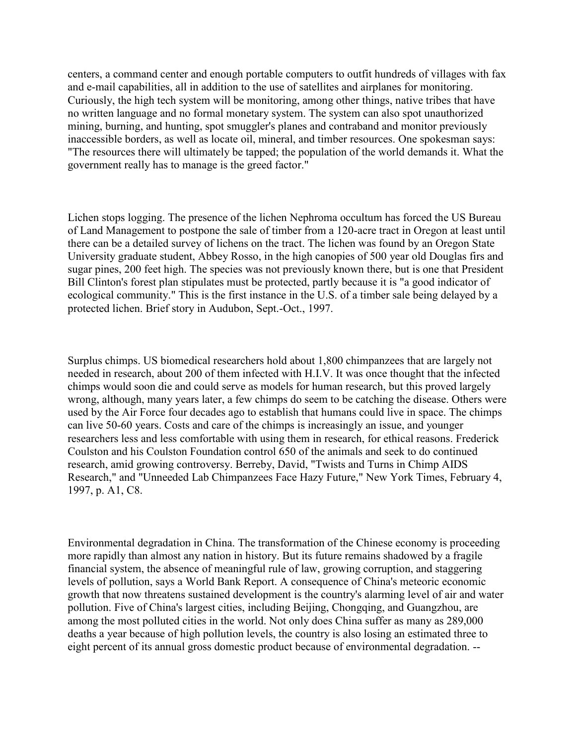centers, a command center and enough portable computers to outfit hundreds of villages with fax and e-mail capabilities, all in addition to the use of satellites and airplanes for monitoring. Curiously, the high tech system will be monitoring, among other things, native tribes that have no written language and no formal monetary system. The system can also spot unauthorized mining, burning, and hunting, spot smuggler's planes and contraband and monitor previously inaccessible borders, as well as locate oil, mineral, and timber resources. One spokesman says: "The resources there will ultimately be tapped; the population of the world demands it. What the government really has to manage is the greed factor."

Lichen stops logging. The presence of the lichen Nephroma occultum has forced the US Bureau of Land Management to postpone the sale of timber from a 120-acre tract in Oregon at least until there can be a detailed survey of lichens on the tract. The lichen was found by an Oregon State University graduate student, Abbey Rosso, in the high canopies of 500 year old Douglas firs and sugar pines, 200 feet high. The species was not previously known there, but is one that President Bill Clinton's forest plan stipulates must be protected, partly because it is "a good indicator of ecological community." This is the first instance in the U.S. of a timber sale being delayed by a protected lichen. Brief story in Audubon, Sept.-Oct., 1997.

Surplus chimps. US biomedical researchers hold about 1,800 chimpanzees that are largely not needed in research, about 200 of them infected with H.I.V. It was once thought that the infected chimps would soon die and could serve as models for human research, but this proved largely wrong, although, many years later, a few chimps do seem to be catching the disease. Others were used by the Air Force four decades ago to establish that humans could live in space. The chimps can live 50-60 years. Costs and care of the chimps is increasingly an issue, and younger researchers less and less comfortable with using them in research, for ethical reasons. Frederick Coulston and his Coulston Foundation control 650 of the animals and seek to do continued research, amid growing controversy. Berreby, David, "Twists and Turns in Chimp AIDS Research," and "Unneeded Lab Chimpanzees Face Hazy Future," New York Times, February 4, 1997, p. A1, C8.

Environmental degradation in China. The transformation of the Chinese economy is proceeding more rapidly than almost any nation in history. But its future remains shadowed by a fragile financial system, the absence of meaningful rule of law, growing corruption, and staggering levels of pollution, says a World Bank Report. A consequence of China's meteoric economic growth that now threatens sustained development is the country's alarming level of air and water pollution. Five of China's largest cities, including Beijing, Chongqing, and Guangzhou, are among the most polluted cities in the world. Not only does China suffer as many as 289,000 deaths a year because of high pollution levels, the country is also losing an estimated three to eight percent of its annual gross domestic product because of environmental degradation. --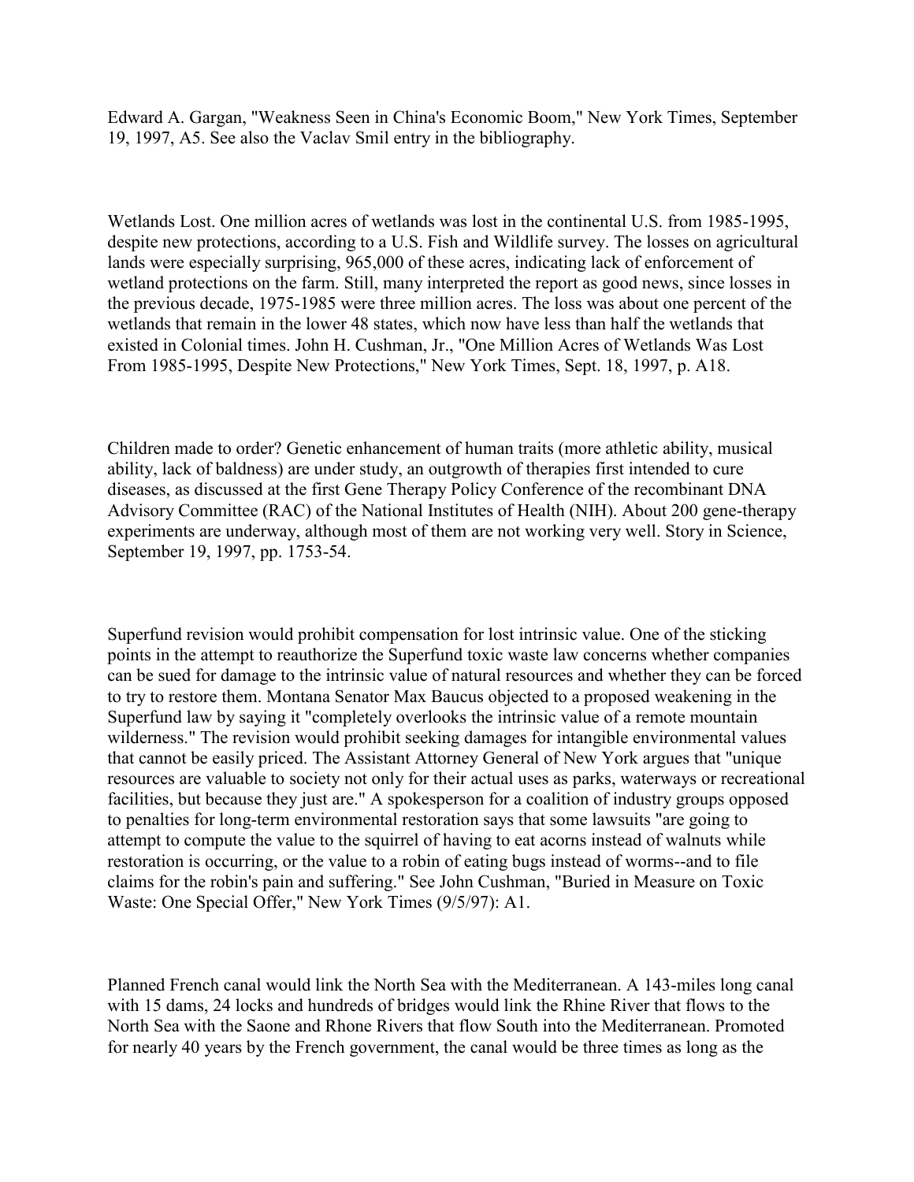Edward A. Gargan, "Weakness Seen in China's Economic Boom," New York Times, September 19, 1997, A5. See also the Vaclav Smil entry in the bibliography.

Wetlands Lost. One million acres of wetlands was lost in the continental U.S. from 1985-1995, despite new protections, according to a U.S. Fish and Wildlife survey. The losses on agricultural lands were especially surprising, 965,000 of these acres, indicating lack of enforcement of wetland protections on the farm. Still, many interpreted the report as good news, since losses in the previous decade, 1975-1985 were three million acres. The loss was about one percent of the wetlands that remain in the lower 48 states, which now have less than half the wetlands that existed in Colonial times. John H. Cushman, Jr., "One Million Acres of Wetlands Was Lost From 1985-1995, Despite New Protections," New York Times, Sept. 18, 1997, p. A18.

Children made to order? Genetic enhancement of human traits (more athletic ability, musical ability, lack of baldness) are under study, an outgrowth of therapies first intended to cure diseases, as discussed at the first Gene Therapy Policy Conference of the recombinant DNA Advisory Committee (RAC) of the National Institutes of Health (NIH). About 200 gene-therapy experiments are underway, although most of them are not working very well. Story in Science, September 19, 1997, pp. 1753-54.

Superfund revision would prohibit compensation for lost intrinsic value. One of the sticking points in the attempt to reauthorize the Superfund toxic waste law concerns whether companies can be sued for damage to the intrinsic value of natural resources and whether they can be forced to try to restore them. Montana Senator Max Baucus objected to a proposed weakening in the Superfund law by saying it "completely overlooks the intrinsic value of a remote mountain wilderness." The revision would prohibit seeking damages for intangible environmental values that cannot be easily priced. The Assistant Attorney General of New York argues that "unique resources are valuable to society not only for their actual uses as parks, waterways or recreational facilities, but because they just are." A spokesperson for a coalition of industry groups opposed to penalties for long-term environmental restoration says that some lawsuits "are going to attempt to compute the value to the squirrel of having to eat acorns instead of walnuts while restoration is occurring, or the value to a robin of eating bugs instead of worms--and to file claims for the robin's pain and suffering." See John Cushman, "Buried in Measure on Toxic Waste: One Special Offer," New York Times (9/5/97): A1.

Planned French canal would link the North Sea with the Mediterranean. A 143-miles long canal with 15 dams, 24 locks and hundreds of bridges would link the Rhine River that flows to the North Sea with the Saone and Rhone Rivers that flow South into the Mediterranean. Promoted for nearly 40 years by the French government, the canal would be three times as long as the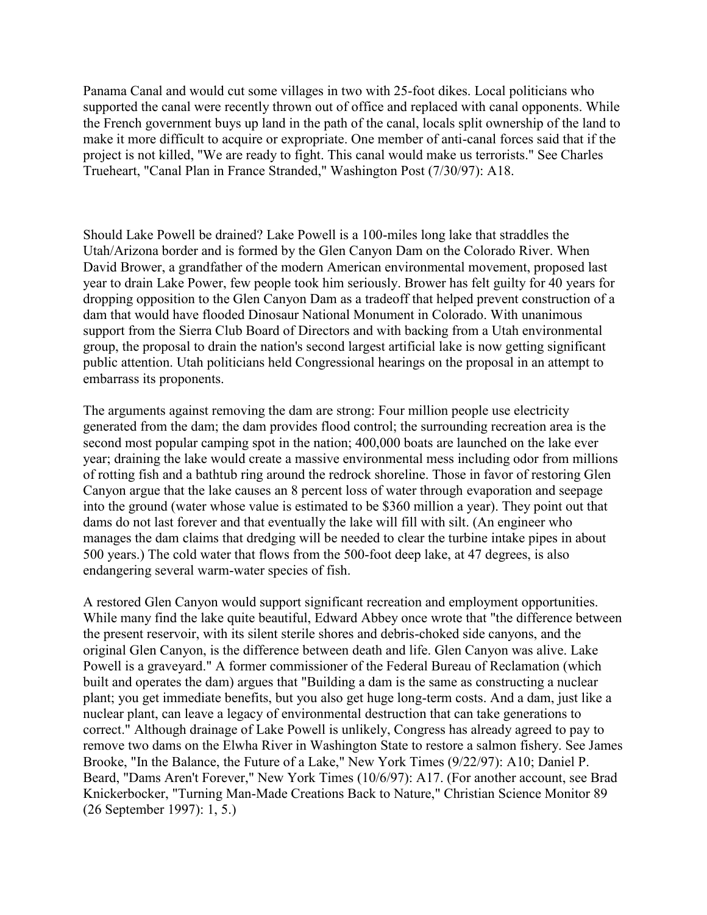Panama Canal and would cut some villages in two with 25-foot dikes. Local politicians who supported the canal were recently thrown out of office and replaced with canal opponents. While the French government buys up land in the path of the canal, locals split ownership of the land to make it more difficult to acquire or expropriate. One member of anti-canal forces said that if the project is not killed, "We are ready to fight. This canal would make us terrorists." See Charles Trueheart, "Canal Plan in France Stranded," Washington Post (7/30/97): A18.

Should Lake Powell be drained? Lake Powell is a 100-miles long lake that straddles the Utah/Arizona border and is formed by the Glen Canyon Dam on the Colorado River. When David Brower, a grandfather of the modern American environmental movement, proposed last year to drain Lake Power, few people took him seriously. Brower has felt guilty for 40 years for dropping opposition to the Glen Canyon Dam as a tradeoff that helped prevent construction of a dam that would have flooded Dinosaur National Monument in Colorado. With unanimous support from the Sierra Club Board of Directors and with backing from a Utah environmental group, the proposal to drain the nation's second largest artificial lake is now getting significant public attention. Utah politicians held Congressional hearings on the proposal in an attempt to embarrass its proponents.

The arguments against removing the dam are strong: Four million people use electricity generated from the dam; the dam provides flood control; the surrounding recreation area is the second most popular camping spot in the nation; 400,000 boats are launched on the lake ever year; draining the lake would create a massive environmental mess including odor from millions of rotting fish and a bathtub ring around the redrock shoreline. Those in favor of restoring Glen Canyon argue that the lake causes an 8 percent loss of water through evaporation and seepage into the ground (water whose value is estimated to be $360 million a year). They point out that dams do not last forever and that eventually the lake will fill with silt. (An engineer who manages the dam claims that dredging will be needed to clear the turbine intake pipes in about 500 years.) The cold water that flows from the 500-foot deep lake, at 47 degrees, is also endangering several warm-water species of fish.

A restored Glen Canyon would support significant recreation and employment opportunities. While many find the lake quite beautiful, Edward Abbey once wrote that "the difference between the present reservoir, with its silent sterile shores and debris-choked side canyons, and the original Glen Canyon, is the difference between death and life. Glen Canyon was alive. Lake Powell is a graveyard." A former commissioner of the Federal Bureau of Reclamation (which built and operates the dam) argues that "Building a dam is the same as constructing a nuclear plant; you get immediate benefits, but you also get huge long-term costs. And a dam, just like a nuclear plant, can leave a legacy of environmental destruction that can take generations to correct." Although drainage of Lake Powell is unlikely, Congress has already agreed to pay to remove two dams on the Elwha River in Washington State to restore a salmon fishery. See James Brooke, "In the Balance, the Future of a Lake," New York Times (9/22/97): A10; Daniel P. Beard, "Dams Aren't Forever," New York Times (10/6/97): A17. (For another account, see Brad Knickerbocker, "Turning Man-Made Creations Back to Nature," Christian Science Monitor 89 (26 September 1997): 1, 5.)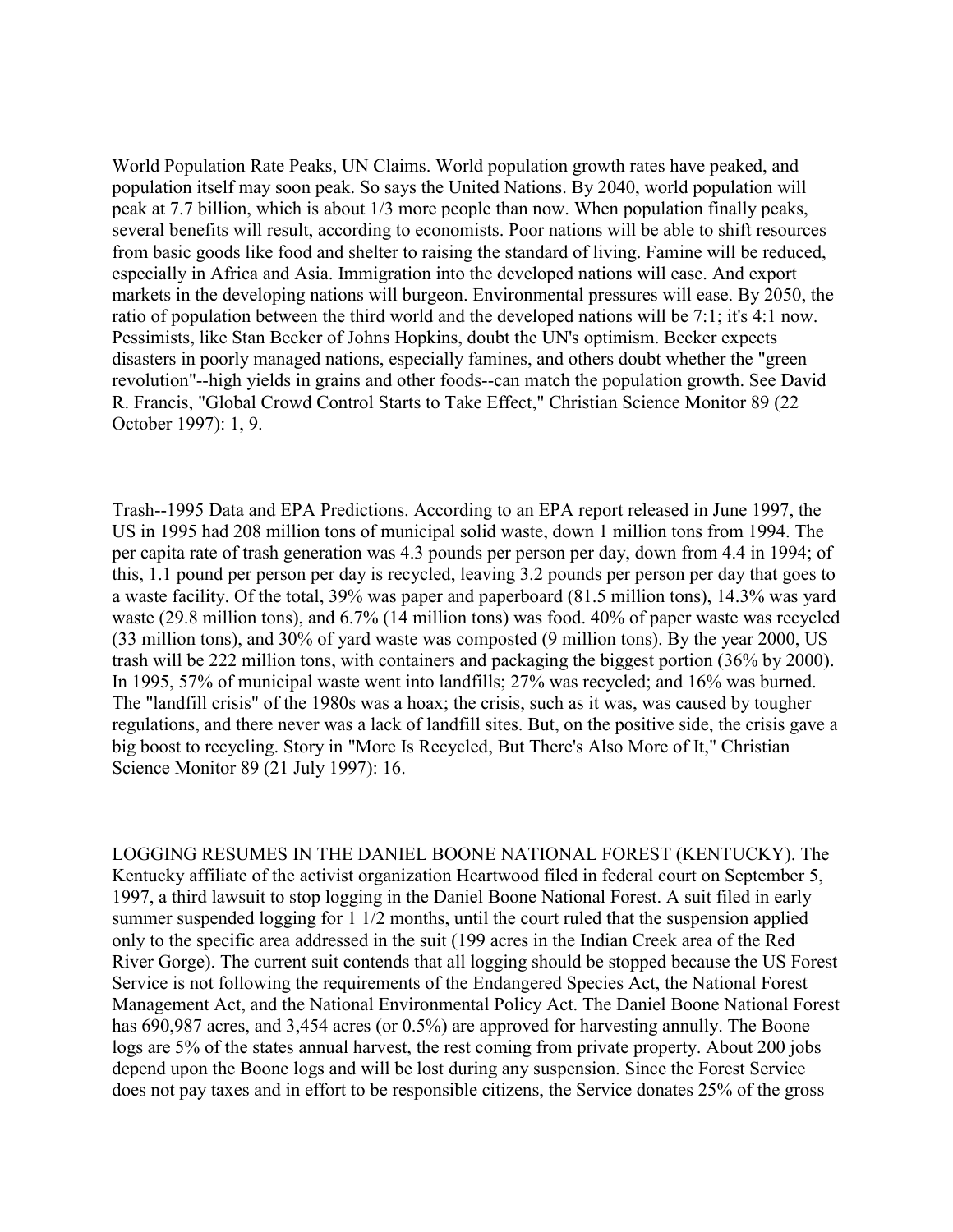World Population Rate Peaks, UN Claims. World population growth rates have peaked, and population itself may soon peak. So says the United Nations. By 2040, world population will peak at 7.7 billion, which is about 1/3 more people than now. When population finally peaks, several benefits will result, according to economists. Poor nations will be able to shift resources from basic goods like food and shelter to raising the standard of living. Famine will be reduced, especially in Africa and Asia. Immigration into the developed nations will ease. And export markets in the developing nations will burgeon. Environmental pressures will ease. By 2050, the ratio of population between the third world and the developed nations will be 7:1; it's 4:1 now. Pessimists, like Stan Becker of Johns Hopkins, doubt the UN's optimism. Becker expects disasters in poorly managed nations, especially famines, and others doubt whether the "green revolution"--high yields in grains and other foods--can match the population growth. See David R. Francis, "Global Crowd Control Starts to Take Effect," Christian Science Monitor 89 (22 October 1997): 1, 9.

Trash--1995 Data and EPA Predictions. According to an EPA report released in June 1997, the US in 1995 had 208 million tons of municipal solid waste, down 1 million tons from 1994. The per capita rate of trash generation was 4.3 pounds per person per day, down from 4.4 in 1994; of this, 1.1 pound per person per day is recycled, leaving 3.2 pounds per person per day that goes to a waste facility. Of the total, 39% was paper and paperboard (81.5 million tons), 14.3% was yard waste (29.8 million tons), and 6.7% (14 million tons) was food. 40% of paper waste was recycled (33 million tons), and 30% of yard waste was composted (9 million tons). By the year 2000, US trash will be 222 million tons, with containers and packaging the biggest portion (36% by 2000). In 1995, 57% of municipal waste went into landfills; 27% was recycled; and 16% was burned. The "landfill crisis" of the 1980s was a hoax; the crisis, such as it was, was caused by tougher regulations, and there never was a lack of landfill sites. But, on the positive side, the crisis gave a big boost to recycling. Story in "More Is Recycled, But There's Also More of It," Christian Science Monitor 89 (21 July 1997): 16.

LOGGING RESUMES IN THE DANIEL BOONE NATIONAL FOREST (KENTUCKY). The Kentucky affiliate of the activist organization Heartwood filed in federal court on September 5, 1997, a third lawsuit to stop logging in the Daniel Boone National Forest. A suit filed in early summer suspended logging for 1 1/2 months, until the court ruled that the suspension applied only to the specific area addressed in the suit (199 acres in the Indian Creek area of the Red River Gorge). The current suit contends that all logging should be stopped because the US Forest Service is not following the requirements of the Endangered Species Act, the National Forest Management Act, and the National Environmental Policy Act. The Daniel Boone National Forest has 690,987 acres, and 3,454 acres (or 0.5%) are approved for harvesting annully. The Boone logs are 5% of the states annual harvest, the rest coming from private property. About 200 jobs depend upon the Boone logs and will be lost during any suspension. Since the Forest Service does not pay taxes and in effort to be responsible citizens, the Service donates 25% of the gross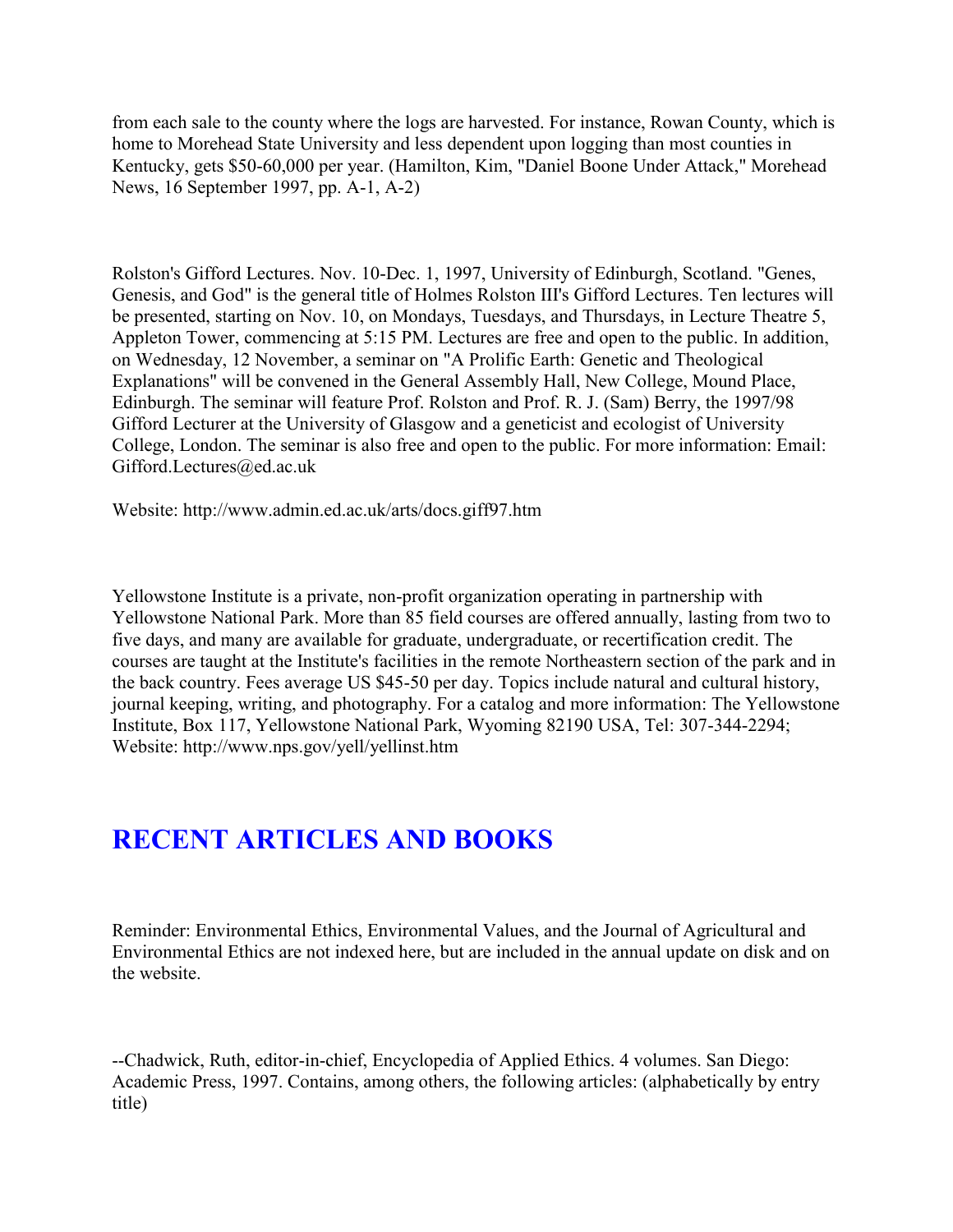from each sale to the county where the logs are harvested. For instance, Rowan County, which is home to Morehead State University and less dependent upon logging than most counties in Kentucky, gets $50-60,000 per year. (Hamilton, Kim, "Daniel Boone Under Attack," Morehead News, 16 September 1997, pp. A-1, A-2)

Rolston's Gifford Lectures. Nov. 10-Dec. 1, 1997, University of Edinburgh, Scotland. "Genes, Genesis, and God" is the general title of Holmes Rolston III's Gifford Lectures. Ten lectures will be presented, starting on Nov. 10, on Mondays, Tuesdays, and Thursdays, in Lecture Theatre 5, Appleton Tower, commencing at 5:15 PM. Lectures are free and open to the public. In addition, on Wednesday, 12 November, a seminar on "A Prolific Earth: Genetic and Theological Explanations" will be convened in the General Assembly Hall, New College, Mound Place, Edinburgh. The seminar will feature Prof. Rolston and Prof. R. J. (Sam) Berry, the 1997/98 Gifford Lecturer at the University of Glasgow and a geneticist and ecologist of University College, London. The seminar is also free and open to the public. For more information: Email: Gifford.Lectures@ed.ac.uk

Website: http://www.admin.ed.ac.uk/arts/docs.giff97.htm

Yellowstone Institute is a private, non-profit organization operating in partnership with Yellowstone National Park. More than 85 field courses are offered annually, lasting from two to five days, and many are available for graduate, undergraduate, or recertification credit. The courses are taught at the Institute's facilities in the remote Northeastern section of the park and in the back country. Fees average US $45-50 per day. Topics include natural and cultural history, journal keeping, writing, and photography. For a catalog and more information: The Yellowstone Institute, Box 117, Yellowstone National Park, Wyoming 82190 USA, Tel: 307-344-2294; Website: http://www.nps.gov/yell/yellinst.htm

## RECENT ARTICLES AND BOOKS

Reminder: Environmental Ethics, Environmental Values, and the Journal of Agricultural and Environmental Ethics are not indexed here, but are included in the annual update on disk and on the website.

--Chadwick, Ruth, editor-in-chief, Encyclopedia of Applied Ethics. 4 volumes. San Diego: Academic Press, 1997. Contains, among others, the following articles: (alphabetically by entry title)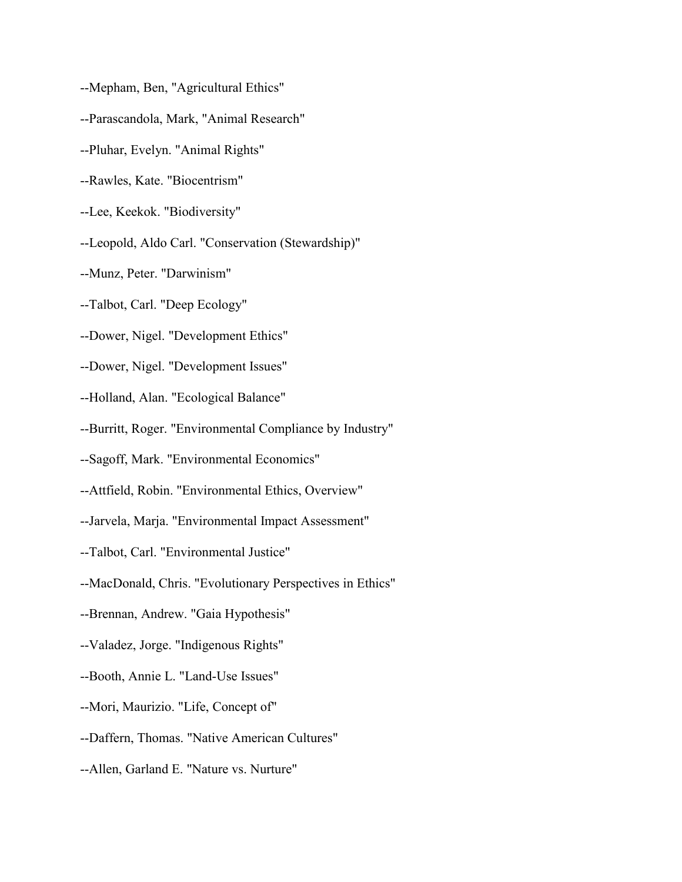--Mepham, Ben, "Agricultural Ethics"

--Parascandola, Mark, "Animal Research"

--Pluhar, Evelyn. "Animal Rights"

--Rawles, Kate. "Biocentrism"

--Lee, Keekok. "Biodiversity"

--Leopold, Aldo Carl. "Conservation (Stewardship)"

--Munz, Peter. "Darwinism"

--Talbot, Carl. "Deep Ecology"

--Dower, Nigel. "Development Ethics"

--Dower, Nigel. "Development Issues"

--Holland, Alan. "Ecological Balance"

--Burritt, Roger. "Environmental Compliance by Industry"

--Sagoff, Mark. "Environmental Economics"

--Attfield, Robin. "Environmental Ethics, Overview"

--Jarvela, Marja. "Environmental Impact Assessment"

--Talbot, Carl. "Environmental Justice"

--MacDonald, Chris. "Evolutionary Perspectives in Ethics"

--Brennan, Andrew. "Gaia Hypothesis"

--Valadez, Jorge. "Indigenous Rights"

--Booth, Annie L. "Land-Use Issues"

--Mori, Maurizio. "Life, Concept of"

--Daffern, Thomas. "Native American Cultures"

--Allen, Garland E. "Nature vs. Nurture"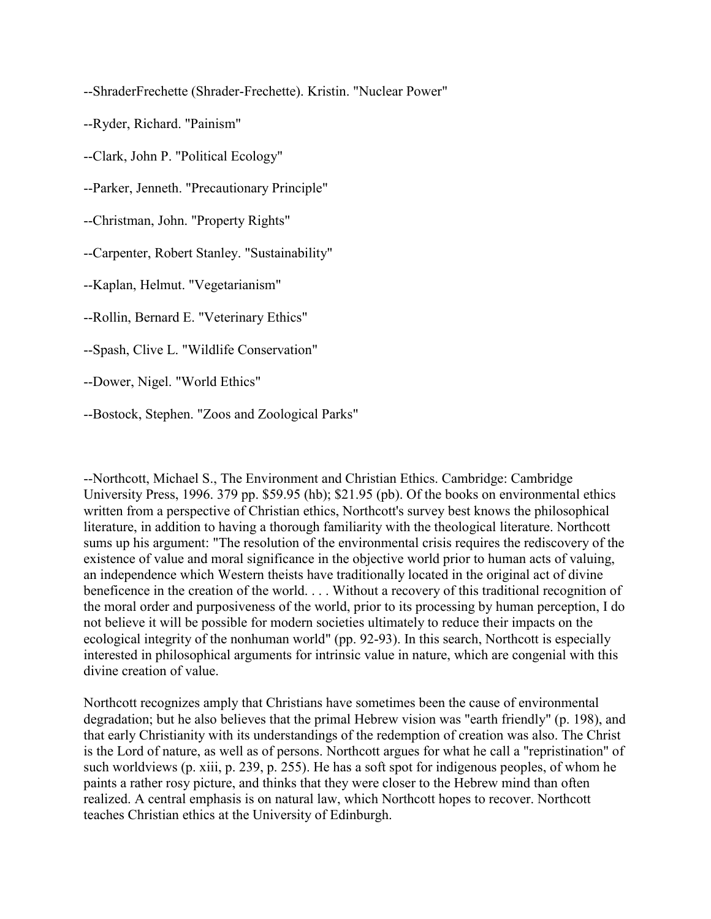--ShraderFrechette (Shrader-Frechette). Kristin. "Nuclear Power"

--Ryder, Richard. "Painism"

--Clark, John P. "Political Ecology"

--Parker, Jenneth. "Precautionary Principle"

--Christman, John. "Property Rights"

--Carpenter, Robert Stanley. "Sustainability"

--Kaplan, Helmut. "Vegetarianism"

--Rollin, Bernard E. "Veterinary Ethics"

--Spash, Clive L. "Wildlife Conservation"

--Dower, Nigel. "World Ethics"

--Bostock, Stephen. "Zoos and Zoological Parks"

--Northcott, Michael S., The Environment and Christian Ethics. Cambridge: Cambridge University Press, 1996. 379 pp. $59.95 (hb); $21.95 (pb). Of the books on environmental ethics written from a perspective of Christian ethics, Northcott's survey best knows the philosophical literature, in addition to having a thorough familiarity with the theological literature. Northcott sums up his argument: "The resolution of the environmental crisis requires the rediscovery of the existence of value and moral significance in the objective world prior to human acts of valuing, an independence which Western theists have traditionally located in the original act of divine beneficence in the creation of the world. . . . Without a recovery of this traditional recognition of the moral order and purposiveness of the world, prior to its processing by human perception, I do not believe it will be possible for modern societies ultimately to reduce their impacts on the ecological integrity of the nonhuman world" (pp. 92-93). In this search, Northcott is especially interested in philosophical arguments for intrinsic value in nature, which are congenial with this divine creation of value.

Northcott recognizes amply that Christians have sometimes been the cause of environmental degradation; but he also believes that the primal Hebrew vision was "earth friendly" (p. 198), and that early Christianity with its understandings of the redemption of creation was also. The Christ is the Lord of nature, as well as of persons. Northcott argues for what he call a "repristination" of such worldviews (p. xiii, p. 239, p. 255). He has a soft spot for indigenous peoples, of whom he paints a rather rosy picture, and thinks that they were closer to the Hebrew mind than often realized. A central emphasis is on natural law, which Northcott hopes to recover. Northcott teaches Christian ethics at the University of Edinburgh.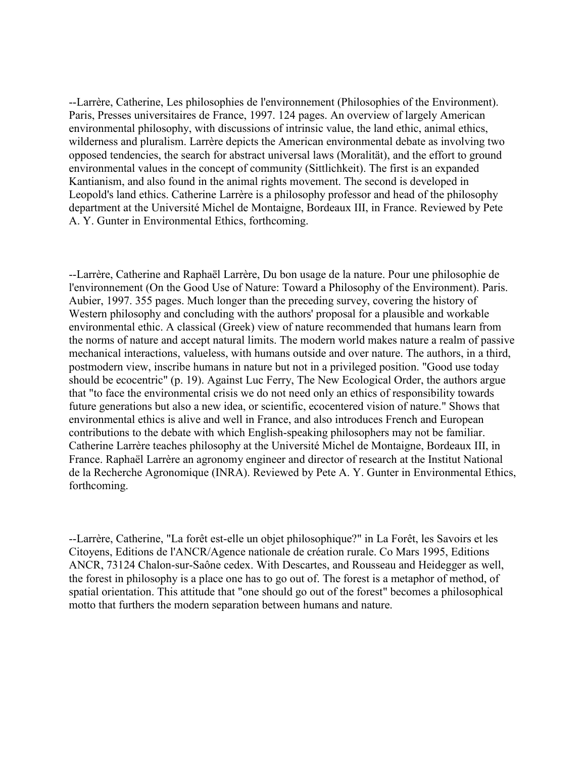--Larrère, Catherine, Les philosophies de l'environnement (Philosophies of the Environment). Paris, Presses universitaires de France, 1997. 124 pages. An overview of largely American environmental philosophy, with discussions of intrinsic value, the land ethic, animal ethics, wilderness and pluralism. Larrère depicts the American environmental debate as involving two opposed tendencies, the search for abstract universal laws (Moralität), and the effort to ground environmental values in the concept of community (Sittlichkeit). The first is an expanded Kantianism, and also found in the animal rights movement. The second is developed in Leopold's land ethics. Catherine Larrère is a philosophy professor and head of the philosophy department at the Université Michel de Montaigne, Bordeaux III, in France. Reviewed by Pete A. Y. Gunter in Environmental Ethics, forthcoming.

--Larrère, Catherine and Raphaël Larrère, Du bon usage de la nature. Pour une philosophie de l'environnement (On the Good Use of Nature: Toward a Philosophy of the Environment). Paris. Aubier, 1997. 355 pages. Much longer than the preceding survey, covering the history of Western philosophy and concluding with the authors' proposal for a plausible and workable environmental ethic. A classical (Greek) view of nature recommended that humans learn from the norms of nature and accept natural limits. The modern world makes nature a realm of passive mechanical interactions, valueless, with humans outside and over nature. The authors, in a third, postmodern view, inscribe humans in nature but not in a privileged position. "Good use today should be ecocentric" (p. 19). Against Luc Ferry, The New Ecological Order, the authors argue that "to face the environmental crisis we do not need only an ethics of responsibility towards future generations but also a new idea, or scientific, ecocentered vision of nature." Shows that environmental ethics is alive and well in France, and also introduces French and European contributions to the debate with which English-speaking philosophers may not be familiar. Catherine Larrère teaches philosophy at the Université Michel de Montaigne, Bordeaux III, in France. Raphaël Larrère an agronomy engineer and director of research at the Institut National de la Recherche Agronomique (INRA). Reviewed by Pete A. Y. Gunter in Environmental Ethics, forthcoming.

--Larrère, Catherine, "La forêt est-elle un objet philosophique?" in La Forêt, les Savoirs et les Citoyens, Editions de l'ANCR/Agence nationale de création rurale. Co Mars 1995, Editions ANCR, 73124 Chalon-sur-Saône cedex. With Descartes, and Rousseau and Heidegger as well, the forest in philosophy is a place one has to go out of. The forest is a metaphor of method, of spatial orientation. This attitude that "one should go out of the forest" becomes a philosophical motto that furthers the modern separation between humans and nature.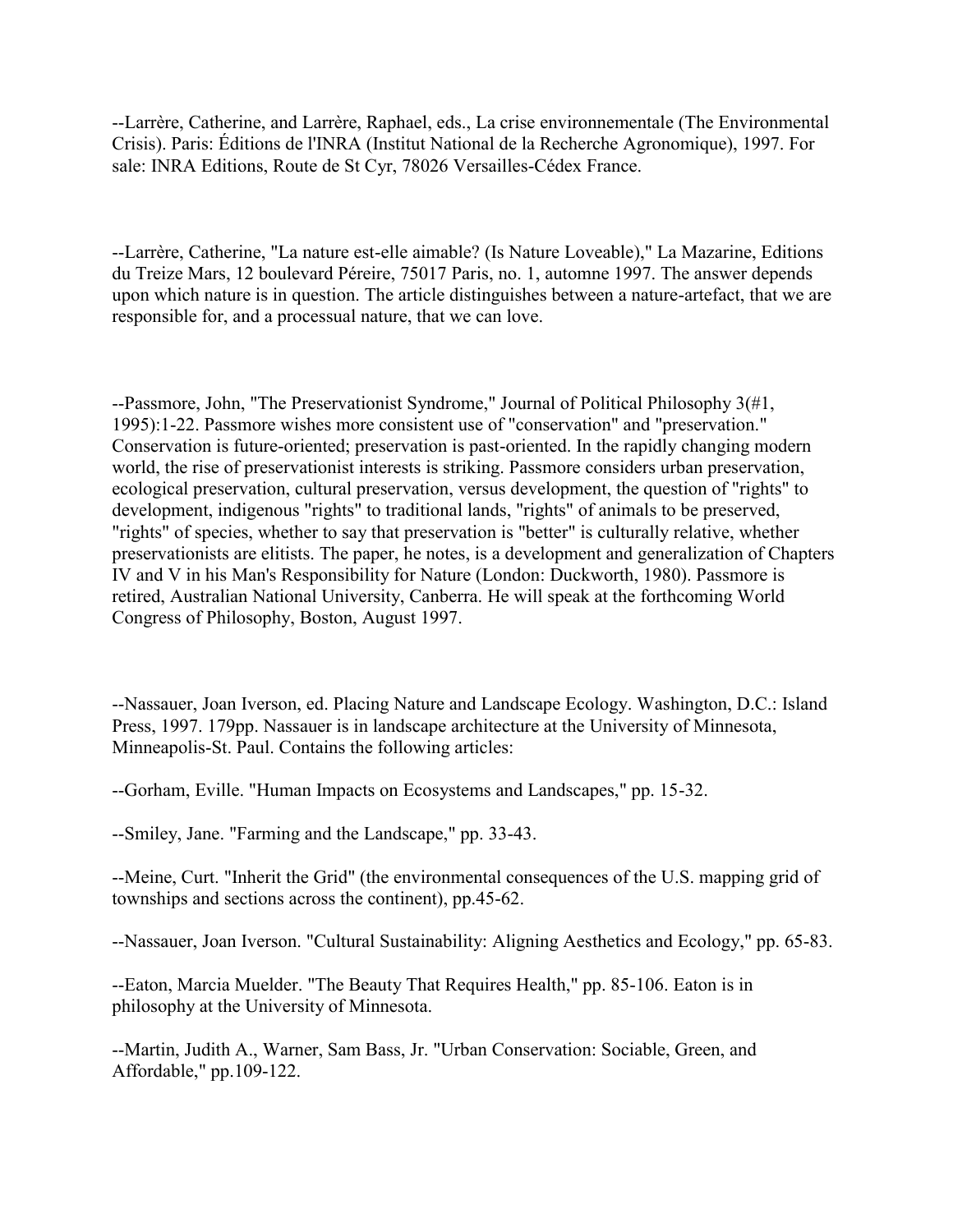--Larrère, Catherine, and Larrère, Raphael, eds., La crise environnementale (The Environmental Crisis). Paris: Éditions de l'INRA (Institut National de la Recherche Agronomique), 1997. For sale: INRA Editions, Route de St Cyr, 78026 Versailles-Cédex France.

--Larrère, Catherine, "La nature est-elle aimable? (Is Nature Loveable)," La Mazarine, Editions du Treize Mars, 12 boulevard Péreire, 75017 Paris, no. 1, automne 1997. The answer depends upon which nature is in question. The article distinguishes between a nature-artefact, that we are responsible for, and a processual nature, that we can love.

--Passmore, John, "The Preservationist Syndrome," Journal of Political Philosophy 3(#1, 1995):1-22. Passmore wishes more consistent use of "conservation" and "preservation." Conservation is future-oriented; preservation is past-oriented. In the rapidly changing modern world, the rise of preservationist interests is striking. Passmore considers urban preservation, ecological preservation, cultural preservation, versus development, the question of "rights" to development, indigenous "rights" to traditional lands, "rights" of animals to be preserved, "rights" of species, whether to say that preservation is "better" is culturally relative, whether preservationists are elitists. The paper, he notes, is a development and generalization of Chapters IV and V in his Man's Responsibility for Nature (London: Duckworth, 1980). Passmore is retired, Australian National University, Canberra. He will speak at the forthcoming World Congress of Philosophy, Boston, August 1997.

--Nassauer, Joan Iverson, ed. Placing Nature and Landscape Ecology. Washington, D.C.: Island Press, 1997. 179pp. Nassauer is in landscape architecture at the University of Minnesota, Minneapolis-St. Paul. Contains the following articles:

--Gorham, Eville. "Human Impacts on Ecosystems and Landscapes," pp. 15-32.

--Smiley, Jane. "Farming and the Landscape," pp. 33-43.

--Meine, Curt. "Inherit the Grid" (the environmental consequences of the U.S. mapping grid of townships and sections across the continent), pp.45-62.

--Nassauer, Joan Iverson. "Cultural Sustainability: Aligning Aesthetics and Ecology," pp. 65-83.

--Eaton, Marcia Muelder. "The Beauty That Requires Health," pp. 85-106. Eaton is in philosophy at the University of Minnesota.

--Martin, Judith A., Warner, Sam Bass, Jr. "Urban Conservation: Sociable, Green, and Affordable," pp.109-122.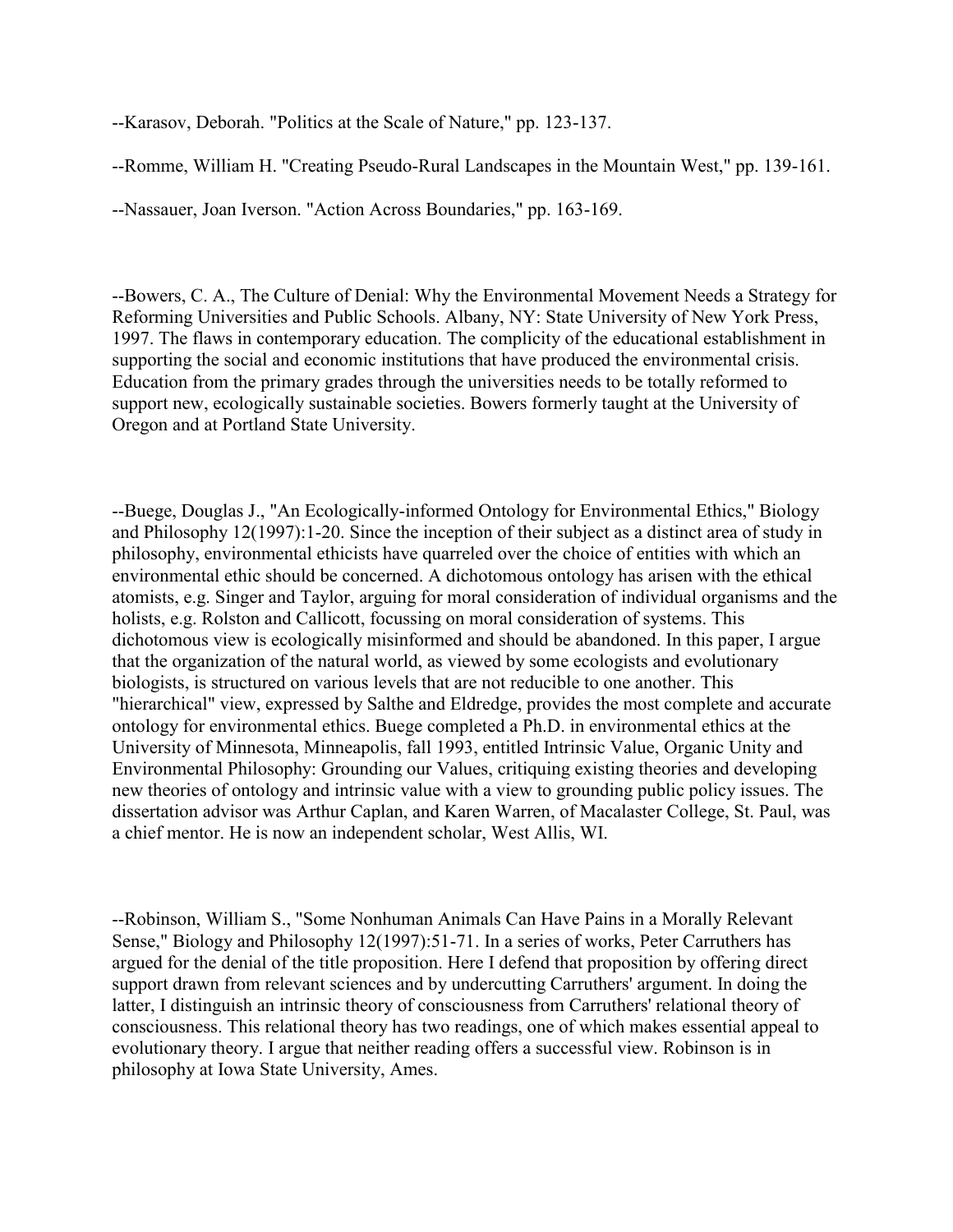--Karasov, Deborah. "Politics at the Scale of Nature," pp. 123-137.

--Romme, William H. "Creating Pseudo-Rural Landscapes in the Mountain West," pp. 139-161.

--Nassauer, Joan Iverson. "Action Across Boundaries," pp. 163-169.

--Bowers, C. A., The Culture of Denial: Why the Environmental Movement Needs a Strategy for Reforming Universities and Public Schools. Albany, NY: State University of New York Press, 1997. The flaws in contemporary education. The complicity of the educational establishment in supporting the social and economic institutions that have produced the environmental crisis. Education from the primary grades through the universities needs to be totally reformed to support new, ecologically sustainable societies. Bowers formerly taught at the University of Oregon and at Portland State University.

--Buege, Douglas J., "An Ecologically-informed Ontology for Environmental Ethics," Biology and Philosophy 12(1997):1-20. Since the inception of their subject as a distinct area of study in philosophy, environmental ethicists have quarreled over the choice of entities with which an environmental ethic should be concerned. A dichotomous ontology has arisen with the ethical atomists, e.g. Singer and Taylor, arguing for moral consideration of individual organisms and the holists, e.g. Rolston and Callicott, focussing on moral consideration of systems. This dichotomous view is ecologically misinformed and should be abandoned. In this paper, I argue that the organization of the natural world, as viewed by some ecologists and evolutionary biologists, is structured on various levels that are not reducible to one another. This "hierarchical" view, expressed by Salthe and Eldredge, provides the most complete and accurate ontology for environmental ethics. Buege completed a Ph.D. in environmental ethics at the University of Minnesota, Minneapolis, fall 1993, entitled Intrinsic Value, Organic Unity and Environmental Philosophy: Grounding our Values, critiquing existing theories and developing new theories of ontology and intrinsic value with a view to grounding public policy issues. The dissertation advisor was Arthur Caplan, and Karen Warren, of Macalaster College, St. Paul, was a chief mentor. He is now an independent scholar, West Allis, WI.

--Robinson, William S., "Some Nonhuman Animals Can Have Pains in a Morally Relevant Sense," Biology and Philosophy 12(1997):51-71. In a series of works, Peter Carruthers has argued for the denial of the title proposition. Here I defend that proposition by offering direct support drawn from relevant sciences and by undercutting Carruthers' argument. In doing the latter, I distinguish an intrinsic theory of consciousness from Carruthers' relational theory of consciousness. This relational theory has two readings, one of which makes essential appeal to evolutionary theory. I argue that neither reading offers a successful view. Robinson is in philosophy at Iowa State University, Ames.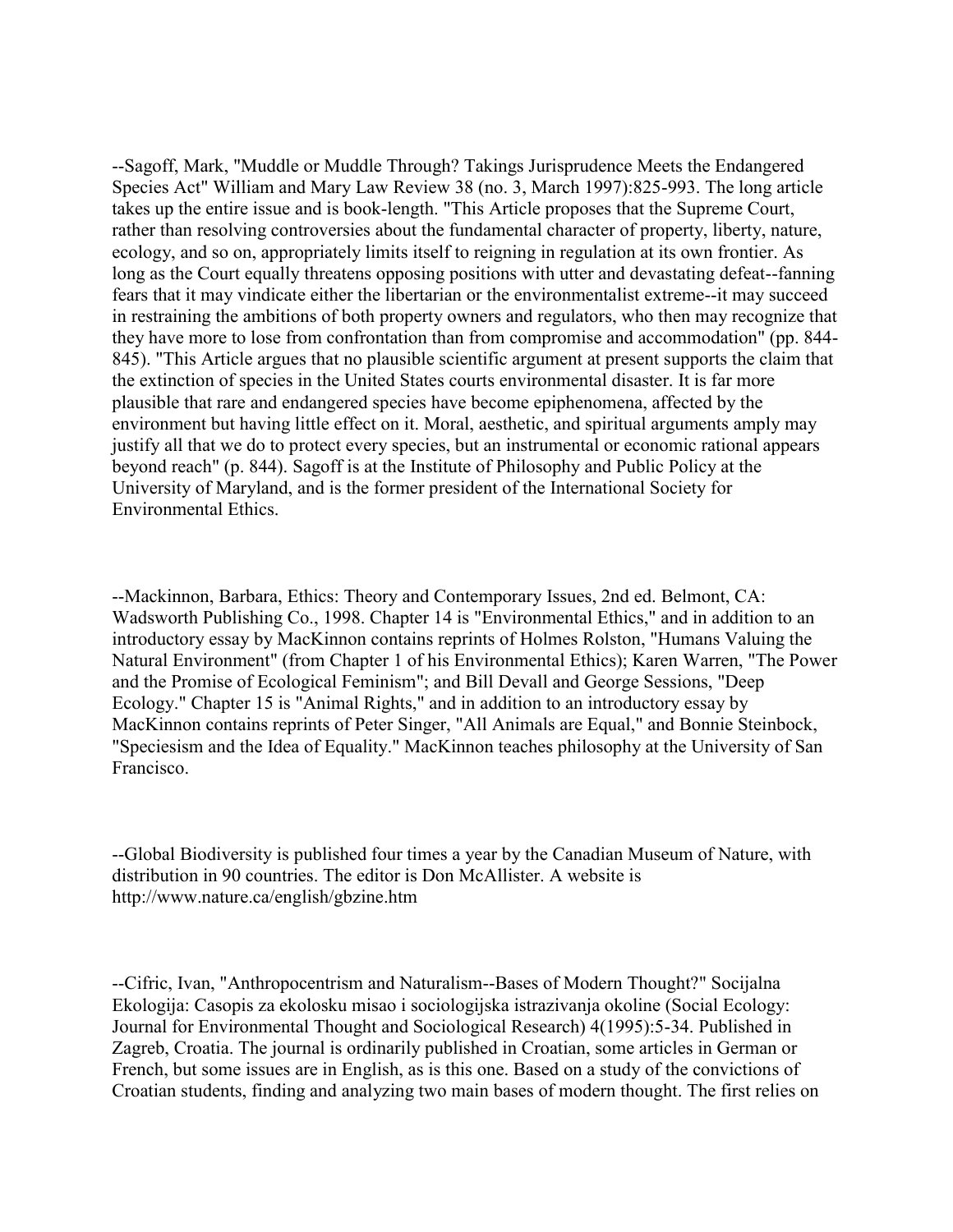--Sagoff, Mark, "Muddle or Muddle Through? Takings Jurisprudence Meets the Endangered Species Act" William and Mary Law Review 38 (no. 3, March 1997):825-993. The long article takes up the entire issue and is book-length. "This Article proposes that the Supreme Court, rather than resolving controversies about the fundamental character of property, liberty, nature, ecology, and so on, appropriately limits itself to reigning in regulation at its own frontier. As long as the Court equally threatens opposing positions with utter and devastating defeat--fanning fears that it may vindicate either the libertarian or the environmentalist extreme--it may succeed in restraining the ambitions of both property owners and regulators, who then may recognize that they have more to lose from confrontation than from compromise and accommodation" (pp. 844-845). "This Article argues that no plausible scientific argument at present supports the claim that the extinction of species in the United States courts environmental disaster. It is far more plausible that rare and endangered species have become epiphenomena, affected by the environment but having little effect on it. Moral, aesthetic, and spiritual arguments amply may justify all that we do to protect every species, but an instrumental or economic rational appears beyond reach" (p. 844). Sagoff is at the Institute of Philosophy and Public Policy at the University of Maryland, and is the former president of the International Society for Environmental Ethics.

--Mackinnon, Barbara, Ethics: Theory and Contemporary Issues, 2nd ed. Belmont, CA: Wadsworth Publishing Co., 1998. Chapter 14 is "Environmental Ethics," and in addition to an introductory essay by MacKinnon contains reprints of Holmes Rolston, "Humans Valuing the Natural Environment" (from Chapter 1 of his Environmental Ethics); Karen Warren, "The Power and the Promise of Ecological Feminism"; and Bill Devall and George Sessions, "Deep Ecology." Chapter 15 is "Animal Rights," and in addition to an introductory essay by MacKinnon contains reprints of Peter Singer, "All Animals are Equal," and Bonnie Steinbock, "Speciesism and the Idea of Equality." MacKinnon teaches philosophy at the University of San Francisco.

--Global Biodiversity is published four times a year by the Canadian Museum of Nature, with distribution in 90 countries. The editor is Don McAllister. A website is http://www.nature.ca/english/gbzine.htm

--Cifric, Ivan, "Anthropocentrism and Naturalism--Bases of Modern Thought?" Socijalna Ekologija: Casopis za ekolosku misao i sociologijska istrazivanja okoline (Social Ecology: Journal for Environmental Thought and Sociological Research) 4(1995):5-34. Published in Zagreb, Croatia. The journal is ordinarily published in Croatian, some articles in German or French, but some issues are in English, as is this one. Based on a study of the convictions of Croatian students, finding and analyzing two main bases of modern thought. The first relies on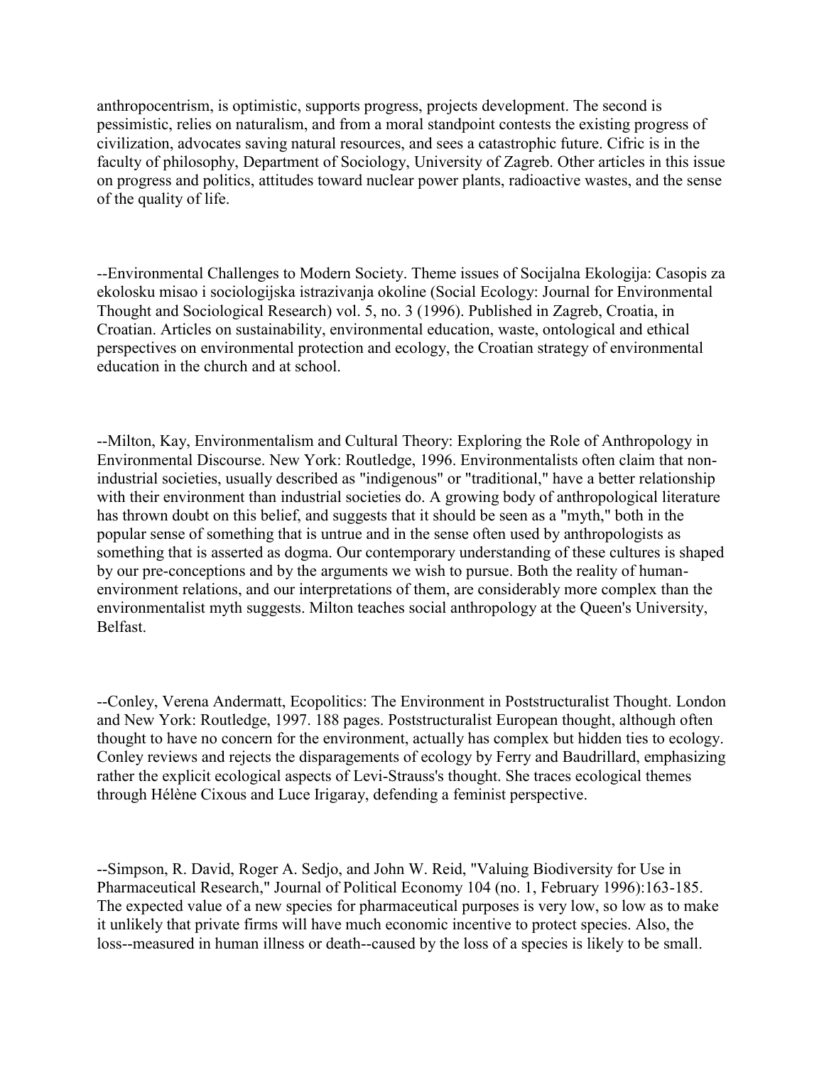anthropocentrism, is optimistic, supports progress, projects development. The second is pessimistic, relies on naturalism, and from a moral standpoint contests the existing progress of civilization, advocates saving natural resources, and sees a catastrophic future. Cifric is in the faculty of philosophy, Department of Sociology, University of Zagreb. Other articles in this issue on progress and politics, attitudes toward nuclear power plants, radioactive wastes, and the sense of the quality of life.

--Environmental Challenges to Modern Society. Theme issues of Socijalna Ekologija: Casopis za ekolosku misao i sociologijska istrazivanja okoline (Social Ecology: Journal for Environmental Thought and Sociological Research) vol. 5, no. 3 (1996). Published in Zagreb, Croatia, in Croatian. Articles on sustainability, environmental education, waste, ontological and ethical perspectives on environmental protection and ecology, the Croatian strategy of environmental education in the church and at school.

--Milton, Kay, Environmentalism and Cultural Theory: Exploring the Role of Anthropology in Environmental Discourse. New York: Routledge, 1996. Environmentalists often claim that non-industrial societies, usually described as "indigenous" or "traditional," have a better relationship with their environment than industrial societies do. A growing body of anthropological literature has thrown doubt on this belief, and suggests that it should be seen as a "myth," both in the popular sense of something that is untrue and in the sense often used by anthropologists as something that is asserted as dogma. Our contemporary understanding of these cultures is shaped by our pre-conceptions and by the arguments we wish to pursue. Both the reality of human-environment relations, and our interpretations of them, are considerably more complex than the environmentalist myth suggests. Milton teaches social anthropology at the Queen's University, Belfast.

--Conley, Verena Andermatt, Ecopolitics: The Environment in Poststructuralist Thought. London and New York: Routledge, 1997. 188 pages. Poststructuralist European thought, although often thought to have no concern for the environment, actually has complex but hidden ties to ecology. Conley reviews and rejects the disparagements of ecology by Ferry and Baudrillard, emphasizing rather the explicit ecological aspects of Levi-Strauss's thought. She traces ecological themes through Hélène Cixous and Luce Irigaray, defending a feminist perspective.

--Simpson, R. David, Roger A. Sedjo, and John W. Reid, "Valuing Biodiversity for Use in Pharmaceutical Research," Journal of Political Economy 104 (no. 1, February 1996):163-185. The expected value of a new species for pharmaceutical purposes is very low, so low as to make it unlikely that private firms will have much economic incentive to protect species. Also, the loss--measured in human illness or death--caused by the loss of a species is likely to be small.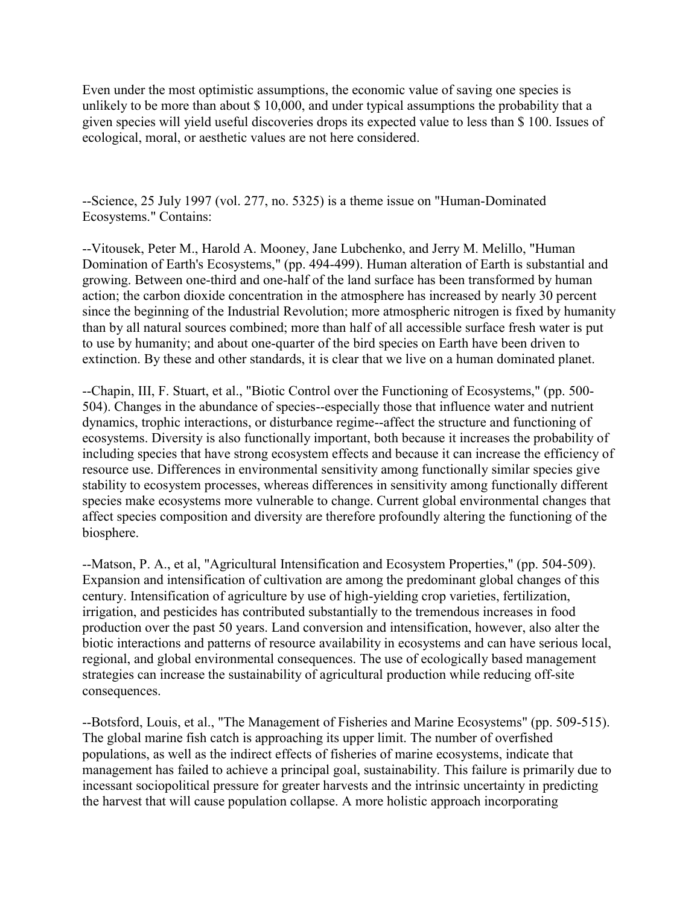Even under the most optimistic assumptions, the economic value of saving one species is unlikely to be more than about $ 10,000, and under typical assumptions the probability that a given species will yield useful discoveries drops its expected value to less than $ 100. Issues of ecological, moral, or aesthetic values are not here considered.

--Science, 25 July 1997 (vol. 277, no. 5325) is a theme issue on "Human-Dominated Ecosystems." Contains:

--Vitousek, Peter M., Harold A. Mooney, Jane Lubchenko, and Jerry M. Melillo, "Human Domination of Earth's Ecosystems," (pp. 494-499). Human alteration of Earth is substantial and growing. Between one-third and one-half of the land surface has been transformed by human action; the carbon dioxide concentration in the atmosphere has increased by nearly 30 percent since the beginning of the Industrial Revolution; more atmospheric nitrogen is fixed by humanity than by all natural sources combined; more than half of all accessible surface fresh water is put to use by humanity; and about one-quarter of the bird species on Earth have been driven to extinction. By these and other standards, it is clear that we live on a human dominated planet.

--Chapin, III, F. Stuart, et al., "Biotic Control over the Functioning of Ecosystems," (pp. 500-504). Changes in the abundance of species--especially those that influence water and nutrient dynamics, trophic interactions, or disturbance regime--affect the structure and functioning of ecosystems. Diversity is also functionally important, both because it increases the probability of including species that have strong ecosystem effects and because it can increase the efficiency of resource use. Differences in environmental sensitivity among functionally similar species give stability to ecosystem processes, whereas differences in sensitivity among functionally different species make ecosystems more vulnerable to change. Current global environmental changes that affect species composition and diversity are therefore profoundly altering the functioning of the biosphere.

--Matson, P. A., et al, "Agricultural Intensification and Ecosystem Properties," (pp. 504-509). Expansion and intensification of cultivation are among the predominant global changes of this century. Intensification of agriculture by use of high-yielding crop varieties, fertilization, irrigation, and pesticides has contributed substantially to the tremendous increases in food production over the past 50 years. Land conversion and intensification, however, also alter the biotic interactions and patterns of resource availability in ecosystems and can have serious local, regional, and global environmental consequences. The use of ecologically based management strategies can increase the sustainability of agricultural production while reducing off-site consequences.

--Botsford, Louis, et al., "The Management of Fisheries and Marine Ecosystems" (pp. 509-515). The global marine fish catch is approaching its upper limit. The number of overfished populations, as well as the indirect effects of fisheries of marine ecosystems, indicate that management has failed to achieve a principal goal, sustainability. This failure is primarily due to incessant sociopolitical pressure for greater harvests and the intrinsic uncertainty in predicting the harvest that will cause population collapse. A more holistic approach incorporating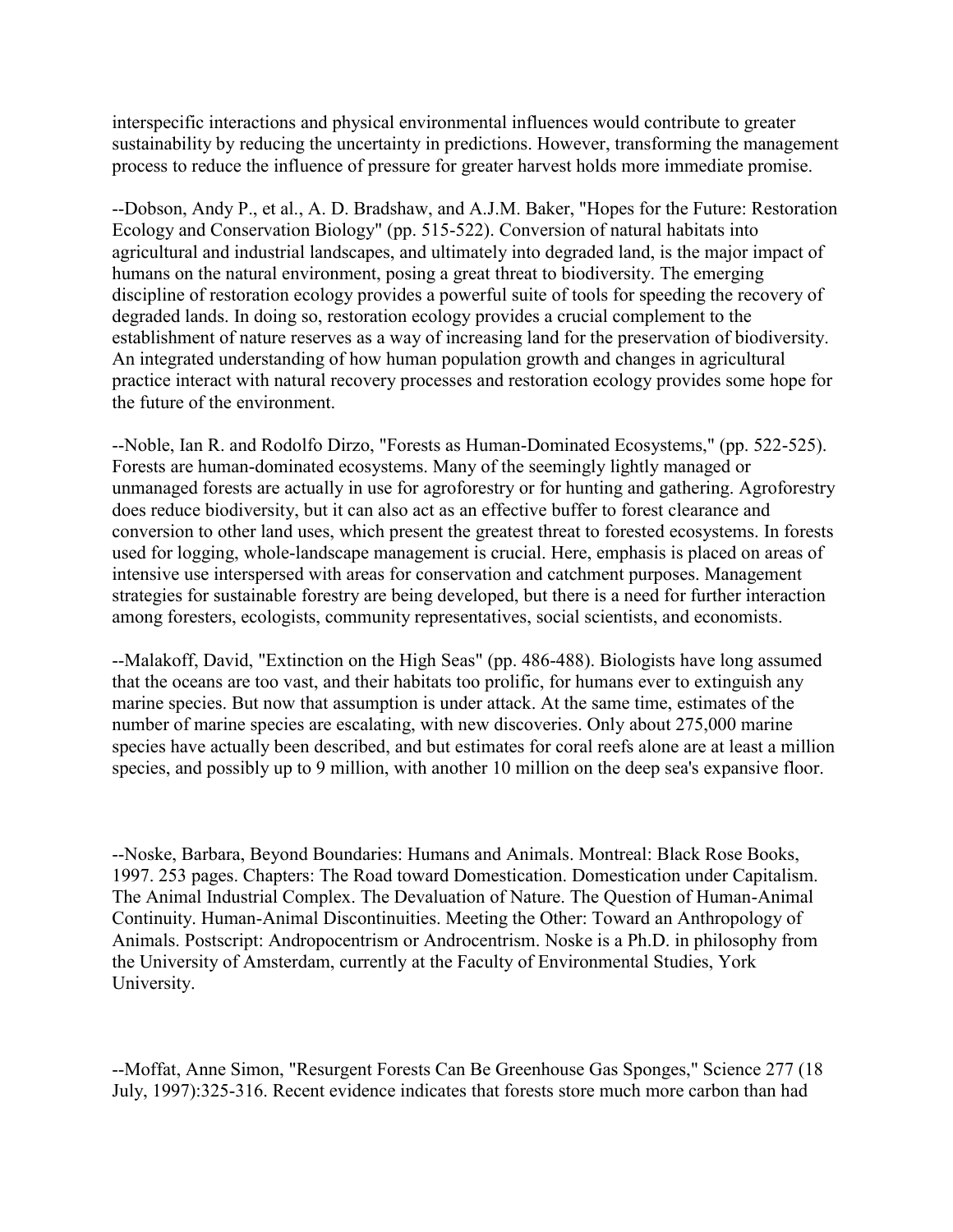interspecific interactions and physical environmental influences would contribute to greater sustainability by reducing the uncertainty in predictions. However, transforming the management process to reduce the influence of pressure for greater harvest holds more immediate promise.

--Dobson, Andy P., et al., A. D. Bradshaw, and A.J.M. Baker, "Hopes for the Future: Restoration Ecology and Conservation Biology" (pp. 515-522). Conversion of natural habitats into agricultural and industrial landscapes, and ultimately into degraded land, is the major impact of humans on the natural environment, posing a great threat to biodiversity. The emerging discipline of restoration ecology provides a powerful suite of tools for speeding the recovery of degraded lands. In doing so, restoration ecology provides a crucial complement to the establishment of nature reserves as a way of increasing land for the preservation of biodiversity. An integrated understanding of how human population growth and changes in agricultural practice interact with natural recovery processes and restoration ecology provides some hope for the future of the environment.

--Noble, Ian R. and Rodolfo Dirzo, "Forests as Human-Dominated Ecosystems," (pp. 522-525). Forests are human-dominated ecosystems. Many of the seemingly lightly managed or unmanaged forests are actually in use for agroforestry or for hunting and gathering. Agroforestry does reduce biodiversity, but it can also act as an effective buffer to forest clearance and conversion to other land uses, which present the greatest threat to forested ecosystems. In forests used for logging, whole-landscape management is crucial. Here, emphasis is placed on areas of intensive use interspersed with areas for conservation and catchment purposes. Management strategies for sustainable forestry are being developed, but there is a need for further interaction among foresters, ecologists, community representatives, social scientists, and economists.

--Malakoff, David, "Extinction on the High Seas" (pp. 486-488). Biologists have long assumed that the oceans are too vast, and their habitats too prolific, for humans ever to extinguish any marine species. But now that assumption is under attack. At the same time, estimates of the number of marine species are escalating, with new discoveries. Only about 275,000 marine species have actually been described, and but estimates for coral reefs alone are at least a million species, and possibly up to 9 million, with another 10 million on the deep sea's expansive floor.

--Noske, Barbara, Beyond Boundaries: Humans and Animals. Montreal: Black Rose Books, 1997. 253 pages. Chapters: The Road toward Domestication. Domestication under Capitalism. The Animal Industrial Complex. The Devaluation of Nature. The Question of Human-Animal Continuity. Human-Animal Discontinuities. Meeting the Other: Toward an Anthropology of Animals. Postscript: Andropocentrism or Androcentrism. Noske is a Ph.D. in philosophy from the University of Amsterdam, currently at the Faculty of Environmental Studies, York University.

--Moffat, Anne Simon, "Resurgent Forests Can Be Greenhouse Gas Sponges," Science 277 (18 July, 1997):325-316. Recent evidence indicates that forests store much more carbon than had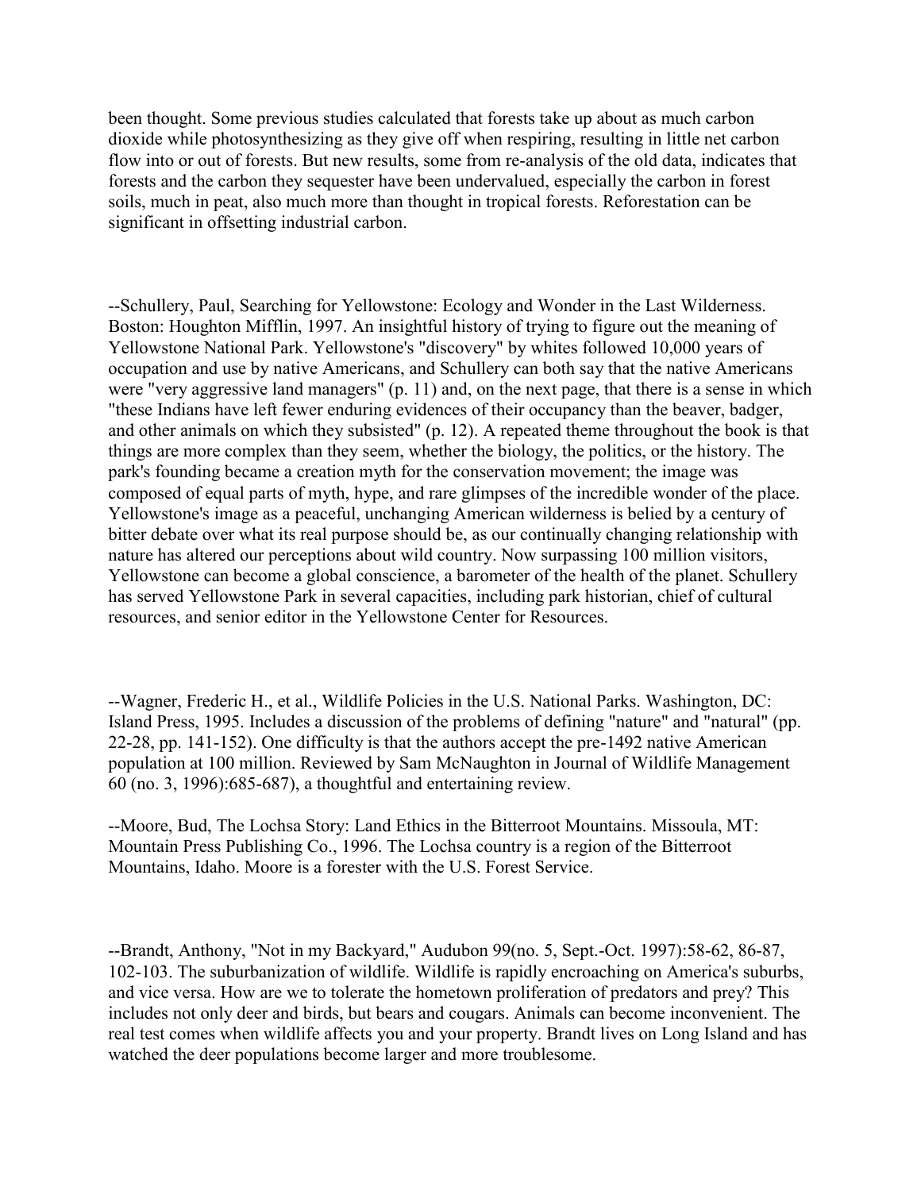been thought. Some previous studies calculated that forests take up about as much carbon dioxide while photosynthesizing as they give off when respiring, resulting in little net carbon flow into or out of forests. But new results, some from re-analysis of the old data, indicates that forests and the carbon they sequester have been undervalued, especially the carbon in forest soils, much in peat, also much more than thought in tropical forests. Reforestation can be significant in offsetting industrial carbon.

--Schullery, Paul, Searching for Yellowstone: Ecology and Wonder in the Last Wilderness. Boston: Houghton Mifflin, 1997. An insightful history of trying to figure out the meaning of Yellowstone National Park. Yellowstone's "discovery" by whites followed 10,000 years of occupation and use by native Americans, and Schullery can both say that the native Americans were "very aggressive land managers" (p. 11) and, on the next page, that there is a sense in which "these Indians have left fewer enduring evidences of their occupancy than the beaver, badger, and other animals on which they subsisted" (p. 12). A repeated theme throughout the book is that things are more complex than they seem, whether the biology, the politics, or the history. The park's founding became a creation myth for the conservation movement; the image was composed of equal parts of myth, hype, and rare glimpses of the incredible wonder of the place. Yellowstone's image as a peaceful, unchanging American wilderness is belied by a century of bitter debate over what its real purpose should be, as our continually changing relationship with nature has altered our perceptions about wild country. Now surpassing 100 million visitors, Yellowstone can become a global conscience, a barometer of the health of the planet. Schullery has served Yellowstone Park in several capacities, including park historian, chief of cultural resources, and senior editor in the Yellowstone Center for Resources.

--Wagner, Frederic H., et al., Wildlife Policies in the U.S. National Parks. Washington, DC: Island Press, 1995. Includes a discussion of the problems of defining "nature" and "natural" (pp. 22-28, pp. 141-152). One difficulty is that the authors accept the pre-1492 native American population at 100 million. Reviewed by Sam McNaughton in Journal of Wildlife Management 60 (no. 3, 1996):685-687), a thoughtful and entertaining review.

--Moore, Bud, The Lochsa Story: Land Ethics in the Bitterroot Mountains. Missoula, MT: Mountain Press Publishing Co., 1996. The Lochsa country is a region of the Bitterroot Mountains, Idaho. Moore is a forester with the U.S. Forest Service.

--Brandt, Anthony, "Not in my Backyard," Audubon 99(no. 5, Sept.-Oct. 1997):58-62, 86-87, 102-103. The suburbanization of wildlife. Wildlife is rapidly encroaching on America's suburbs, and vice versa. How are we to tolerate the hometown proliferation of predators and prey? This includes not only deer and birds, but bears and cougars. Animals can become inconvenient. The real test comes when wildlife affects you and your property. Brandt lives on Long Island and has watched the deer populations become larger and more troublesome.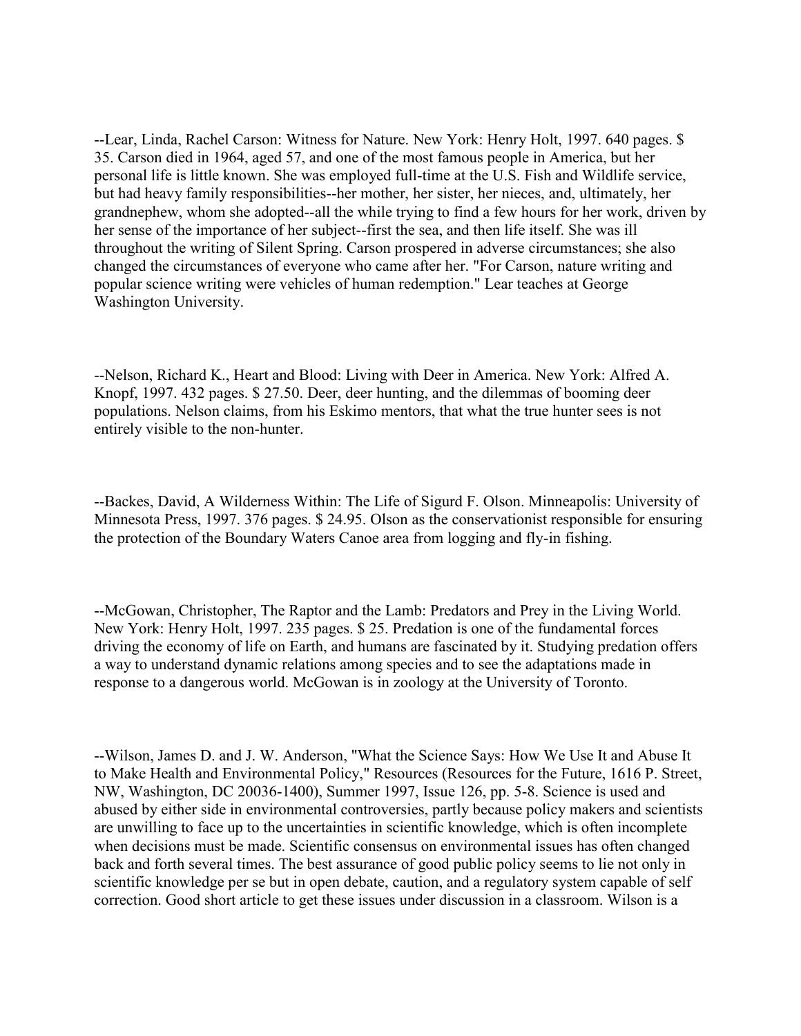--Lear, Linda, Rachel Carson: Witness for Nature. New York: Henry Holt, 1997. 640 pages. $ 35. Carson died in 1964, aged 57, and one of the most famous people in America, but her personal life is little known. She was employed full-time at the U.S. Fish and Wildlife service, but had heavy family responsibilities--her mother, her sister, her nieces, and, ultimately, her grandnephew, whom she adopted--all the while trying to find a few hours for her work, driven by her sense of the importance of her subject--first the sea, and then life itself. She was ill throughout the writing of Silent Spring. Carson prospered in adverse circumstances; she also changed the circumstances of everyone who came after her. "For Carson, nature writing and popular science writing were vehicles of human redemption." Lear teaches at George Washington University.

--Nelson, Richard K., Heart and Blood: Living with Deer in America. New York: Alfred A. Knopf, 1997. 432 pages. $ 27.50. Deer, deer hunting, and the dilemmas of booming deer populations. Nelson claims, from his Eskimo mentors, that what the true hunter sees is not entirely visible to the non-hunter.

--Backes, David, A Wilderness Within: The Life of Sigurd F. Olson. Minneapolis: University of Minnesota Press, 1997. 376 pages. $ 24.95. Olson as the conservationist responsible for ensuring the protection of the Boundary Waters Canoe area from logging and fly-in fishing.

--McGowan, Christopher, The Raptor and the Lamb: Predators and Prey in the Living World. New York: Henry Holt, 1997. 235 pages. $ 25. Predation is one of the fundamental forces driving the economy of life on Earth, and humans are fascinated by it. Studying predation offers a way to understand dynamic relations among species and to see the adaptations made in response to a dangerous world. McGowan is in zoology at the University of Toronto.

--Wilson, James D. and J. W. Anderson, "What the Science Says: How We Use It and Abuse It to Make Health and Environmental Policy," Resources (Resources for the Future, 1616 P. Street, NW, Washington, DC 20036-1400), Summer 1997, Issue 126, pp. 5-8. Science is used and abused by either side in environmental controversies, partly because policy makers and scientists are unwilling to face up to the uncertainties in scientific knowledge, which is often incomplete when decisions must be made. Scientific consensus on environmental issues has often changed back and forth several times. The best assurance of good public policy seems to lie not only in scientific knowledge per se but in open debate, caution, and a regulatory system capable of self correction. Good short article to get these issues under discussion in a classroom. Wilson is a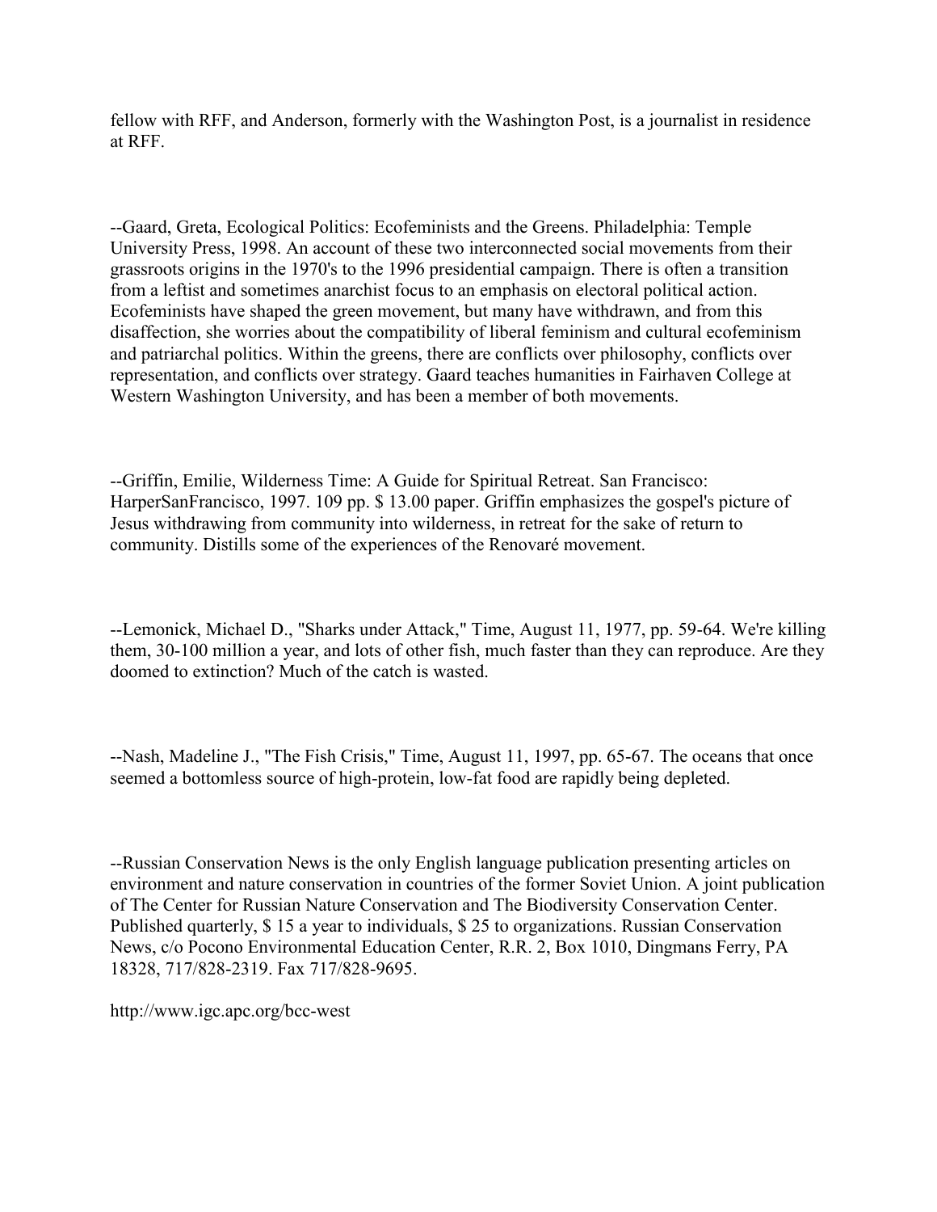fellow with RFF, and Anderson, formerly with the Washington Post, is a journalist in residence at RFF.

--Gaard, Greta, Ecological Politics: Ecofeminists and the Greens. Philadelphia: Temple University Press, 1998. An account of these two interconnected social movements from their grassroots origins in the 1970's to the 1996 presidential campaign. There is often a transition from a leftist and sometimes anarchist focus to an emphasis on electoral political action. Ecofeminists have shaped the green movement, but many have withdrawn, and from this disaffection, she worries about the compatibility of liberal feminism and cultural ecofeminism and patriarchal politics. Within the greens, there are conflicts over philosophy, conflicts over representation, and conflicts over strategy. Gaard teaches humanities in Fairhaven College at Western Washington University, and has been a member of both movements.

--Griffin, Emilie, Wilderness Time: A Guide for Spiritual Retreat. San Francisco: HarperSanFrancisco, 1997. 109 pp. $ 13.00 paper. Griffin emphasizes the gospel's picture of Jesus withdrawing from community into wilderness, in retreat for the sake of return to community. Distills some of the experiences of the Renovaré movement.

--Lemonick, Michael D., "Sharks under Attack," Time, August 11, 1977, pp. 59-64. We're killing them, 30-100 million a year, and lots of other fish, much faster than they can reproduce. Are they doomed to extinction? Much of the catch is wasted.

--Nash, Madeline J., "The Fish Crisis," Time, August 11, 1997, pp. 65-67. The oceans that once seemed a bottomless source of high-protein, low-fat food are rapidly being depleted.

--Russian Conservation News is the only English language publication presenting articles on environment and nature conservation in countries of the former Soviet Union. A joint publication of The Center for Russian Nature Conservation and The Biodiversity Conservation Center. Published quarterly, $ 15 a year to individuals, $ 25 to organizations. Russian Conservation News, c/o Pocono Environmental Education Center, R.R. 2, Box 1010, Dingmans Ferry, PA 18328, 717/828-2319. Fax 717/828-9695.

http://www.igc.apc.org/bcc-west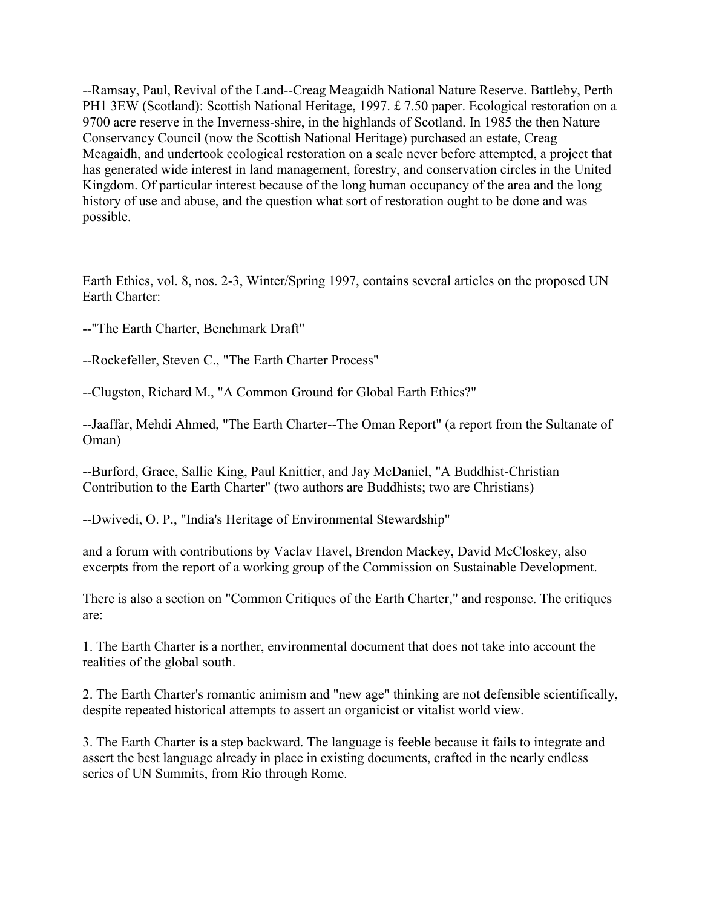--Ramsay, Paul, Revival of the Land--Creag Meagaidh National Nature Reserve. Battleby, Perth PH1 3EW (Scotland): Scottish National Heritage, 1997. £ 7.50 paper. Ecological restoration on a 9700 acre reserve in the Inverness-shire, in the highlands of Scotland. In 1985 the then Nature Conservancy Council (now the Scottish National Heritage) purchased an estate, Creag Meagaidh, and undertook ecological restoration on a scale never before attempted, a project that has generated wide interest in land management, forestry, and conservation circles in the United Kingdom. Of particular interest because of the long human occupancy of the area and the long history of use and abuse, and the question what sort of restoration ought to be done and was possible.

Earth Ethics, vol. 8, nos. 2-3, Winter/Spring 1997, contains several articles on the proposed UN Earth Charter:

--"The Earth Charter, Benchmark Draft"

--Rockefeller, Steven C., "The Earth Charter Process"

--Clugston, Richard M., "A Common Ground for Global Earth Ethics?"

--Jaaffar, Mehdi Ahmed, "The Earth Charter--The Oman Report" (a report from the Sultanate of Oman)

--Burford, Grace, Sallie King, Paul Knittier, and Jay McDaniel, "A Buddhist-Christian Contribution to the Earth Charter" (two authors are Buddhists; two are Christians)

--Dwivedi, O. P., "India's Heritage of Environmental Stewardship"

and a forum with contributions by Vaclav Havel, Brendon Mackey, David McCloskey, also excerpts from the report of a working group of the Commission on Sustainable Development.

There is also a section on "Common Critiques of the Earth Charter," and response. The critiques are:

1. The Earth Charter is a norther, environmental document that does not take into account the realities of the global south.

2. The Earth Charter's romantic animism and "new age" thinking are not defensible scientifically, despite repeated historical attempts to assert an organicist or vitalist world view.

3. The Earth Charter is a step backward. The language is feeble because it fails to integrate and assert the best language already in place in existing documents, crafted in the nearly endless series of UN Summits, from Rio through Rome.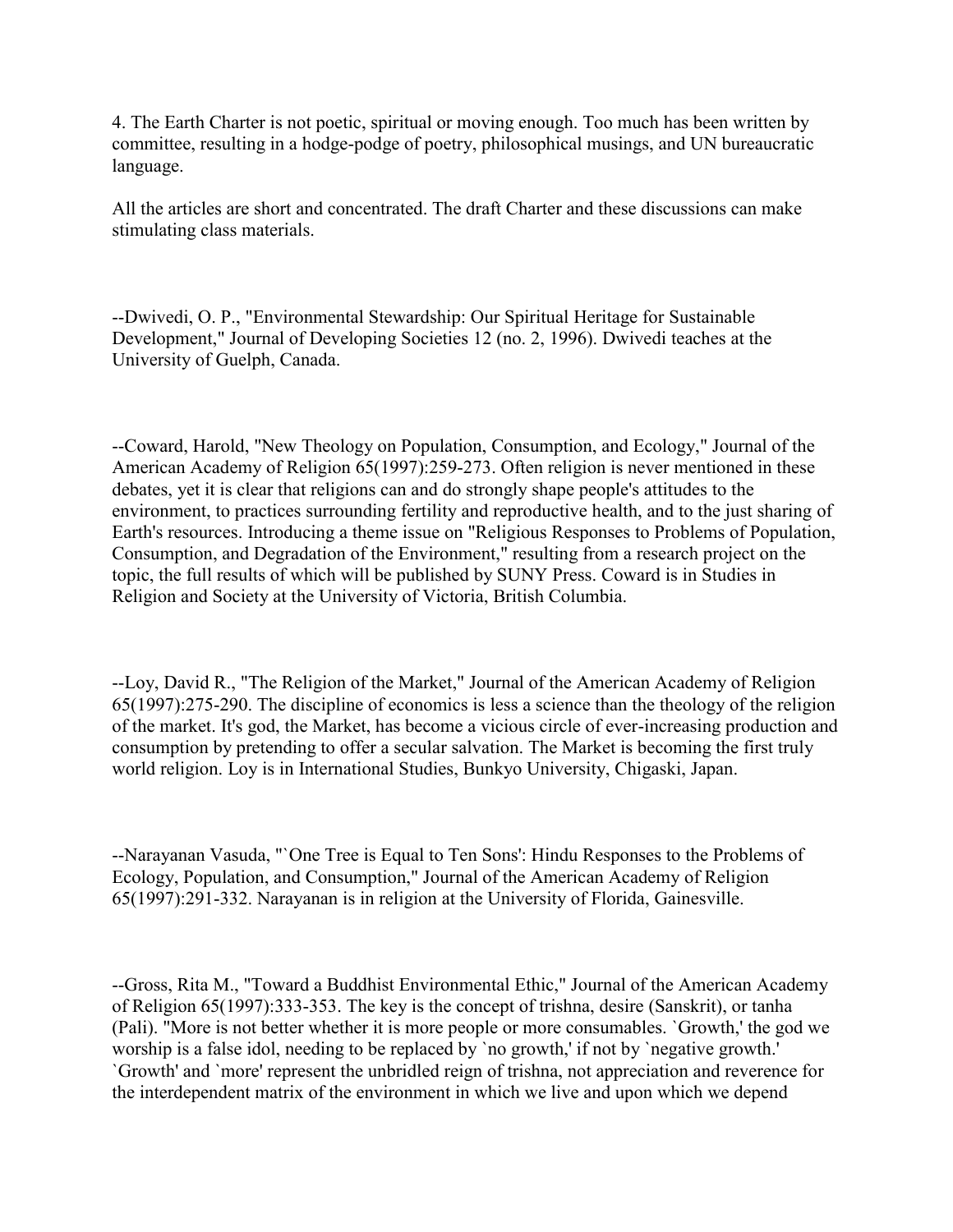4. The Earth Charter is not poetic, spiritual or moving enough. Too much has been written by committee, resulting in a hodge-podge of poetry, philosophical musings, and UN bureaucratic language.

All the articles are short and concentrated. The draft Charter and these discussions can make stimulating class materials.

--Dwivedi, O. P., "Environmental Stewardship: Our Spiritual Heritage for Sustainable Development," Journal of Developing Societies 12 (no. 2, 1996). Dwivedi teaches at the University of Guelph, Canada.

--Coward, Harold, "New Theology on Population, Consumption, and Ecology," Journal of the American Academy of Religion 65(1997):259-273. Often religion is never mentioned in these debates, yet it is clear that religions can and do strongly shape people's attitudes to the environment, to practices surrounding fertility and reproductive health, and to the just sharing of Earth's resources. Introducing a theme issue on "Religious Responses to Problems of Population, Consumption, and Degradation of the Environment," resulting from a research project on the topic, the full results of which will be published by SUNY Press. Coward is in Studies in Religion and Society at the University of Victoria, British Columbia.

--Loy, David R., "The Religion of the Market," Journal of the American Academy of Religion 65(1997):275-290. The discipline of economics is less a science than the theology of the religion of the market. It's god, the Market, has become a vicious circle of ever-increasing production and consumption by pretending to offer a secular salvation. The Market is becoming the first truly world religion. Loy is in International Studies, Bunkyo University, Chigaski, Japan.

--Narayanan Vasuda, "`One Tree is Equal to Ten Sons': Hindu Responses to the Problems of Ecology, Population, and Consumption," Journal of the American Academy of Religion 65(1997):291-332. Narayanan is in religion at the University of Florida, Gainesville.

--Gross, Rita M., "Toward a Buddhist Environmental Ethic," Journal of the American Academy of Religion 65(1997):333-353. The key is the concept of trishna, desire (Sanskrit), or tanha (Pali). "More is not better whether it is more people or more consumables. `Growth,' the god we worship is a false idol, needing to be replaced by `no growth,' if not by `negative growth.' `Growth' and `more' represent the unbridled reign of trishna, not appreciation and reverence for the interdependent matrix of the environment in which we live and upon which we depend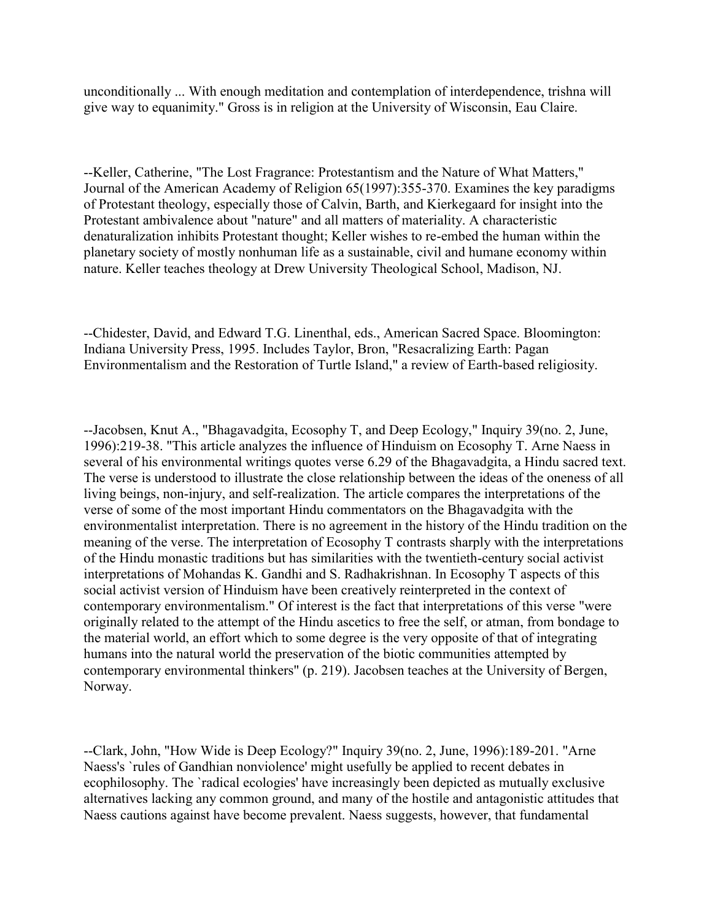unconditionally ... With enough meditation and contemplation of interdependence, trishna will give way to equanimity." Gross is in religion at the University of Wisconsin, Eau Claire.

--Keller, Catherine, "The Lost Fragrance: Protestantism and the Nature of What Matters," Journal of the American Academy of Religion 65(1997):355-370. Examines the key paradigms of Protestant theology, especially those of Calvin, Barth, and Kierkegaard for insight into the Protestant ambivalence about "nature" and all matters of materiality. A characteristic denaturalization inhibits Protestant thought; Keller wishes to re-embed the human within the planetary society of mostly nonhuman life as a sustainable, civil and humane economy within nature. Keller teaches theology at Drew University Theological School, Madison, NJ.

--Chidester, David, and Edward T.G. Linenthal, eds., American Sacred Space. Bloomington: Indiana University Press, 1995. Includes Taylor, Bron, "Resacralizing Earth: Pagan Environmentalism and the Restoration of Turtle Island," a review of Earth-based religiosity.

--Jacobsen, Knut A., "Bhagavadgita, Ecosophy T, and Deep Ecology," Inquiry 39(no. 2, June, 1996):219-38. "This article analyzes the influence of Hinduism on Ecosophy T. Arne Naess in several of his environmental writings quotes verse 6.29 of the Bhagavadgita, a Hindu sacred text. The verse is understood to illustrate the close relationship between the ideas of the oneness of all living beings, non-injury, and self-realization. The article compares the interpretations of the verse of some of the most important Hindu commentators on the Bhagavadgita with the environmentalist interpretation. There is no agreement in the history of the Hindu tradition on the meaning of the verse. The interpretation of Ecosophy T contrasts sharply with the interpretations of the Hindu monastic traditions but has similarities with the twentieth-century social activist interpretations of Mohandas K. Gandhi and S. Radhakrishnan. In Ecosophy T aspects of this social activist version of Hinduism have been creatively reinterpreted in the context of contemporary environmentalism." Of interest is the fact that interpretations of this verse "were originally related to the attempt of the Hindu ascetics to free the self, or atman, from bondage to the material world, an effort which to some degree is the very opposite of that of integrating humans into the natural world the preservation of the biotic communities attempted by contemporary environmental thinkers" (p. 219). Jacobsen teaches at the University of Bergen, Norway.

--Clark, John, "How Wide is Deep Ecology?" Inquiry 39(no. 2, June, 1996):189-201. "Arne Naess's `rules of Gandhian nonviolence' might usefully be applied to recent debates in ecophilosophy. The `radical ecologies' have increasingly been depicted as mutually exclusive alternatives lacking any common ground, and many of the hostile and antagonistic attitudes that Naess cautions against have become prevalent. Naess suggests, however, that fundamental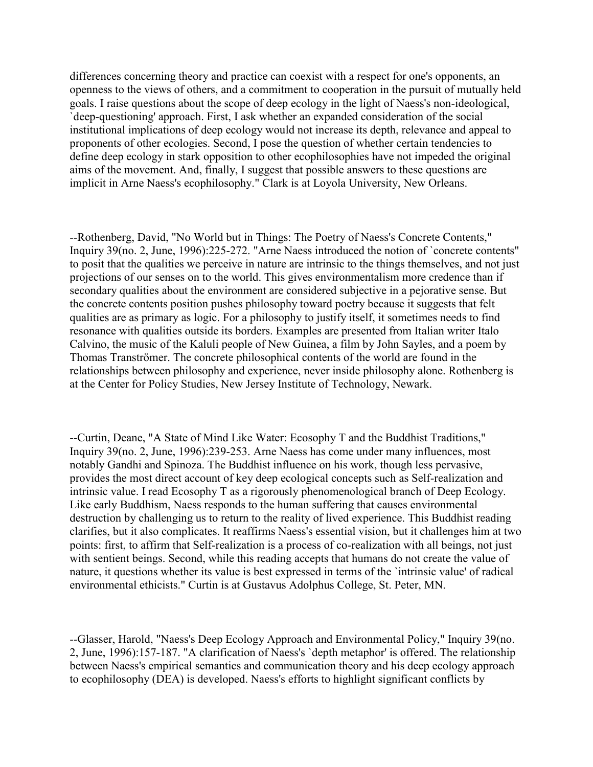differences concerning theory and practice can coexist with a respect for one's opponents, an openness to the views of others, and a commitment to cooperation in the pursuit of mutually held goals. I raise questions about the scope of deep ecology in the light of Naess's non-ideological, `deep-questioning' approach. First, I ask whether an expanded consideration of the social institutional implications of deep ecology would not increase its depth, relevance and appeal to proponents of other ecologies. Second, I pose the question of whether certain tendencies to define deep ecology in stark opposition to other ecophilosophies have not impeded the original aims of the movement. And, finally, I suggest that possible answers to these questions are implicit in Arne Naess's ecophilosophy." Clark is at Loyola University, New Orleans.

--Rothenberg, David, "No World but in Things: The Poetry of Naess's Concrete Contents," Inquiry 39(no. 2, June, 1996):225-272. "Arne Naess introduced the notion of `concrete contents" to posit that the qualities we perceive in nature are intrinsic to the things themselves, and not just projections of our senses on to the world. This gives environmentalism more credence than if secondary qualities about the environment are considered subjective in a pejorative sense. But the concrete contents position pushes philosophy toward poetry because it suggests that felt qualities are as primary as logic. For a philosophy to justify itself, it sometimes needs to find resonance with qualities outside its borders. Examples are presented from Italian writer Italo Calvino, the music of the Kaluli people of New Guinea, a film by John Sayles, and a poem by Thomas Tranströmer. The concrete philosophical contents of the world are found in the relationships between philosophy and experience, never inside philosophy alone. Rothenberg is at the Center for Policy Studies, New Jersey Institute of Technology, Newark.

--Curtin, Deane, "A State of Mind Like Water: Ecosophy T and the Buddhist Traditions," Inquiry 39(no. 2, June, 1996):239-253. Arne Naess has come under many influences, most notably Gandhi and Spinoza. The Buddhist influence on his work, though less pervasive, provides the most direct account of key deep ecological concepts such as Self-realization and intrinsic value. I read Ecosophy T as a rigorously phenomenological branch of Deep Ecology. Like early Buddhism, Naess responds to the human suffering that causes environmental destruction by challenging us to return to the reality of lived experience. This Buddhist reading clarifies, but it also complicates. It reaffirms Naess's essential vision, but it challenges him at two points: first, to affirm that Self-realization is a process of co-realization with all beings, not just with sentient beings. Second, while this reading accepts that humans do not create the value of nature, it questions whether its value is best expressed in terms of the `intrinsic value' of radical environmental ethicists." Curtin is at Gustavus Adolphus College, St. Peter, MN.

--Glasser, Harold, "Naess's Deep Ecology Approach and Environmental Policy," Inquiry 39(no. 2, June, 1996):157-187. "A clarification of Naess's `depth metaphor' is offered. The relationship between Naess's empirical semantics and communication theory and his deep ecology approach to ecophilosophy (DEA) is developed. Naess's efforts to highlight significant conflicts by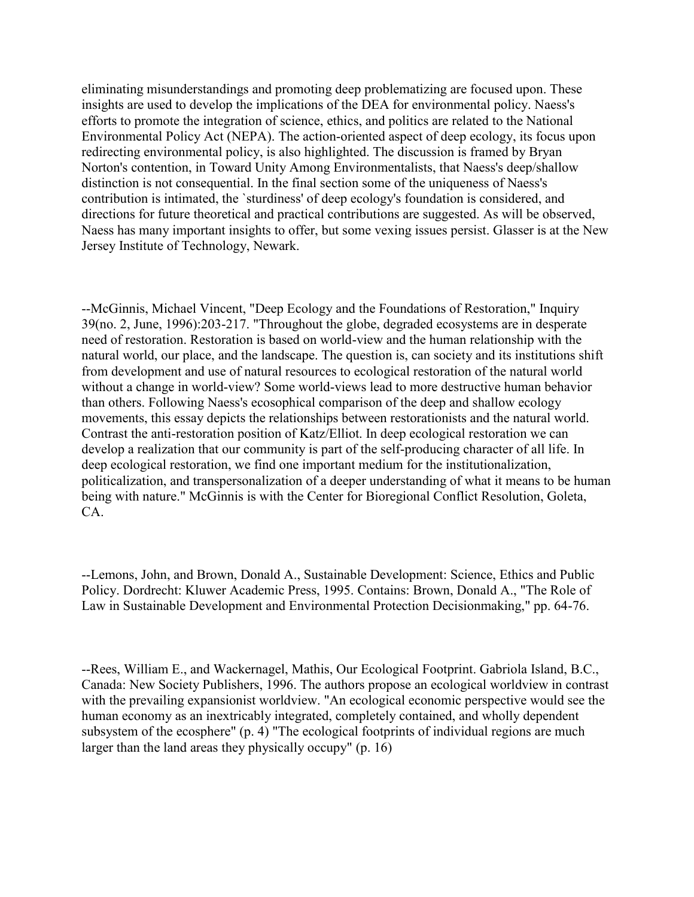eliminating misunderstandings and promoting deep problematizing are focused upon. These insights are used to develop the implications of the DEA for environmental policy. Naess's efforts to promote the integration of science, ethics, and politics are related to the National Environmental Policy Act (NEPA). The action-oriented aspect of deep ecology, its focus upon redirecting environmental policy, is also highlighted. The discussion is framed by Bryan Norton's contention, in Toward Unity Among Environmentalists, that Naess's deep/shallow distinction is not consequential. In the final section some of the uniqueness of Naess's contribution is intimated, the `sturdiness' of deep ecology's foundation is considered, and directions for future theoretical and practical contributions are suggested. As will be observed, Naess has many important insights to offer, but some vexing issues persist. Glasser is at the New Jersey Institute of Technology, Newark.

--McGinnis, Michael Vincent, "Deep Ecology and the Foundations of Restoration," Inquiry 39(no. 2, June, 1996):203-217. "Throughout the globe, degraded ecosystems are in desperate need of restoration. Restoration is based on world-view and the human relationship with the natural world, our place, and the landscape. The question is, can society and its institutions shift from development and use of natural resources to ecological restoration of the natural world without a change in world-view? Some world-views lead to more destructive human behavior than others. Following Naess's ecosophical comparison of the deep and shallow ecology movements, this essay depicts the relationships between restorationists and the natural world. Contrast the anti-restoration position of Katz/Elliot. In deep ecological restoration we can develop a realization that our community is part of the self-producing character of all life. In deep ecological restoration, we find one important medium for the institutionalization, politicalization, and transpersonalization of a deeper understanding of what it means to be human being with nature." McGinnis is with the Center for Bioregional Conflict Resolution, Goleta, CA.

--Lemons, John, and Brown, Donald A., Sustainable Development: Science, Ethics and Public Policy. Dordrecht: Kluwer Academic Press, 1995. Contains: Brown, Donald A., "The Role of Law in Sustainable Development and Environmental Protection Decisionmaking," pp. 64-76.

--Rees, William E., and Wackernagel, Mathis, Our Ecological Footprint. Gabriola Island, B.C., Canada: New Society Publishers, 1996. The authors propose an ecological worldview in contrast with the prevailing expansionist worldview. "An ecological economic perspective would see the human economy as an inextricably integrated, completely contained, and wholly dependent subsystem of the ecosphere" (p. 4) "The ecological footprints of individual regions are much larger than the land areas they physically occupy" (p. 16)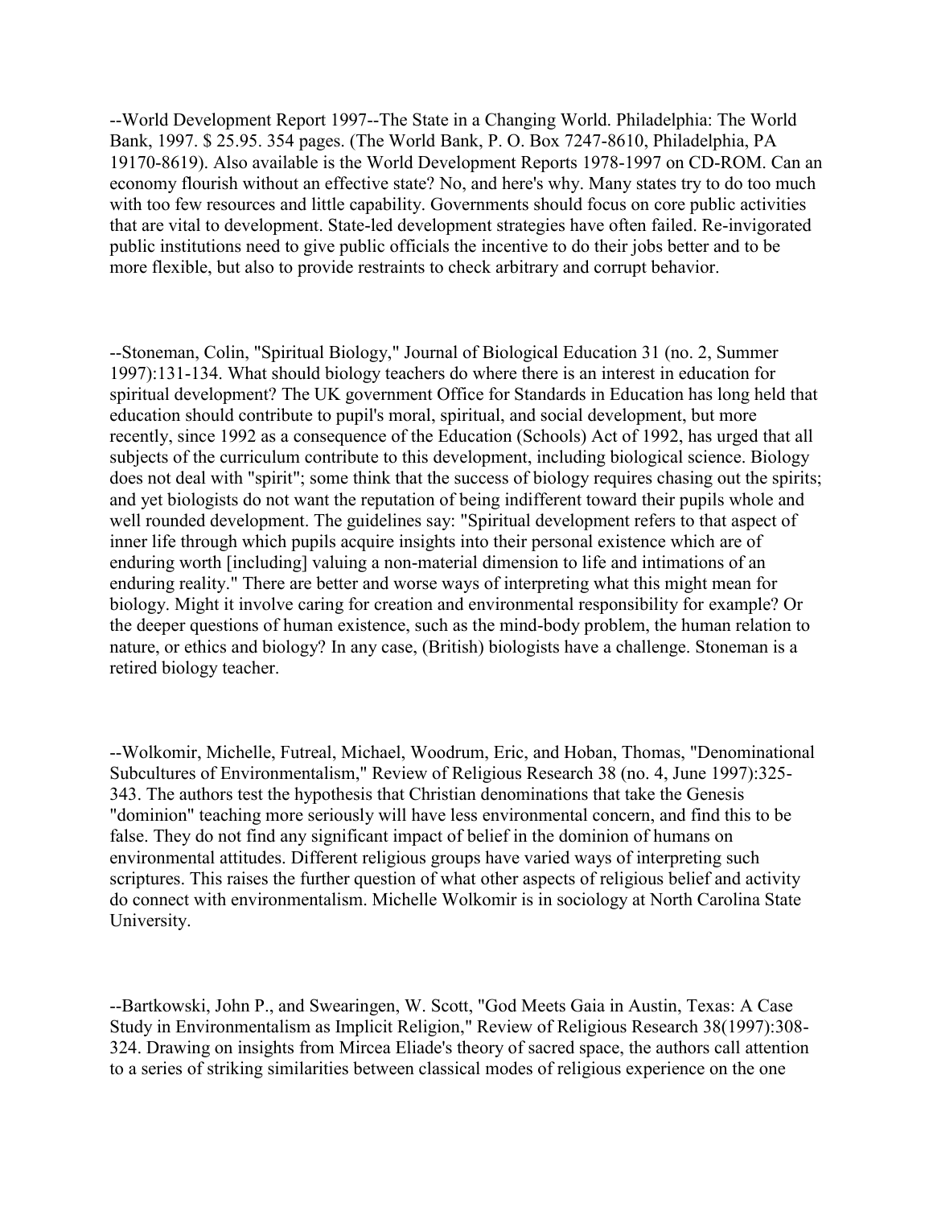--World Development Report 1997--The State in a Changing World. Philadelphia: The World Bank, 1997. $ 25.95. 354 pages. (The World Bank, P. O. Box 7247-8610, Philadelphia, PA 19170-8619). Also available is the World Development Reports 1978-1997 on CD-ROM. Can an economy flourish without an effective state? No, and here's why. Many states try to do too much with too few resources and little capability. Governments should focus on core public activities that are vital to development. State-led development strategies have often failed. Re-invigorated public institutions need to give public officials the incentive to do their jobs better and to be more flexible, but also to provide restraints to check arbitrary and corrupt behavior.

--Stoneman, Colin, "Spiritual Biology," Journal of Biological Education 31 (no. 2, Summer 1997):131-134. What should biology teachers do where there is an interest in education for spiritual development? The UK government Office for Standards in Education has long held that education should contribute to pupil's moral, spiritual, and social development, but more recently, since 1992 as a consequence of the Education (Schools) Act of 1992, has urged that all subjects of the curriculum contribute to this development, including biological science. Biology does not deal with "spirit"; some think that the success of biology requires chasing out the spirits; and yet biologists do not want the reputation of being indifferent toward their pupils whole and well rounded development. The guidelines say: "Spiritual development refers to that aspect of inner life through which pupils acquire insights into their personal existence which are of enduring worth [including] valuing a non-material dimension to life and intimations of an enduring reality." There are better and worse ways of interpreting what this might mean for biology. Might it involve caring for creation and environmental responsibility for example? Or the deeper questions of human existence, such as the mind-body problem, the human relation to nature, or ethics and biology? In any case, (British) biologists have a challenge. Stoneman is a retired biology teacher.

--Wolkomir, Michelle, Futreal, Michael, Woodrum, Eric, and Hoban, Thomas, "Denominational Subcultures of Environmentalism," Review of Religious Research 38 (no. 4, June 1997):325-343. The authors test the hypothesis that Christian denominations that take the Genesis "dominion" teaching more seriously will have less environmental concern, and find this to be false. They do not find any significant impact of belief in the dominion of humans on environmental attitudes. Different religious groups have varied ways of interpreting such scriptures. This raises the further question of what other aspects of religious belief and activity do connect with environmentalism. Michelle Wolkomir is in sociology at North Carolina State University.

--Bartkowski, John P., and Swearingen, W. Scott, "God Meets Gaia in Austin, Texas: A Case Study in Environmentalism as Implicit Religion," Review of Religious Research 38(1997):308-324. Drawing on insights from Mircea Eliade's theory of sacred space, the authors call attention to a series of striking similarities between classical modes of religious experience on the one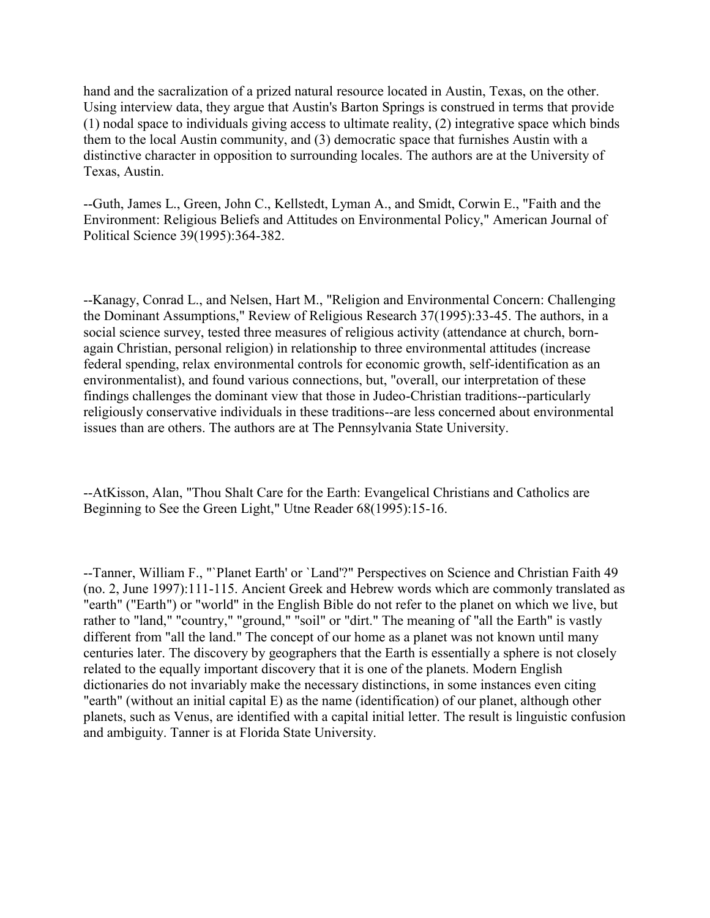hand and the sacralization of a prized natural resource located in Austin, Texas, on the other. Using interview data, they argue that Austin's Barton Springs is construed in terms that provide (1) nodal space to individuals giving access to ultimate reality, (2) integrative space which binds them to the local Austin community, and (3) democratic space that furnishes Austin with a distinctive character in opposition to surrounding locales. The authors are at the University of Texas, Austin.

--Guth, James L., Green, John C., Kellstedt, Lyman A., and Smidt, Corwin E., "Faith and the Environment: Religious Beliefs and Attitudes on Environmental Policy," American Journal of Political Science 39(1995):364-382.

--Kanagy, Conrad L., and Nelsen, Hart M., "Religion and Environmental Concern: Challenging the Dominant Assumptions," Review of Religious Research 37(1995):33-45. The authors, in a social science survey, tested three measures of religious activity (attendance at church, born-again Christian, personal religion) in relationship to three environmental attitudes (increase federal spending, relax environmental controls for economic growth, self-identification as an environmentalist), and found various connections, but, "overall, our interpretation of these findings challenges the dominant view that those in Judeo-Christian traditions--particularly religiously conservative individuals in these traditions--are less concerned about environmental issues than are others. The authors are at The Pennsylvania State University.

--AtKisson, Alan, "Thou Shalt Care for the Earth: Evangelical Christians and Catholics are Beginning to See the Green Light," Utne Reader 68(1995):15-16.

--Tanner, William F., "`Planet Earth' or `Land'?" Perspectives on Science and Christian Faith 49 (no. 2, June 1997):111-115. Ancient Greek and Hebrew words which are commonly translated as "earth" ("Earth") or "world" in the English Bible do not refer to the planet on which we live, but rather to "land," "country," "ground," "soil" or "dirt." The meaning of "all the Earth" is vastly different from "all the land." The concept of our home as a planet was not known until many centuries later. The discovery by geographers that the Earth is essentially a sphere is not closely related to the equally important discovery that it is one of the planets. Modern English dictionaries do not invariably make the necessary distinctions, in some instances even citing "earth" (without an initial capital E) as the name (identification) of our planet, although other planets, such as Venus, are identified with a capital initial letter. The result is linguistic confusion and ambiguity. Tanner is at Florida State University.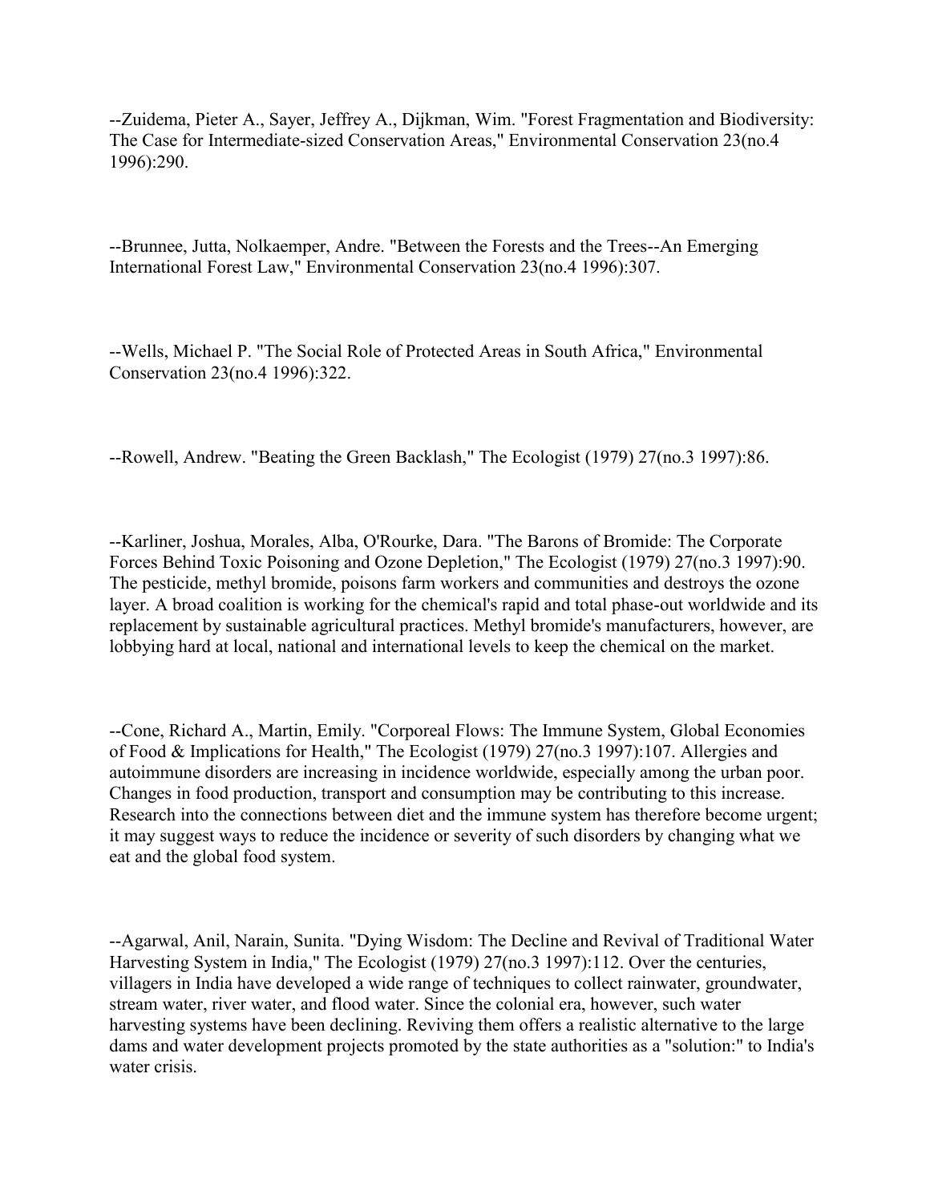--Zuidema, Pieter A., Sayer, Jeffrey A., Dijkman, Wim. "Forest Fragmentation and Biodiversity: The Case for Intermediate-sized Conservation Areas," Environmental Conservation 23(no.4 1996):290.

--Brunnee, Jutta, Nolkaemper, Andre. "Between the Forests and the Trees--An Emerging International Forest Law," Environmental Conservation 23(no.4 1996):307.

--Wells, Michael P. "The Social Role of Protected Areas in South Africa," Environmental Conservation 23(no.4 1996):322.

--Rowell, Andrew. "Beating the Green Backlash," The Ecologist (1979) 27(no.3 1997):86.

--Karliner, Joshua, Morales, Alba, O'Rourke, Dara. "The Barons of Bromide: The Corporate Forces Behind Toxic Poisoning and Ozone Depletion," The Ecologist (1979) 27(no.3 1997):90. The pesticide, methyl bromide, poisons farm workers and communities and destroys the ozone layer. A broad coalition is working for the chemical's rapid and total phase-out worldwide and its replacement by sustainable agricultural practices. Methyl bromide's manufacturers, however, are lobbying hard at local, national and international levels to keep the chemical on the market.

--Cone, Richard A., Martin, Emily. "Corporeal Flows: The Immune System, Global Economies of Food & Implications for Health," The Ecologist (1979) 27(no.3 1997):107. Allergies and autoimmune disorders are increasing in incidence worldwide, especially among the urban poor. Changes in food production, transport and consumption may be contributing to this increase. Research into the connections between diet and the immune system has therefore become urgent; it may suggest ways to reduce the incidence or severity of such disorders by changing what we eat and the global food system.

--Agarwal, Anil, Narain, Sunita. "Dying Wisdom: The Decline and Revival of Traditional Water Harvesting System in India," The Ecologist (1979) 27(no.3 1997):112. Over the centuries, villagers in India have developed a wide range of techniques to collect rainwater, groundwater, stream water, river water, and flood water. Since the colonial era, however, such water harvesting systems have been declining. Reviving them offers a realistic alternative to the large dams and water development projects promoted by the state authorities as a "solution:" to India's water crisis.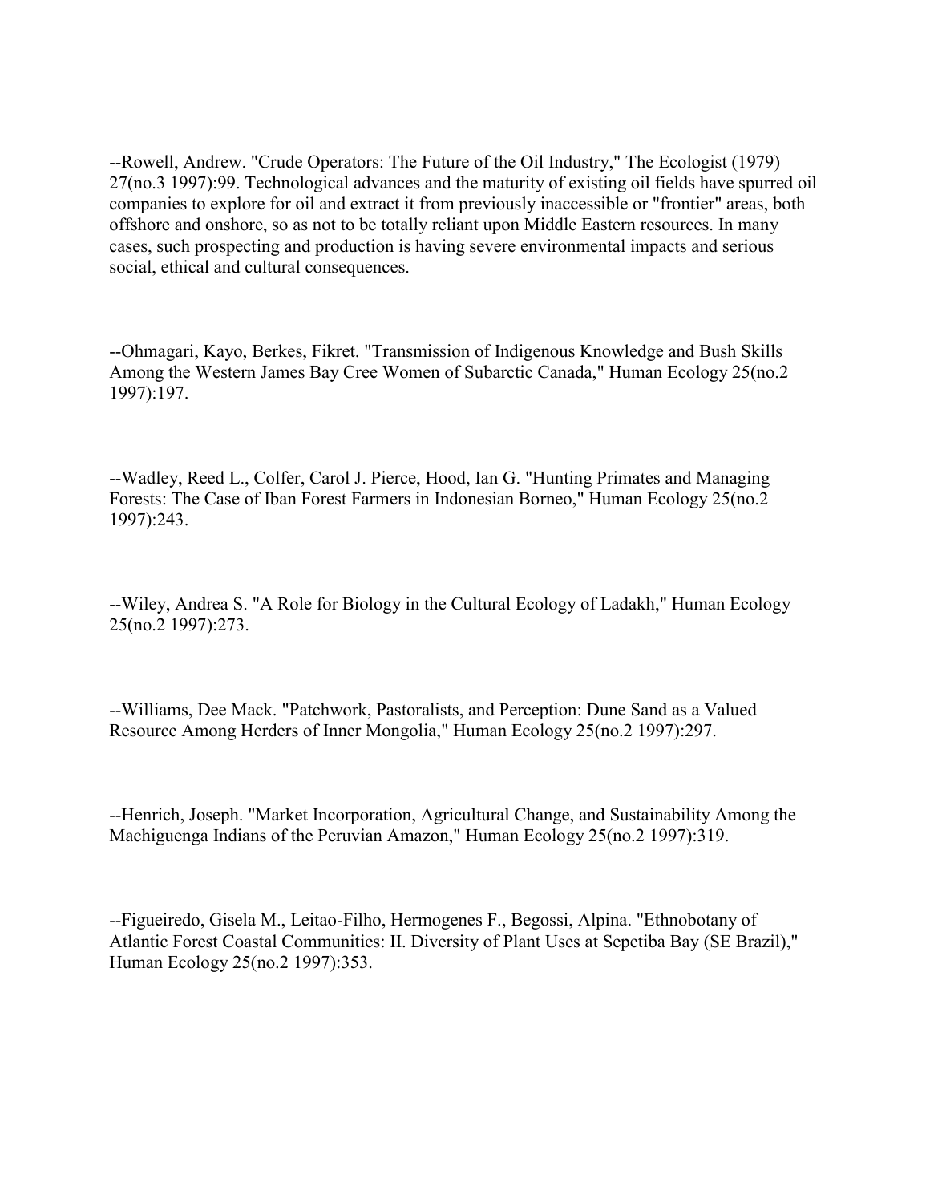--Rowell, Andrew. "Crude Operators: The Future of the Oil Industry," The Ecologist (1979) 27(no.3 1997):99. Technological advances and the maturity of existing oil fields have spurred oil companies to explore for oil and extract it from previously inaccessible or "frontier" areas, both offshore and onshore, so as not to be totally reliant upon Middle Eastern resources. In many cases, such prospecting and production is having severe environmental impacts and serious social, ethical and cultural consequences.

--Ohmagari, Kayo, Berkes, Fikret. "Transmission of Indigenous Knowledge and Bush Skills Among the Western James Bay Cree Women of Subarctic Canada," Human Ecology 25(no.2 1997):197.

--Wadley, Reed L., Colfer, Carol J. Pierce, Hood, Ian G. "Hunting Primates and Managing Forests: The Case of Iban Forest Farmers in Indonesian Borneo," Human Ecology 25(no.2 1997):243.

--Wiley, Andrea S. "A Role for Biology in the Cultural Ecology of Ladakh," Human Ecology 25(no.2 1997):273.

--Williams, Dee Mack. "Patchwork, Pastoralists, and Perception: Dune Sand as a Valued Resource Among Herders of Inner Mongolia," Human Ecology 25(no.2 1997):297.

--Henrich, Joseph. "Market Incorporation, Agricultural Change, and Sustainability Among the Machiguenga Indians of the Peruvian Amazon," Human Ecology 25(no.2 1997):319.

--Figueiredo, Gisela M., Leitao-Filho, Hermogenes F., Begossi, Alpina. "Ethnobotany of Atlantic Forest Coastal Communities: II. Diversity of Plant Uses at Sepetiba Bay (SE Brazil)," Human Ecology 25(no.2 1997):353.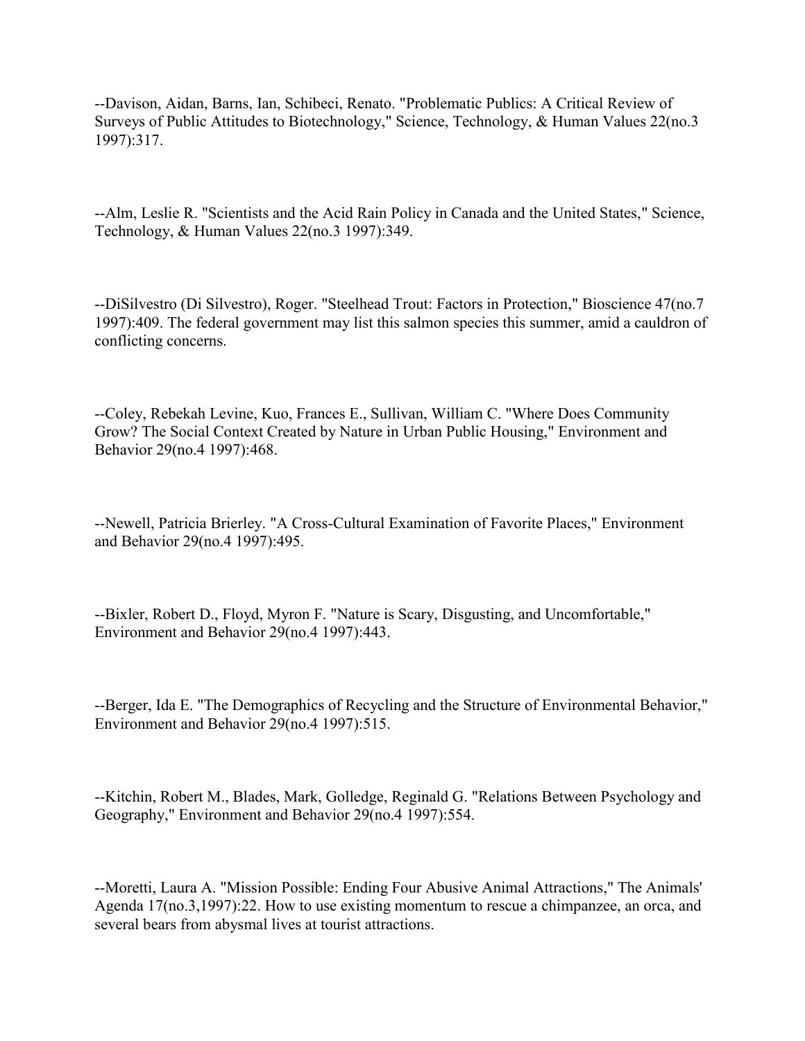--Davison, Aidan, Barns, Ian, Schibeci, Renato. "Problematic Publics: A Critical Review of Surveys of Public Attitudes to Biotechnology," Science, Technology, & Human Values 22(no.3 1997):317.

--Alm, Leslie R. "Scientists and the Acid Rain Policy in Canada and the United States," Science, Technology, & Human Values 22(no.3 1997):349.

--DiSilvestro (Di Silvestro), Roger. "Steelhead Trout: Factors in Protection," Bioscience 47(no.7 1997):409. The federal government may list this salmon species this summer, amid a cauldron of conflicting concerns.

--Coley, Rebekah Levine, Kuo, Frances E., Sullivan, William C. "Where Does Community Grow? The Social Context Created by Nature in Urban Public Housing," Environment and Behavior 29(no.4 1997):468.

--Newell, Patricia Brierley. "A Cross-Cultural Examination of Favorite Places," Environment and Behavior 29(no.4 1997):495.

--Bixler, Robert D., Floyd, Myron F. "Nature is Scary, Disgusting, and Uncomfortable," Environment and Behavior 29(no.4 1997):443.

--Berger, Ida E. "The Demographics of Recycling and the Structure of Environmental Behavior," Environment and Behavior 29(no.4 1997):515.

--Kitchin, Robert M., Blades, Mark, Golledge, Reginald G. "Relations Between Psychology and Geography," Environment and Behavior 29(no.4 1997):554.

--Moretti, Laura A. "Mission Possible: Ending Four Abusive Animal Attractions," The Animals' Agenda 17(no.3,1997):22. How to use existing momentum to rescue a chimpanzee, an orca, and several bears from abysmal lives at tourist attractions.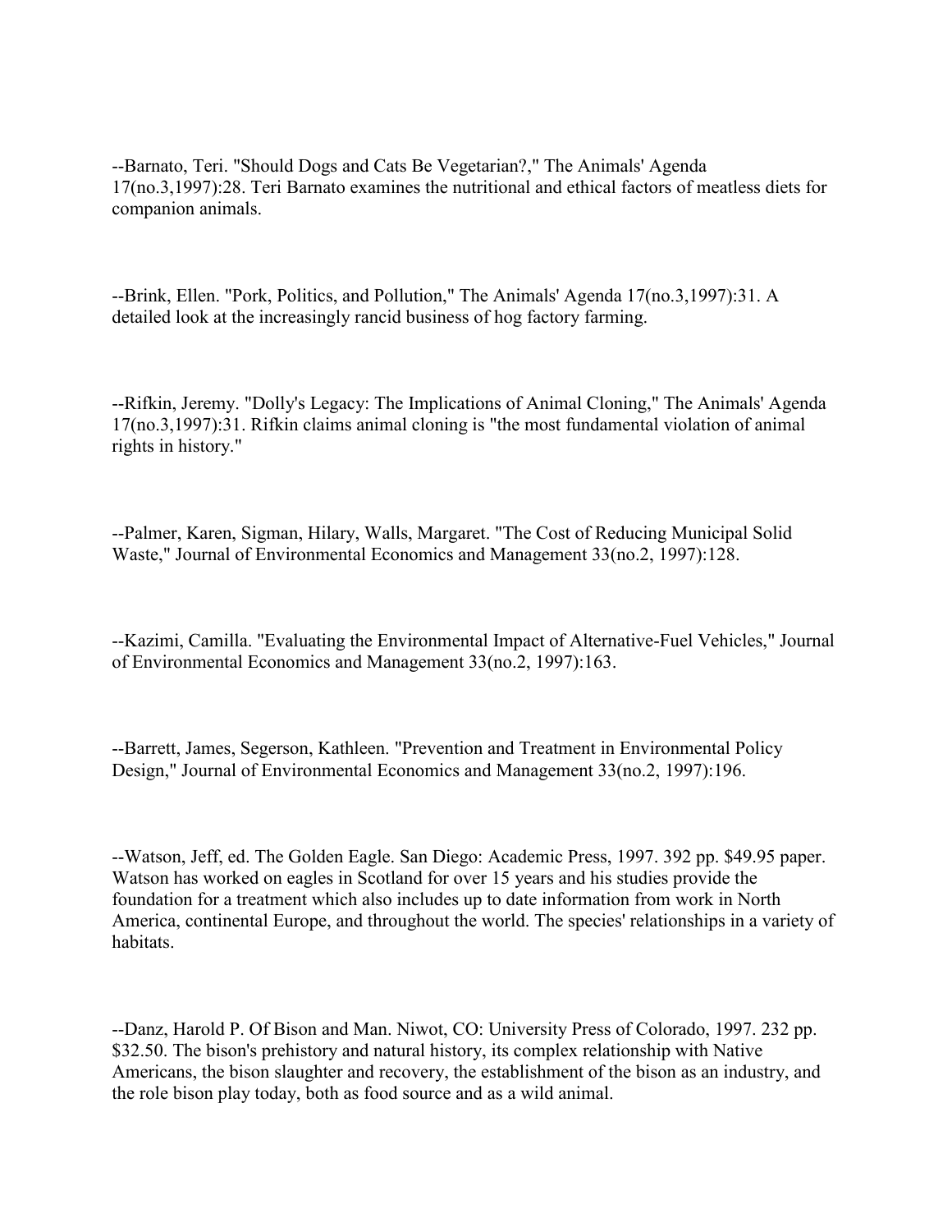--Barnato, Teri. "Should Dogs and Cats Be Vegetarian?," The Animals' Agenda 17(no.3,1997):28. Teri Barnato examines the nutritional and ethical factors of meatless diets for companion animals.

--Brink, Ellen. "Pork, Politics, and Pollution," The Animals' Agenda 17(no.3,1997):31. A detailed look at the increasingly rancid business of hog factory farming.

--Rifkin, Jeremy. "Dolly's Legacy: The Implications of Animal Cloning," The Animals' Agenda 17(no.3,1997):31. Rifkin claims animal cloning is "the most fundamental violation of animal rights in history."

--Palmer, Karen, Sigman, Hilary, Walls, Margaret. "The Cost of Reducing Municipal Solid Waste," Journal of Environmental Economics and Management 33(no.2, 1997):128.

--Kazimi, Camilla. "Evaluating the Environmental Impact of Alternative-Fuel Vehicles," Journal of Environmental Economics and Management 33(no.2, 1997):163.

--Barrett, James, Segerson, Kathleen. "Prevention and Treatment in Environmental Policy Design," Journal of Environmental Economics and Management 33(no.2, 1997):196.

--Watson, Jeff, ed. The Golden Eagle. San Diego: Academic Press, 1997. 392 pp. $49.95 paper. Watson has worked on eagles in Scotland for over 15 years and his studies provide the foundation for a treatment which also includes up to date information from work in North America, continental Europe, and throughout the world. The species' relationships in a variety of habitats.

--Danz, Harold P. Of Bison and Man. Niwot, CO: University Press of Colorado, 1997. 232 pp. $32.50. The bison's prehistory and natural history, its complex relationship with Native Americans, the bison slaughter and recovery, the establishment of the bison as an industry, and the role bison play today, both as food source and as a wild animal.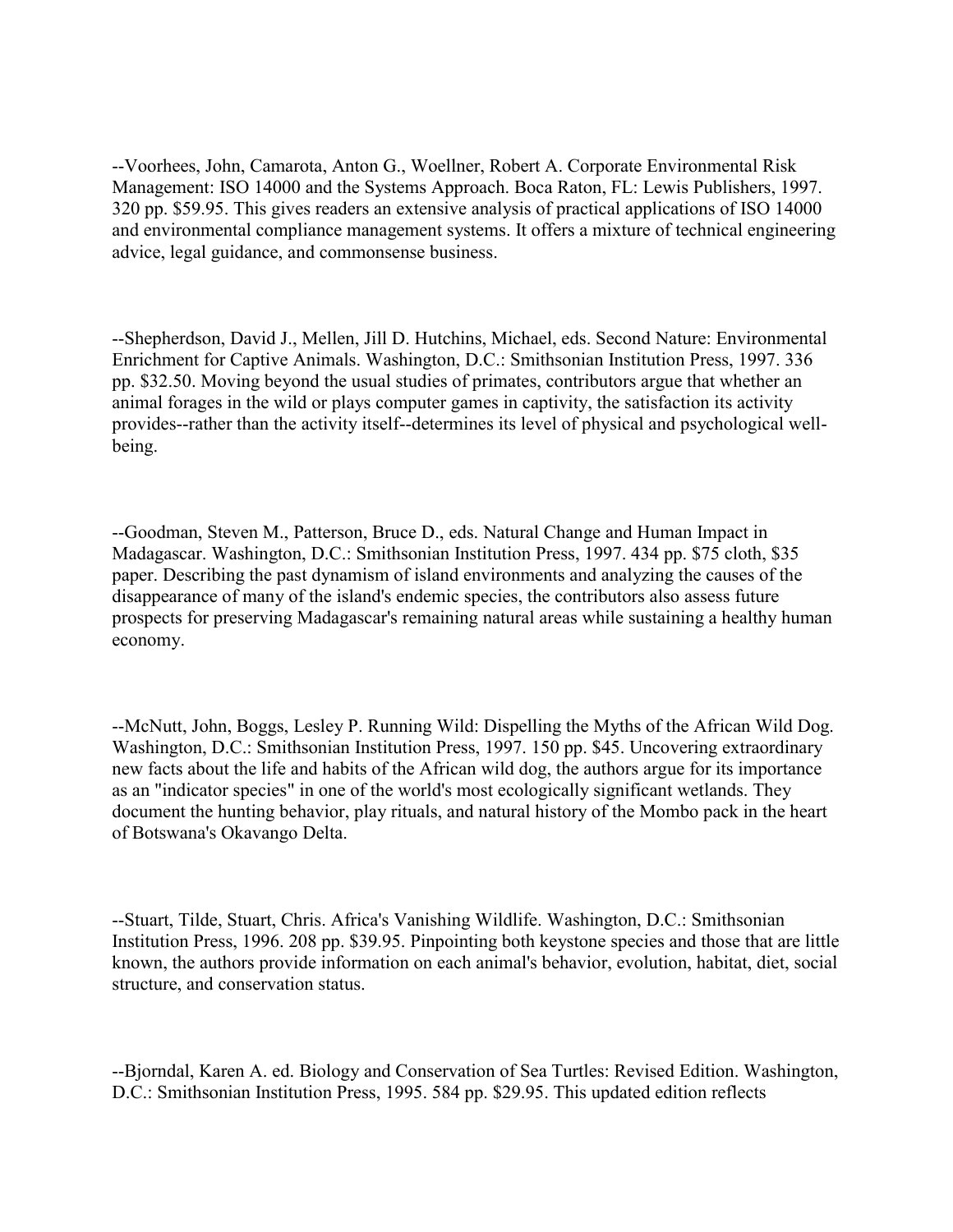--Voorhees, John, Camarota, Anton G., Woellner, Robert A. Corporate Environmental Risk Management: ISO 14000 and the Systems Approach. Boca Raton, FL: Lewis Publishers, 1997. 320 pp. $59.95. This gives readers an extensive analysis of practical applications of ISO 14000 and environmental compliance management systems. It offers a mixture of technical engineering advice, legal guidance, and commonsense business.

--Shepherdson, David J., Mellen, Jill D. Hutchins, Michael, eds. Second Nature: Environmental Enrichment for Captive Animals. Washington, D.C.: Smithsonian Institution Press, 1997. 336 pp. $32.50. Moving beyond the usual studies of primates, contributors argue that whether an animal forages in the wild or plays computer games in captivity, the satisfaction its activity provides--rather than the activity itself--determines its level of physical and psychological well-being.

--Goodman, Steven M., Patterson, Bruce D., eds. Natural Change and Human Impact in Madagascar. Washington, D.C.: Smithsonian Institution Press, 1997. 434 pp. $75 cloth, $35 paper. Describing the past dynamism of island environments and analyzing the causes of the disappearance of many of the island's endemic species, the contributors also assess future prospects for preserving Madagascar's remaining natural areas while sustaining a healthy human economy.

--McNutt, John, Boggs, Lesley P. Running Wild: Dispelling the Myths of the African Wild Dog. Washington, D.C.: Smithsonian Institution Press, 1997. 150 pp. $45. Uncovering extraordinary new facts about the life and habits of the African wild dog, the authors argue for its importance as an "indicator species" in one of the world's most ecologically significant wetlands. They document the hunting behavior, play rituals, and natural history of the Mombo pack in the heart of Botswana's Okavango Delta.

--Stuart, Tilde, Stuart, Chris. Africa's Vanishing Wildlife. Washington, D.C.: Smithsonian Institution Press, 1996. 208 pp. $39.95. Pinpointing both keystone species and those that are little known, the authors provide information on each animal's behavior, evolution, habitat, diet, social structure, and conservation status.

--Bjorndal, Karen A. ed. Biology and Conservation of Sea Turtles: Revised Edition. Washington, D.C.: Smithsonian Institution Press, 1995. 584 pp. $29.95. This updated edition reflects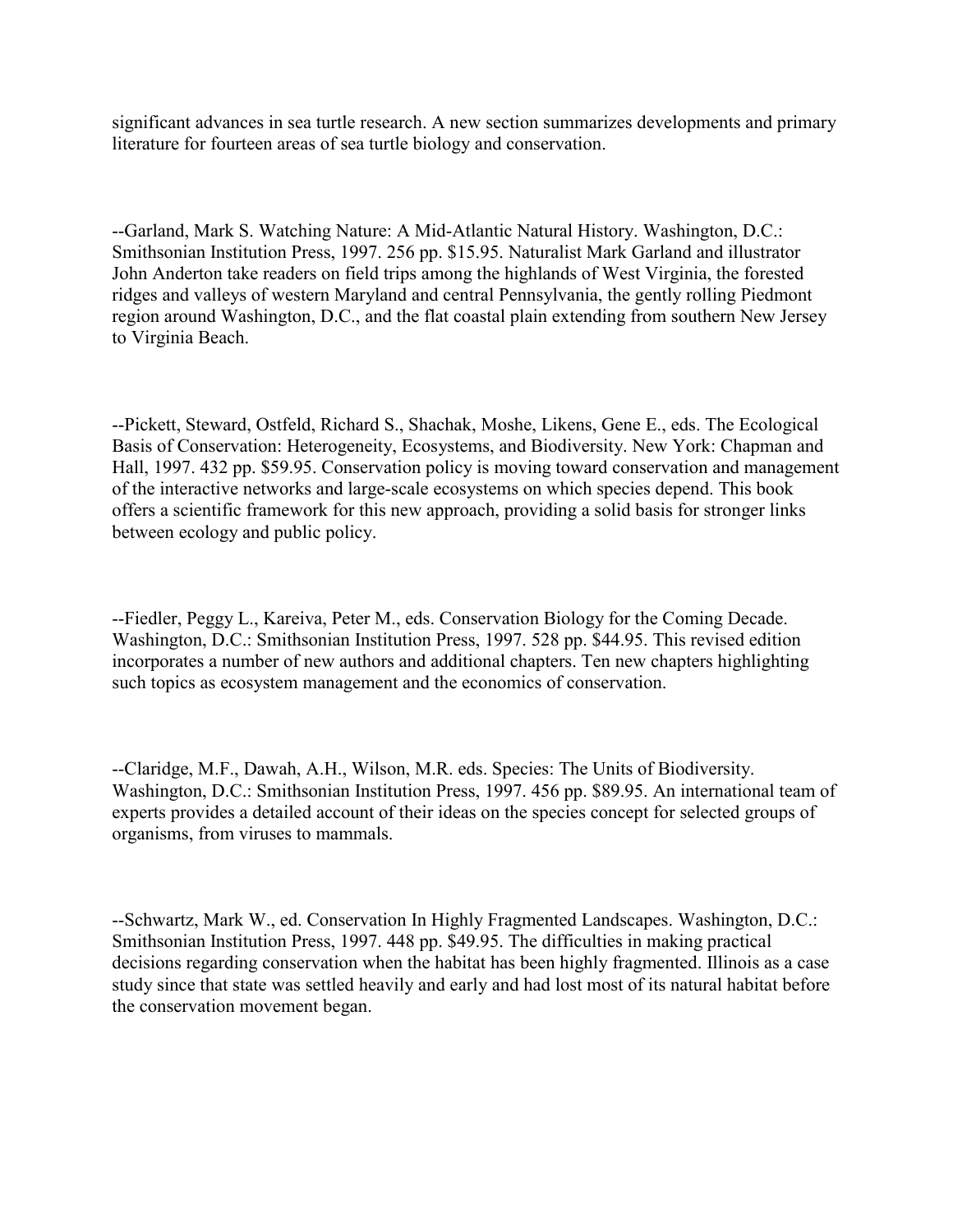significant advances in sea turtle research. A new section summarizes developments and primary literature for fourteen areas of sea turtle biology and conservation.

--Garland, Mark S. Watching Nature: A Mid-Atlantic Natural History. Washington, D.C.: Smithsonian Institution Press, 1997. 256 pp. $15.95. Naturalist Mark Garland and illustrator John Anderton take readers on field trips among the highlands of West Virginia, the forested ridges and valleys of western Maryland and central Pennsylvania, the gently rolling Piedmont region around Washington, D.C., and the flat coastal plain extending from southern New Jersey to Virginia Beach.

--Pickett, Steward, Ostfeld, Richard S., Shachak, Moshe, Likens, Gene E., eds. The Ecological Basis of Conservation: Heterogeneity, Ecosystems, and Biodiversity. New York: Chapman and Hall, 1997. 432 pp. $59.95. Conservation policy is moving toward conservation and management of the interactive networks and large-scale ecosystems on which species depend. This book offers a scientific framework for this new approach, providing a solid basis for stronger links between ecology and public policy.

--Fiedler, Peggy L., Kareiva, Peter M., eds. Conservation Biology for the Coming Decade. Washington, D.C.: Smithsonian Institution Press, 1997. 528 pp. $44.95. This revised edition incorporates a number of new authors and additional chapters. Ten new chapters highlighting such topics as ecosystem management and the economics of conservation.

--Claridge, M.F., Dawah, A.H., Wilson, M.R. eds. Species: The Units of Biodiversity. Washington, D.C.: Smithsonian Institution Press, 1997. 456 pp. $89.95. An international team of experts provides a detailed account of their ideas on the species concept for selected groups of organisms, from viruses to mammals.

--Schwartz, Mark W., ed. Conservation In Highly Fragmented Landscapes. Washington, D.C.: Smithsonian Institution Press, 1997. 448 pp. $49.95. The difficulties in making practical decisions regarding conservation when the habitat has been highly fragmented. Illinois as a case study since that state was settled heavily and early and had lost most of its natural habitat before the conservation movement began.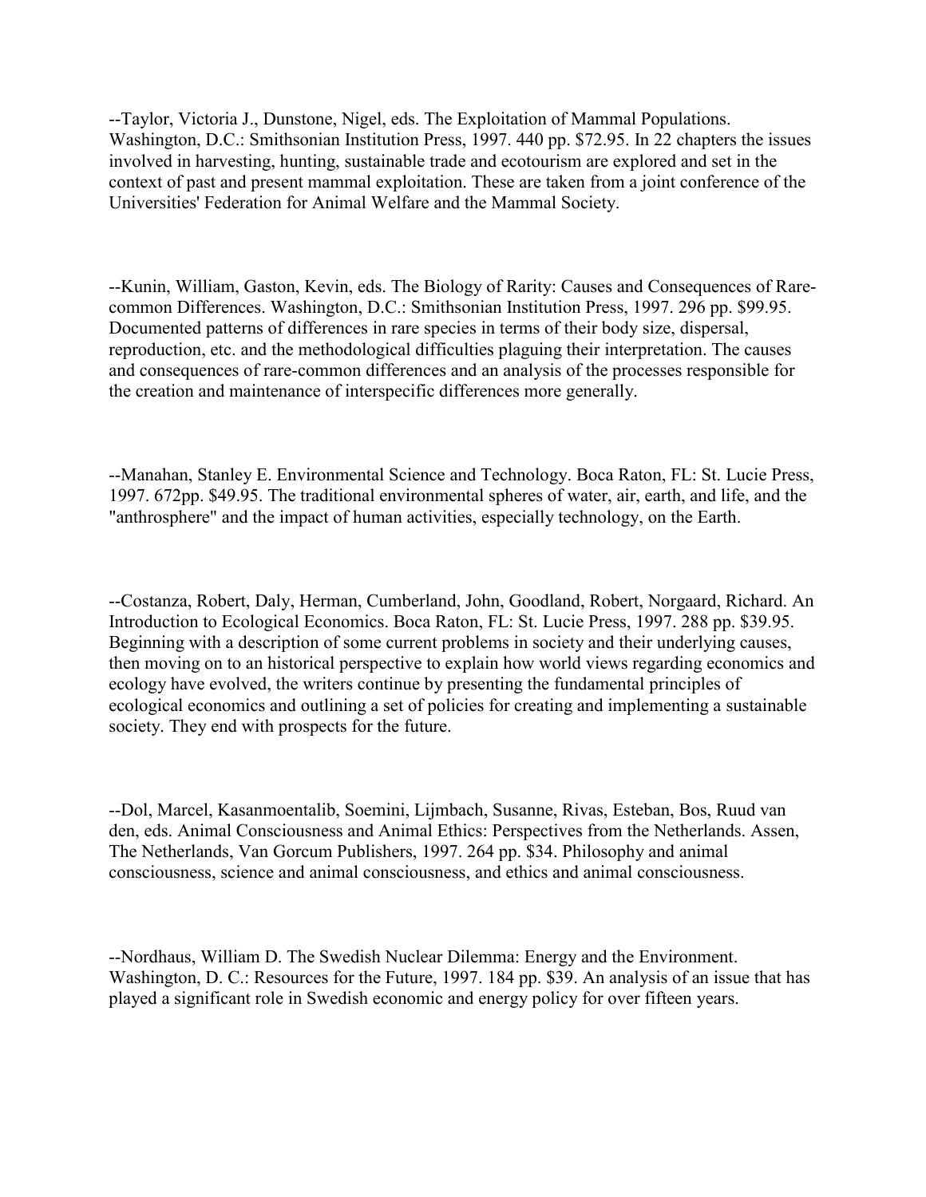--Taylor, Victoria J., Dunstone, Nigel, eds. The Exploitation of Mammal Populations. Washington, D.C.: Smithsonian Institution Press, 1997. 440 pp. $72.95. In 22 chapters the issues involved in harvesting, hunting, sustainable trade and ecotourism are explored and set in the context of past and present mammal exploitation. These are taken from a joint conference of the Universities' Federation for Animal Welfare and the Mammal Society.

--Kunin, William, Gaston, Kevin, eds. The Biology of Rarity: Causes and Consequences of Rare-common Differences. Washington, D.C.: Smithsonian Institution Press, 1997. 296 pp. $99.95. Documented patterns of differences in rare species in terms of their body size, dispersal, reproduction, etc. and the methodological difficulties plaguing their interpretation. The causes and consequences of rare-common differences and an analysis of the processes responsible for the creation and maintenance of interspecific differences more generally.

--Manahan, Stanley E. Environmental Science and Technology. Boca Raton, FL: St. Lucie Press, 1997. 672pp. $49.95. The traditional environmental spheres of water, air, earth, and life, and the "anthrosphere" and the impact of human activities, especially technology, on the Earth.

--Costanza, Robert, Daly, Herman, Cumberland, John, Goodland, Robert, Norgaard, Richard. An Introduction to Ecological Economics. Boca Raton, FL: St. Lucie Press, 1997. 288 pp. $39.95. Beginning with a description of some current problems in society and their underlying causes, then moving on to an historical perspective to explain how world views regarding economics and ecology have evolved, the writers continue by presenting the fundamental principles of ecological economics and outlining a set of policies for creating and implementing a sustainable society. They end with prospects for the future.

--Dol, Marcel, Kasanmoentalib, Soemini, Lijmbach, Susanne, Rivas, Esteban, Bos, Ruud van den, eds. Animal Consciousness and Animal Ethics: Perspectives from the Netherlands. Assen, The Netherlands, Van Gorcum Publishers, 1997. 264 pp. $34. Philosophy and animal consciousness, science and animal consciousness, and ethics and animal consciousness.

--Nordhaus, William D. The Swedish Nuclear Dilemma: Energy and the Environment. Washington, D. C.: Resources for the Future, 1997. 184 pp. $39. An analysis of an issue that has played a significant role in Swedish economic and energy policy for over fifteen years.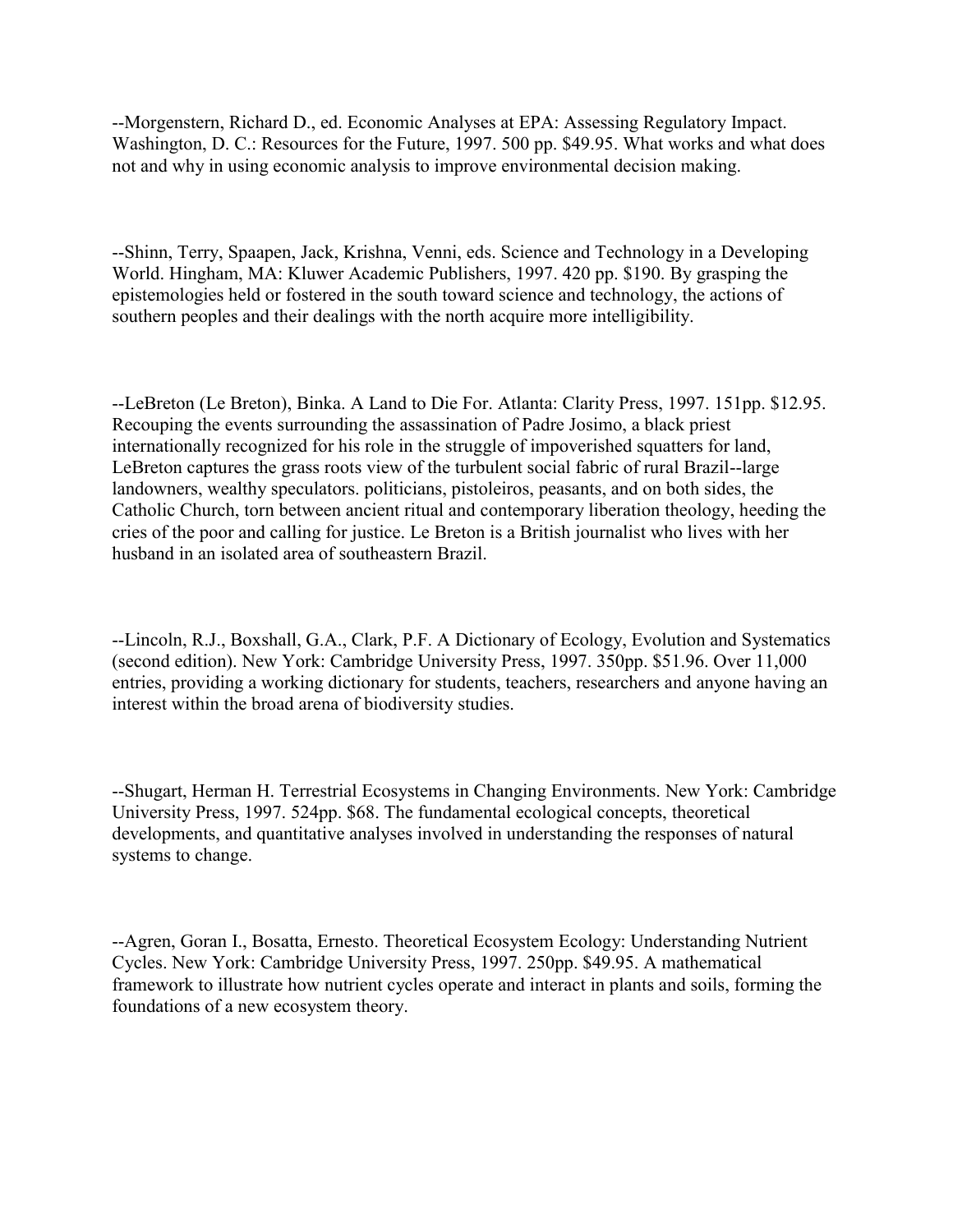--Morgenstern, Richard D., ed. Economic Analyses at EPA: Assessing Regulatory Impact. Washington, D. C.: Resources for the Future, 1997. 500 pp. $49.95. What works and what does not and why in using economic analysis to improve environmental decision making.

--Shinn, Terry, Spaapen, Jack, Krishna, Venni, eds. Science and Technology in a Developing World. Hingham, MA: Kluwer Academic Publishers, 1997. 420 pp. $190. By grasping the epistemologies held or fostered in the south toward science and technology, the actions of southern peoples and their dealings with the north acquire more intelligibility.

--LeBreton (Le Breton), Binka. A Land to Die For. Atlanta: Clarity Press, 1997. 151pp. $12.95. Recouping the events surrounding the assassination of Padre Josimo, a black priest internationally recognized for his role in the struggle of impoverished squatters for land, LeBreton captures the grass roots view of the turbulent social fabric of rural Brazil--large landowners, wealthy speculators. politicians, pistoleiros, peasants, and on both sides, the Catholic Church, torn between ancient ritual and contemporary liberation theology, heeding the cries of the poor and calling for justice. Le Breton is a British journalist who lives with her husband in an isolated area of southeastern Brazil.

--Lincoln, R.J., Boxshall, G.A., Clark, P.F. A Dictionary of Ecology, Evolution and Systematics (second edition). New York: Cambridge University Press, 1997. 350pp. $51.96. Over 11,000 entries, providing a working dictionary for students, teachers, researchers and anyone having an interest within the broad arena of biodiversity studies.

--Shugart, Herman H. Terrestrial Ecosystems in Changing Environments. New York: Cambridge University Press, 1997. 524pp. $68. The fundamental ecological concepts, theoretical developments, and quantitative analyses involved in understanding the responses of natural systems to change.

--Agren, Goran I., Bosatta, Ernesto. Theoretical Ecosystem Ecology: Understanding Nutrient Cycles. New York: Cambridge University Press, 1997. 250pp. $49.95. A mathematical framework to illustrate how nutrient cycles operate and interact in plants and soils, forming the foundations of a new ecosystem theory.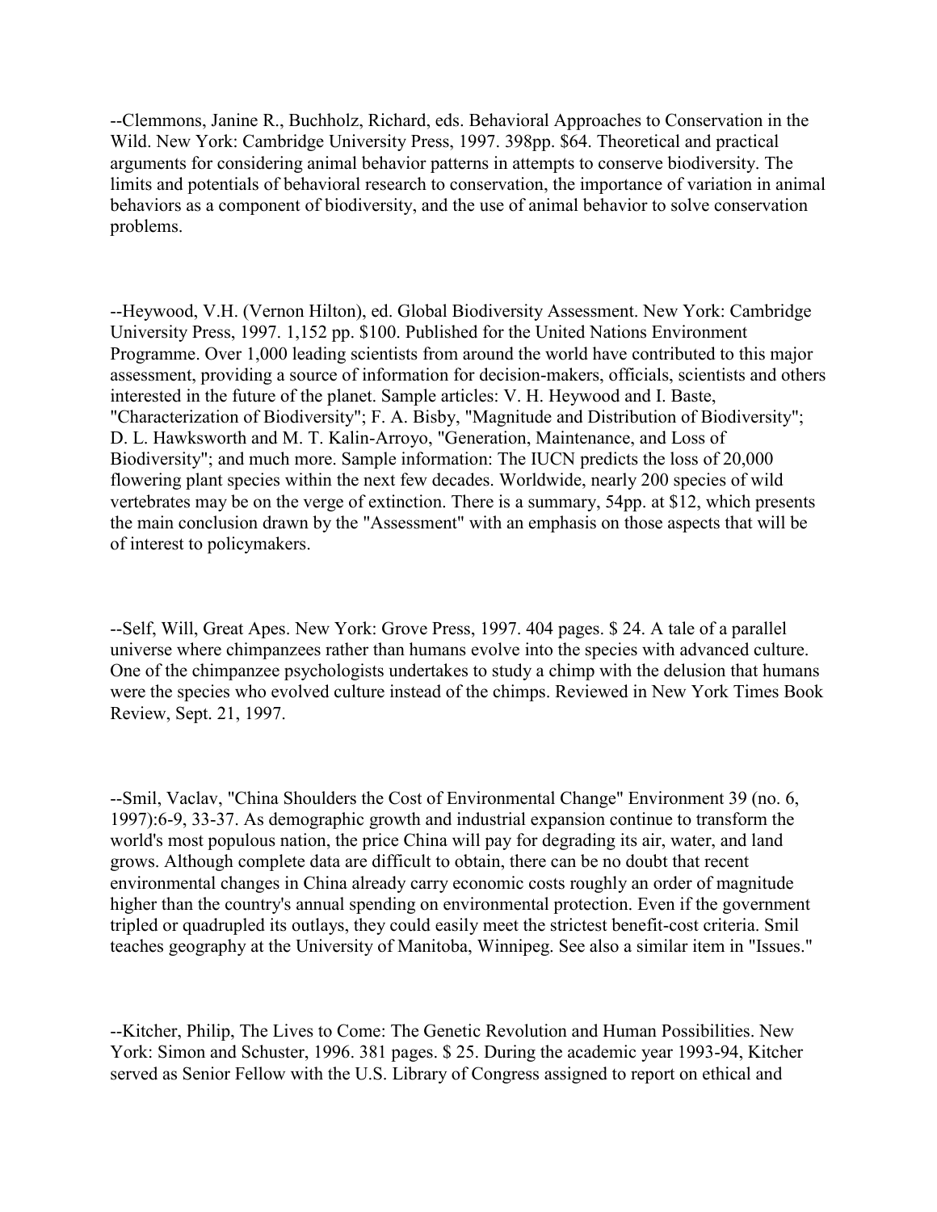--Clemmons, Janine R., Buchholz, Richard, eds. Behavioral Approaches to Conservation in the Wild. New York: Cambridge University Press, 1997. 398pp. $64. Theoretical and practical arguments for considering animal behavior patterns in attempts to conserve biodiversity. The limits and potentials of behavioral research to conservation, the importance of variation in animal behaviors as a component of biodiversity, and the use of animal behavior to solve conservation problems.

--Heywood, V.H. (Vernon Hilton), ed. Global Biodiversity Assessment. New York: Cambridge University Press, 1997. 1,152 pp. $100. Published for the United Nations Environment Programme. Over 1,000 leading scientists from around the world have contributed to this major assessment, providing a source of information for decision-makers, officials, scientists and others interested in the future of the planet. Sample articles: V. H. Heywood and I. Baste, "Characterization of Biodiversity"; F. A. Bisby, "Magnitude and Distribution of Biodiversity"; D. L. Hawksworth and M. T. Kalin-Arroyo, "Generation, Maintenance, and Loss of Biodiversity"; and much more. Sample information: The IUCN predicts the loss of 20,000 flowering plant species within the next few decades. Worldwide, nearly 200 species of wild vertebrates may be on the verge of extinction. There is a summary, 54pp. at $12, which presents the main conclusion drawn by the "Assessment" with an emphasis on those aspects that will be of interest to policymakers.

--Self, Will, Great Apes. New York: Grove Press, 1997. 404 pages. $ 24. A tale of a parallel universe where chimpanzees rather than humans evolve into the species with advanced culture. One of the chimpanzee psychologists undertakes to study a chimp with the delusion that humans were the species who evolved culture instead of the chimps. Reviewed in New York Times Book Review, Sept. 21, 1997.

--Smil, Vaclav, "China Shoulders the Cost of Environmental Change" Environment 39 (no. 6, 1997):6-9, 33-37. As demographic growth and industrial expansion continue to transform the world's most populous nation, the price China will pay for degrading its air, water, and land grows. Although complete data are difficult to obtain, there can be no doubt that recent environmental changes in China already carry economic costs roughly an order of magnitude higher than the country's annual spending on environmental protection. Even if the government tripled or quadrupled its outlays, they could easily meet the strictest benefit-cost criteria. Smil teaches geography at the University of Manitoba, Winnipeg. See also a similar item in "Issues."

--Kitcher, Philip, The Lives to Come: The Genetic Revolution and Human Possibilities. New York: Simon and Schuster, 1996. 381 pages. $ 25. During the academic year 1993-94, Kitcher served as Senior Fellow with the U.S. Library of Congress assigned to report on ethical and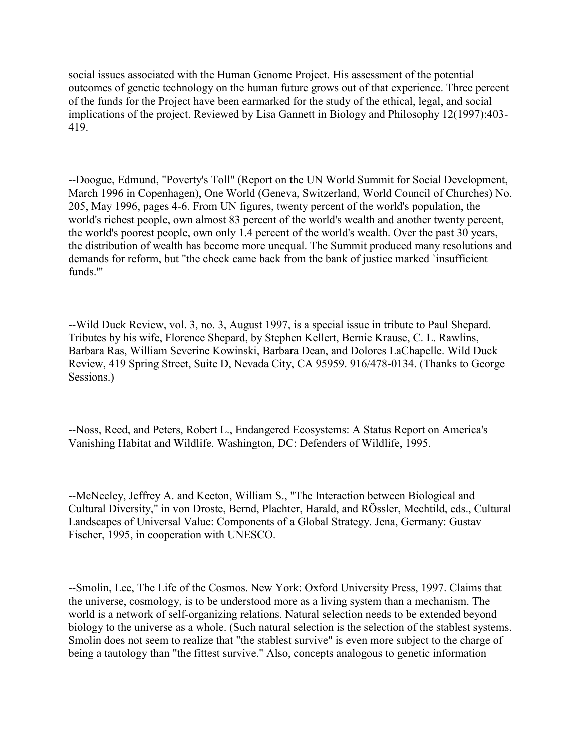social issues associated with the Human Genome Project. His assessment of the potential outcomes of genetic technology on the human future grows out of that experience. Three percent of the funds for the Project have been earmarked for the study of the ethical, legal, and social implications of the project. Reviewed by Lisa Gannett in Biology and Philosophy 12(1997):403-419.

--Doogue, Edmund, "Poverty's Toll" (Report on the UN World Summit for Social Development, March 1996 in Copenhagen), One World (Geneva, Switzerland, World Council of Churches) No. 205, May 1996, pages 4-6. From UN figures, twenty percent of the world's population, the world's richest people, own almost 83 percent of the world's wealth and another twenty percent, the world's poorest people, own only 1.4 percent of the world's wealth. Over the past 30 years, the distribution of wealth has become more unequal. The Summit produced many resolutions and demands for reform, but "the check came back from the bank of justice marked `insufficient funds.'"

--Wild Duck Review, vol. 3, no. 3, August 1997, is a special issue in tribute to Paul Shepard. Tributes by his wife, Florence Shepard, by Stephen Kellert, Bernie Krause, C. L. Rawlins, Barbara Ras, William Severine Kowinski, Barbara Dean, and Dolores LaChapelle. Wild Duck Review, 419 Spring Street, Suite D, Nevada City, CA 95959. 916/478-0134. (Thanks to George Sessions.)

--Noss, Reed, and Peters, Robert L., Endangered Ecosystems: A Status Report on America's Vanishing Habitat and Wildlife. Washington, DC: Defenders of Wildlife, 1995.

--McNeeley, Jeffrey A. and Keeton, William S., "The Interaction between Biological and Cultural Diversity," in von Droste, Bernd, Plachter, Harald, and RÖssler, Mechtild, eds., Cultural Landscapes of Universal Value: Components of a Global Strategy. Jena, Germany: Gustav Fischer, 1995, in cooperation with UNESCO.

--Smolin, Lee, The Life of the Cosmos. New York: Oxford University Press, 1997. Claims that the universe, cosmology, is to be understood more as a living system than a mechanism. The world is a network of self-organizing relations. Natural selection needs to be extended beyond biology to the universe as a whole. (Such natural selection is the selection of the stablest systems. Smolin does not seem to realize that "the stablest survive" is even more subject to the charge of being a tautology than "the fittest survive." Also, concepts analogous to genetic information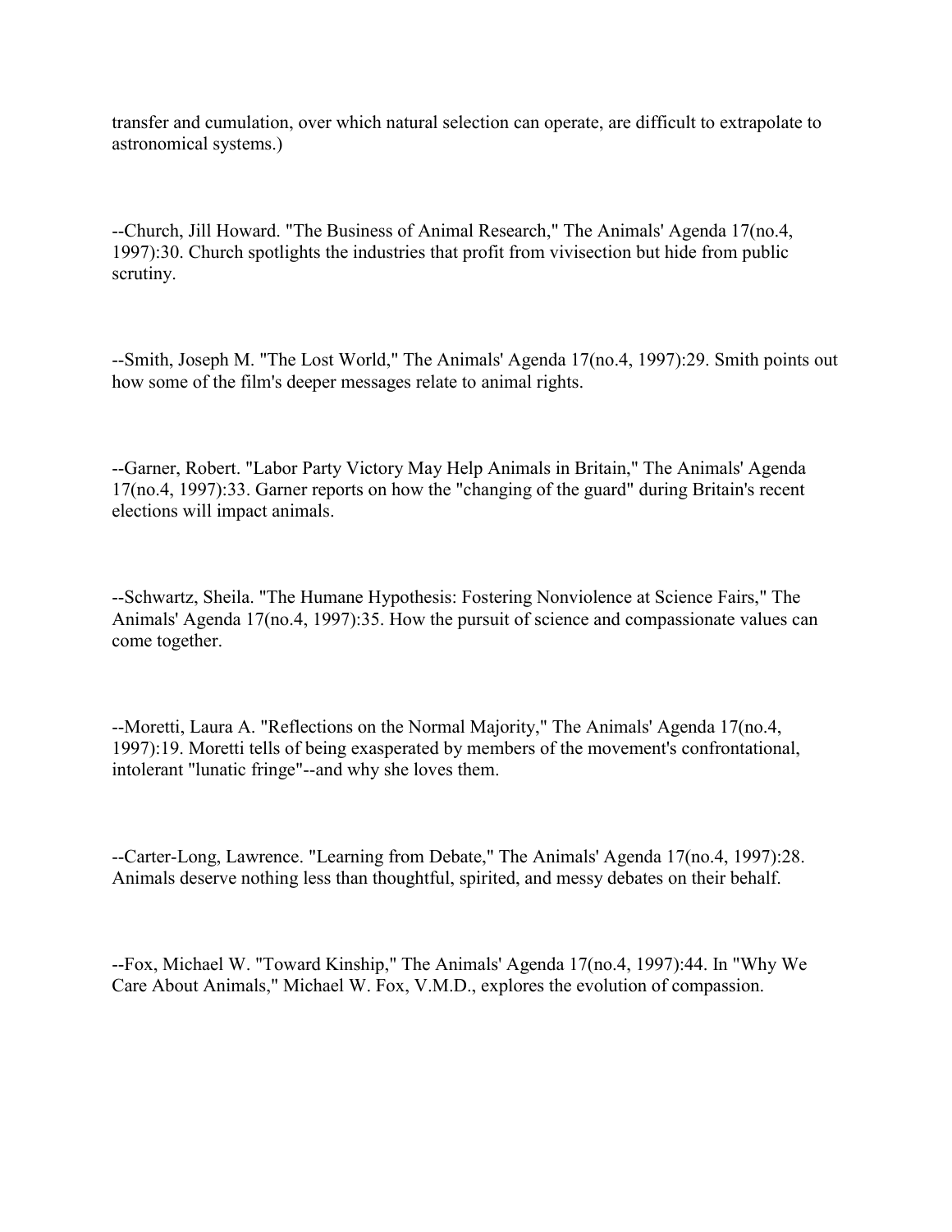transfer and cumulation, over which natural selection can operate, are difficult to extrapolate to astronomical systems.)

--Church, Jill Howard. "The Business of Animal Research," The Animals' Agenda 17(no.4, 1997):30. Church spotlights the industries that profit from vivisection but hide from public scrutiny.

--Smith, Joseph M. "The Lost World," The Animals' Agenda 17(no.4, 1997):29. Smith points out how some of the film's deeper messages relate to animal rights.

--Garner, Robert. "Labor Party Victory May Help Animals in Britain," The Animals' Agenda 17(no.4, 1997):33. Garner reports on how the "changing of the guard" during Britain's recent elections will impact animals.

--Schwartz, Sheila. "The Humane Hypothesis: Fostering Nonviolence at Science Fairs," The Animals' Agenda 17(no.4, 1997):35. How the pursuit of science and compassionate values can come together.

--Moretti, Laura A. "Reflections on the Normal Majority," The Animals' Agenda 17(no.4, 1997):19. Moretti tells of being exasperated by members of the movement's confrontational, intolerant "lunatic fringe"--and why she loves them.

--Carter-Long, Lawrence. "Learning from Debate," The Animals' Agenda 17(no.4, 1997):28. Animals deserve nothing less than thoughtful, spirited, and messy debates on their behalf.

--Fox, Michael W. "Toward Kinship," The Animals' Agenda 17(no.4, 1997):44. In "Why We Care About Animals," Michael W. Fox, V.M.D., explores the evolution of compassion.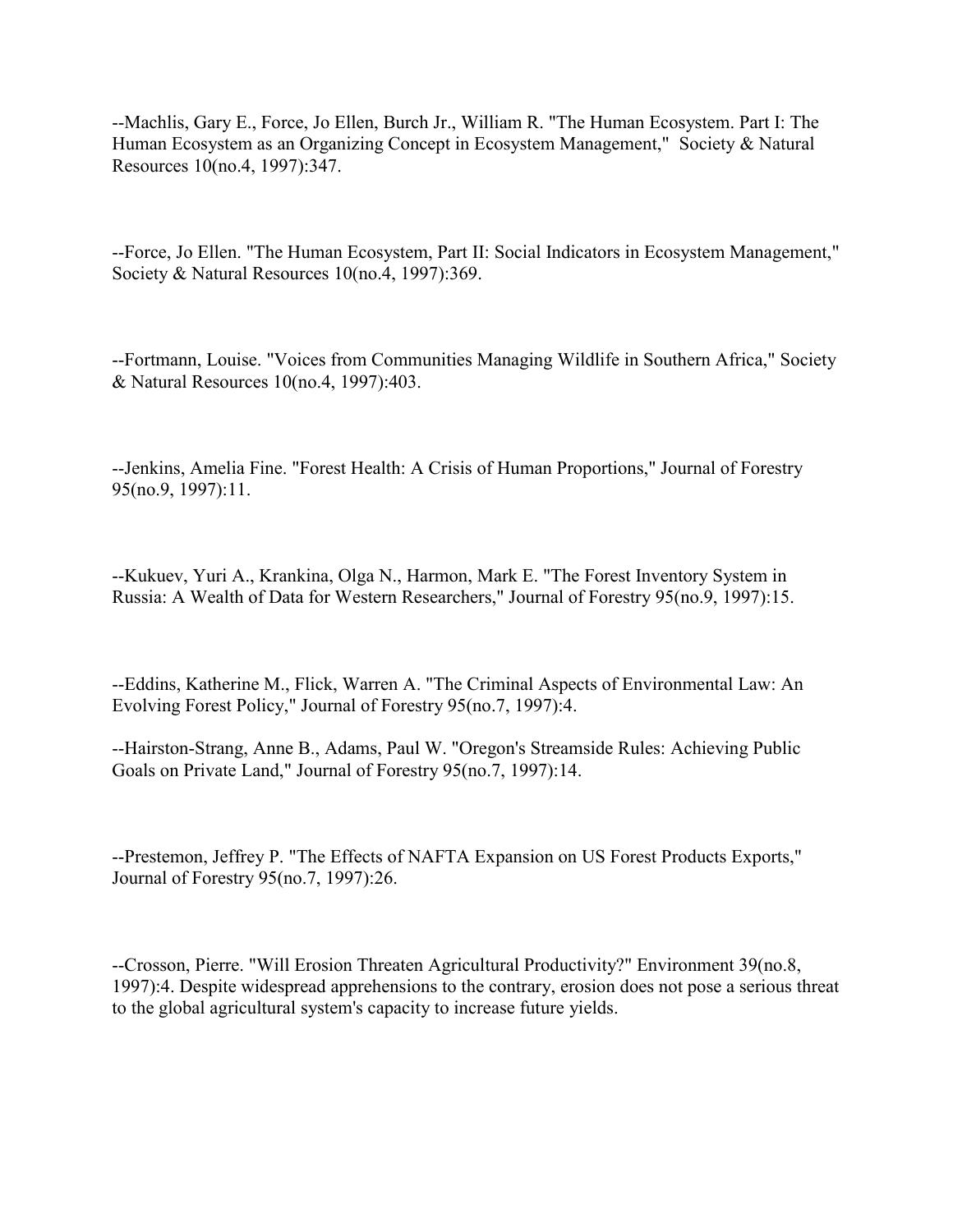--Machlis, Gary E., Force, Jo Ellen, Burch Jr., William R. "The Human Ecosystem. Part I: The Human Ecosystem as an Organizing Concept in Ecosystem Management," Society & Natural Resources 10(no.4, 1997):347.

--Force, Jo Ellen. "The Human Ecosystem, Part II: Social Indicators in Ecosystem Management," Society & Natural Resources 10(no.4, 1997):369.

--Fortmann, Louise. "Voices from Communities Managing Wildlife in Southern Africa," Society & Natural Resources 10(no.4, 1997):403.

--Jenkins, Amelia Fine. "Forest Health: A Crisis of Human Proportions," Journal of Forestry 95(no.9, 1997):11.

--Kukuev, Yuri A., Krankina, Olga N., Harmon, Mark E. "The Forest Inventory System in Russia: A Wealth of Data for Western Researchers," Journal of Forestry 95(no.9, 1997):15.

--Eddins, Katherine M., Flick, Warren A. "The Criminal Aspects of Environmental Law: An Evolving Forest Policy," Journal of Forestry 95(no.7, 1997):4.

--Hairston-Strang, Anne B., Adams, Paul W. "Oregon's Streamside Rules: Achieving Public Goals on Private Land," Journal of Forestry 95(no.7, 1997):14.

--Prestemon, Jeffrey P. "The Effects of NAFTA Expansion on US Forest Products Exports," Journal of Forestry 95(no.7, 1997):26.

--Crosson, Pierre. "Will Erosion Threaten Agricultural Productivity?" Environment 39(no.8, 1997):4. Despite widespread apprehensions to the contrary, erosion does not pose a serious threat to the global agricultural system's capacity to increase future yields.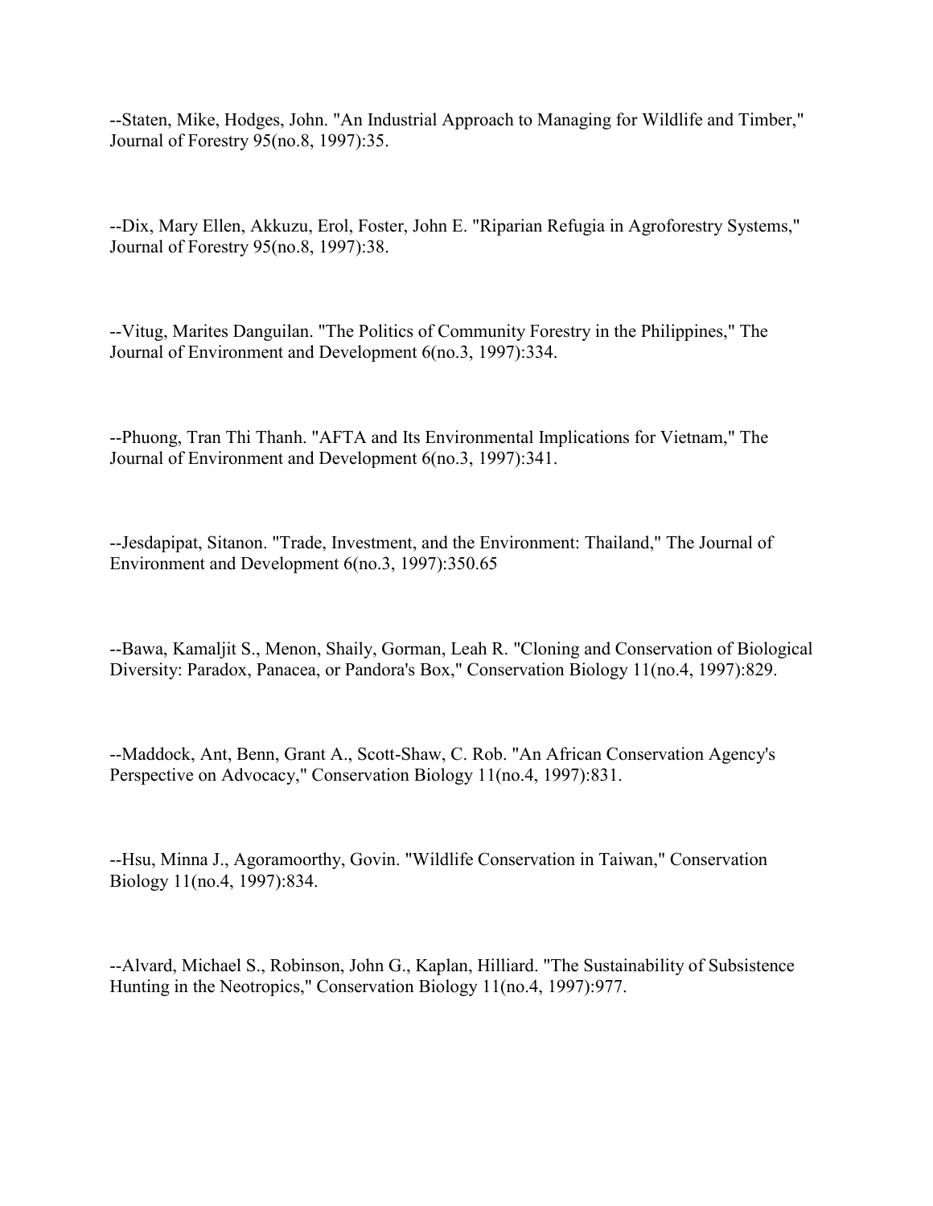--Staten, Mike, Hodges, John. "An Industrial Approach to Managing for Wildlife and Timber," Journal of Forestry 95(no.8, 1997):35.

--Dix, Mary Ellen, Akkuzu, Erol, Foster, John E. "Riparian Refugia in Agroforestry Systems," Journal of Forestry 95(no.8, 1997):38.

--Vitug, Marites Danguilan. "The Politics of Community Forestry in the Philippines," The Journal of Environment and Development 6(no.3, 1997):334.

--Phuong, Tran Thi Thanh. "AFTA and Its Environmental Implications for Vietnam," The Journal of Environment and Development 6(no.3, 1997):341.

--Jesdapipat, Sitanon. "Trade, Investment, and the Environment: Thailand," The Journal of Environment and Development 6(no.3, 1997):350.65

--Bawa, Kamaljit S., Menon, Shaily, Gorman, Leah R. "Cloning and Conservation of Biological Diversity: Paradox, Panacea, or Pandora's Box," Conservation Biology 11(no.4, 1997):829.

--Maddock, Ant, Benn, Grant A., Scott-Shaw, C. Rob. "An African Conservation Agency's Perspective on Advocacy," Conservation Biology 11(no.4, 1997):831.

--Hsu, Minna J., Agoramoorthy, Govin. "Wildlife Conservation in Taiwan," Conservation Biology 11(no.4, 1997):834.

--Alvard, Michael S., Robinson, John G., Kaplan, Hilliard. "The Sustainability of Subsistence Hunting in the Neotropics," Conservation Biology 11(no.4, 1997):977.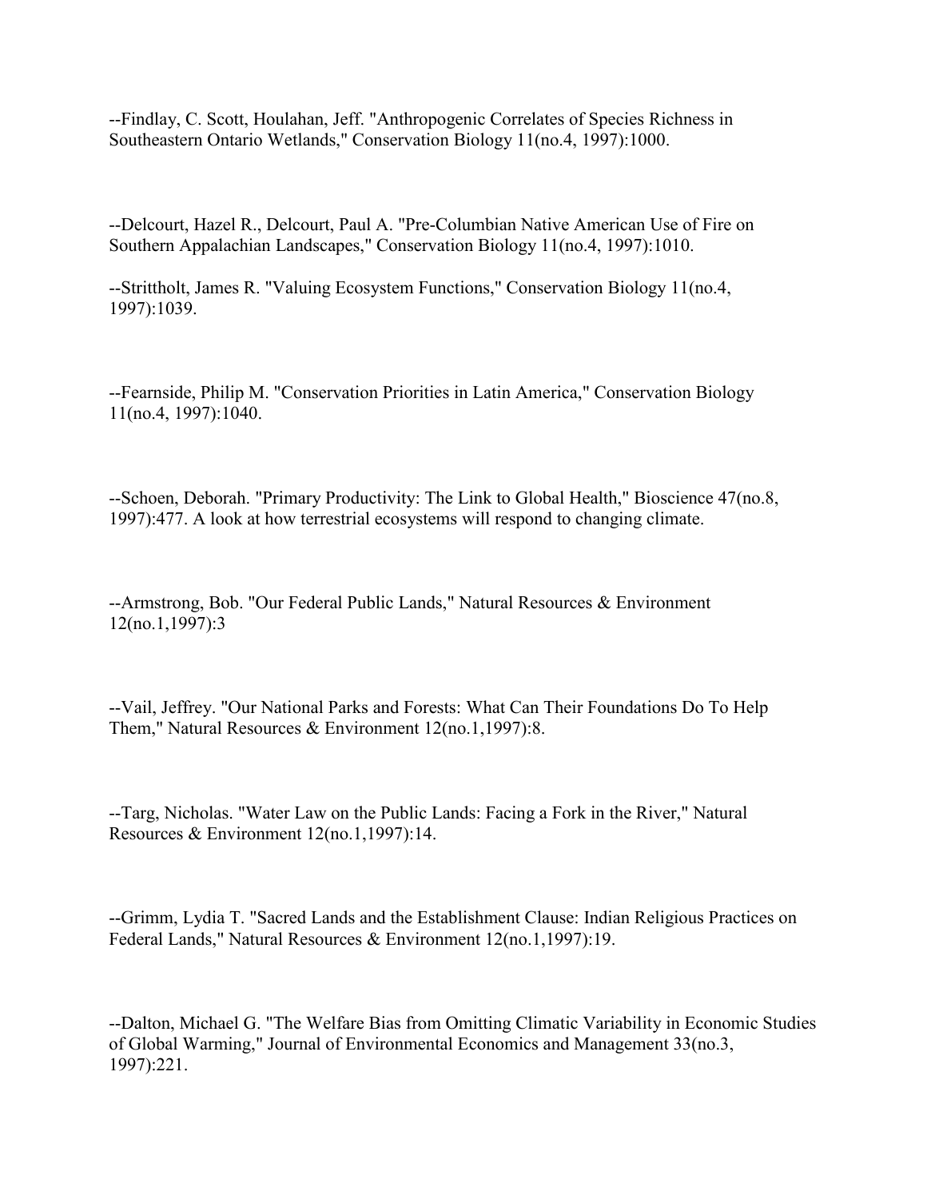--Findlay, C. Scott, Houlahan, Jeff. "Anthropogenic Correlates of Species Richness in Southeastern Ontario Wetlands," Conservation Biology 11(no.4, 1997):1000.

--Delcourt, Hazel R., Delcourt, Paul A. "Pre-Columbian Native American Use of Fire on Southern Appalachian Landscapes," Conservation Biology 11(no.4, 1997):1010.

--Strittholt, James R. "Valuing Ecosystem Functions," Conservation Biology 11(no.4, 1997):1039.

--Fearnside, Philip M. "Conservation Priorities in Latin America," Conservation Biology 11(no.4, 1997):1040.

--Schoen, Deborah. "Primary Productivity: The Link to Global Health," Bioscience 47(no.8, 1997):477. A look at how terrestrial ecosystems will respond to changing climate.

--Armstrong, Bob. "Our Federal Public Lands," Natural Resources & Environment 12(no.1,1997):3

--Vail, Jeffrey. "Our National Parks and Forests: What Can Their Foundations Do To Help Them," Natural Resources & Environment 12(no.1,1997):8.

--Targ, Nicholas. "Water Law on the Public Lands: Facing a Fork in the River," Natural Resources & Environment 12(no.1,1997):14.

--Grimm, Lydia T. "Sacred Lands and the Establishment Clause: Indian Religious Practices on Federal Lands," Natural Resources & Environment 12(no.1,1997):19.

--Dalton, Michael G. "The Welfare Bias from Omitting Climatic Variability in Economic Studies of Global Warming," Journal of Environmental Economics and Management 33(no.3, 1997):221.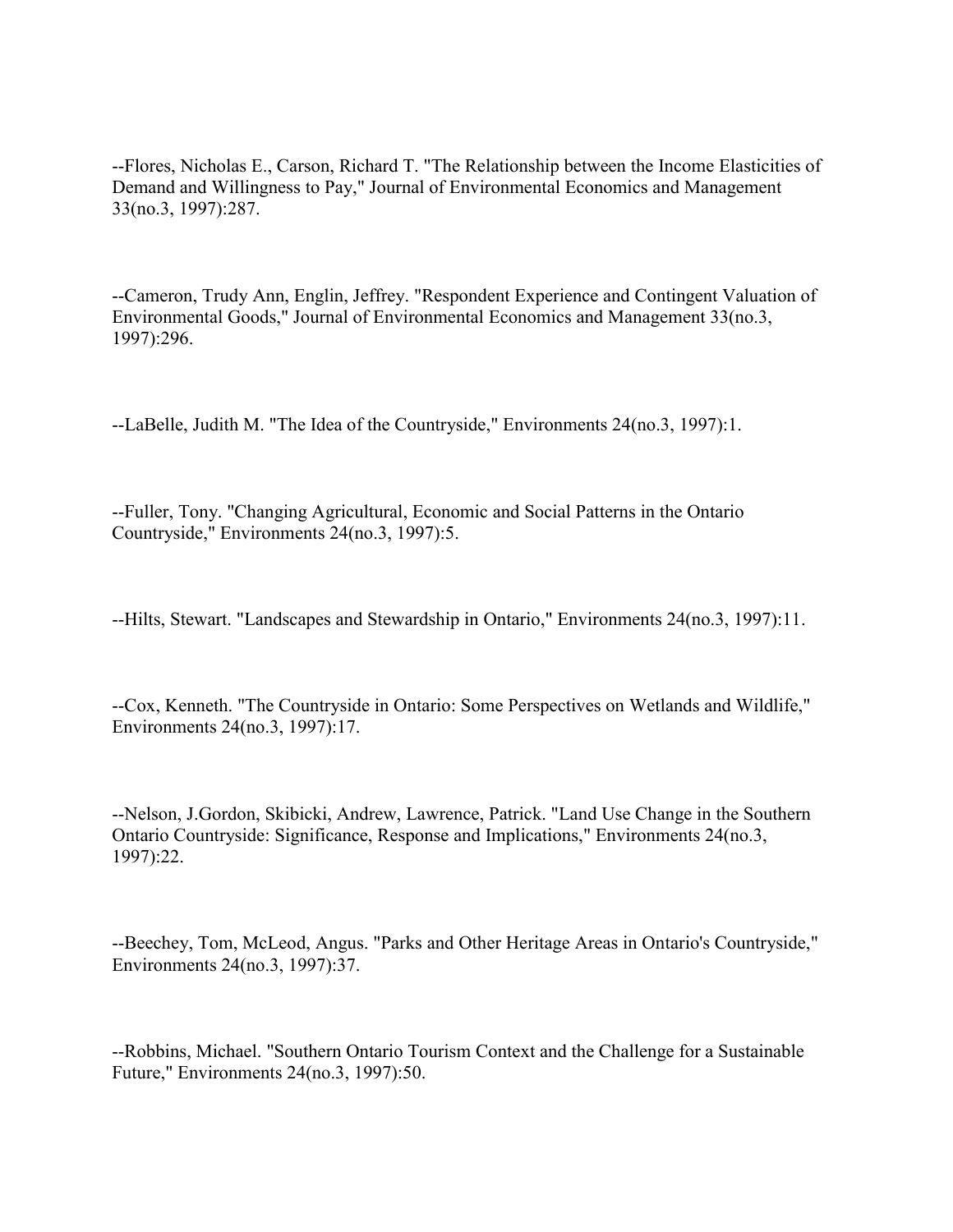--Flores, Nicholas E., Carson, Richard T. "The Relationship between the Income Elasticities of Demand and Willingness to Pay," Journal of Environmental Economics and Management 33(no.3, 1997):287.

--Cameron, Trudy Ann, Englin, Jeffrey. "Respondent Experience and Contingent Valuation of Environmental Goods," Journal of Environmental Economics and Management 33(no.3, 1997):296.

--LaBelle, Judith M. "The Idea of the Countryside," Environments 24(no.3, 1997):1.

--Fuller, Tony. "Changing Agricultural, Economic and Social Patterns in the Ontario Countryside," Environments 24(no.3, 1997):5.

--Hilts, Stewart. "Landscapes and Stewardship in Ontario," Environments 24(no.3, 1997):11.

--Cox, Kenneth. "The Countryside in Ontario: Some Perspectives on Wetlands and Wildlife," Environments 24(no.3, 1997):17.

--Nelson, J.Gordon, Skibicki, Andrew, Lawrence, Patrick. "Land Use Change in the Southern Ontario Countryside: Significance, Response and Implications," Environments 24(no.3, 1997):22.

--Beechey, Tom, McLeod, Angus. "Parks and Other Heritage Areas in Ontario's Countryside," Environments 24(no.3, 1997):37.

--Robbins, Michael. "Southern Ontario Tourism Context and the Challenge for a Sustainable Future," Environments 24(no.3, 1997):50.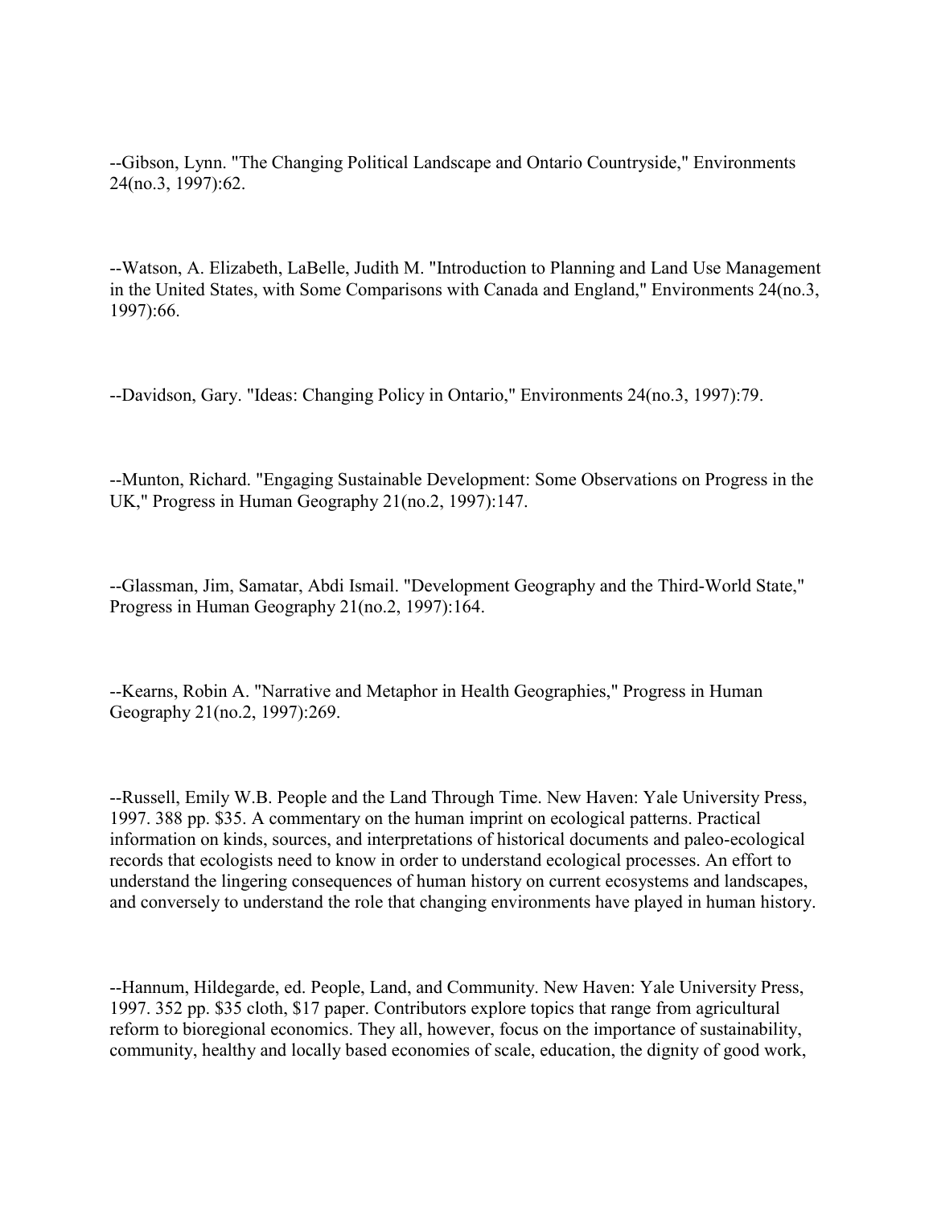--Gibson, Lynn. "The Changing Political Landscape and Ontario Countryside," Environments 24(no.3, 1997):62.

--Watson, A. Elizabeth, LaBelle, Judith M. "Introduction to Planning and Land Use Management in the United States, with Some Comparisons with Canada and England," Environments 24(no.3, 1997):66.

--Davidson, Gary. "Ideas: Changing Policy in Ontario," Environments 24(no.3, 1997):79.

--Munton, Richard. "Engaging Sustainable Development: Some Observations on Progress in the UK," Progress in Human Geography 21(no.2, 1997):147.

--Glassman, Jim, Samatar, Abdi Ismail. "Development Geography and the Third-World State," Progress in Human Geography 21(no.2, 1997):164.

--Kearns, Robin A. "Narrative and Metaphor in Health Geographies," Progress in Human Geography 21(no.2, 1997):269.

--Russell, Emily W.B. People and the Land Through Time. New Haven: Yale University Press, 1997. 388 pp. $35. A commentary on the human imprint on ecological patterns. Practical information on kinds, sources, and interpretations of historical documents and paleo-ecological records that ecologists need to know in order to understand ecological processes. An effort to understand the lingering consequences of human history on current ecosystems and landscapes, and conversely to understand the role that changing environments have played in human history.

--Hannum, Hildegarde, ed. People, Land, and Community. New Haven: Yale University Press, 1997. 352 pp. $35 cloth, $17 paper. Contributors explore topics that range from agricultural reform to bioregional economics. They all, however, focus on the importance of sustainability, community, healthy and locally based economies of scale, education, the dignity of good work,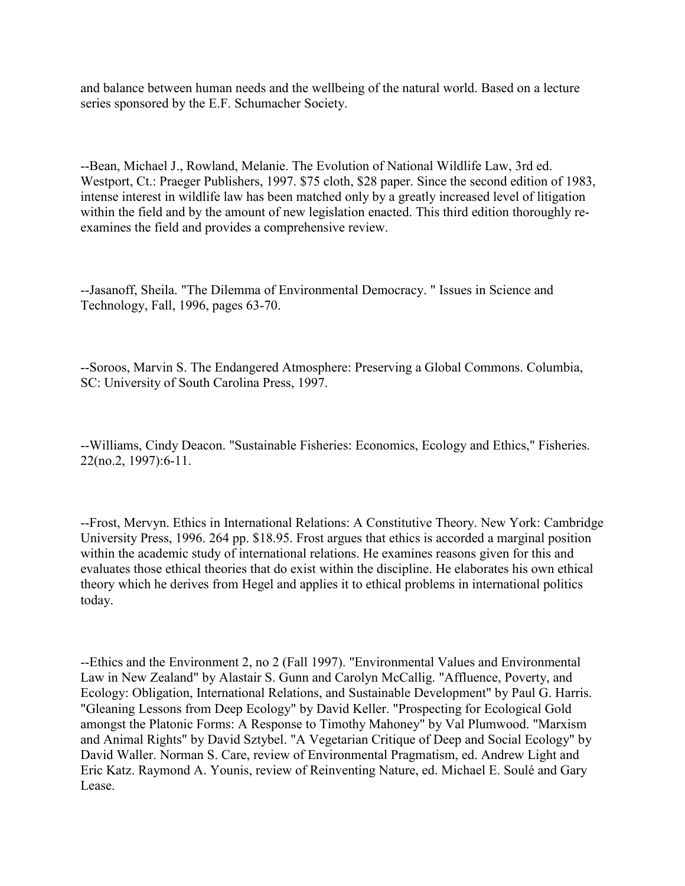and balance between human needs and the wellbeing of the natural world. Based on a lecture series sponsored by the E.F. Schumacher Society.

--Bean, Michael J., Rowland, Melanie. The Evolution of National Wildlife Law, 3rd ed. Westport, Ct.: Praeger Publishers, 1997. $75 cloth, $28 paper. Since the second edition of 1983, intense interest in wildlife law has been matched only by a greatly increased level of litigation within the field and by the amount of new legislation enacted. This third edition thoroughly re-examines the field and provides a comprehensive review.

--Jasanoff, Sheila. "The Dilemma of Environmental Democracy. " Issues in Science and Technology, Fall, 1996, pages 63-70.

--Soroos, Marvin S. The Endangered Atmosphere: Preserving a Global Commons. Columbia, SC: University of South Carolina Press, 1997.

--Williams, Cindy Deacon. "Sustainable Fisheries: Economics, Ecology and Ethics," Fisheries. 22(no.2, 1997):6-11.

--Frost, Mervyn. Ethics in International Relations: A Constitutive Theory. New York: Cambridge University Press, 1996. 264 pp. $18.95. Frost argues that ethics is accorded a marginal position within the academic study of international relations. He examines reasons given for this and evaluates those ethical theories that do exist within the discipline. He elaborates his own ethical theory which he derives from Hegel and applies it to ethical problems in international politics today.

--Ethics and the Environment 2, no 2 (Fall 1997). "Environmental Values and Environmental Law in New Zealand" by Alastair S. Gunn and Carolyn McCallig. "Affluence, Poverty, and Ecology: Obligation, International Relations, and Sustainable Development" by Paul G. Harris. "Gleaning Lessons from Deep Ecology" by David Keller. "Prospecting for Ecological Gold amongst the Platonic Forms: A Response to Timothy Mahoney" by Val Plumwood. "Marxism and Animal Rights" by David Sztybel. "A Vegetarian Critique of Deep and Social Ecology" by David Waller. Norman S. Care, review of Environmental Pragmatism, ed. Andrew Light and Eric Katz. Raymond A. Younis, review of Reinventing Nature, ed. Michael E. Soulé and Gary Lease.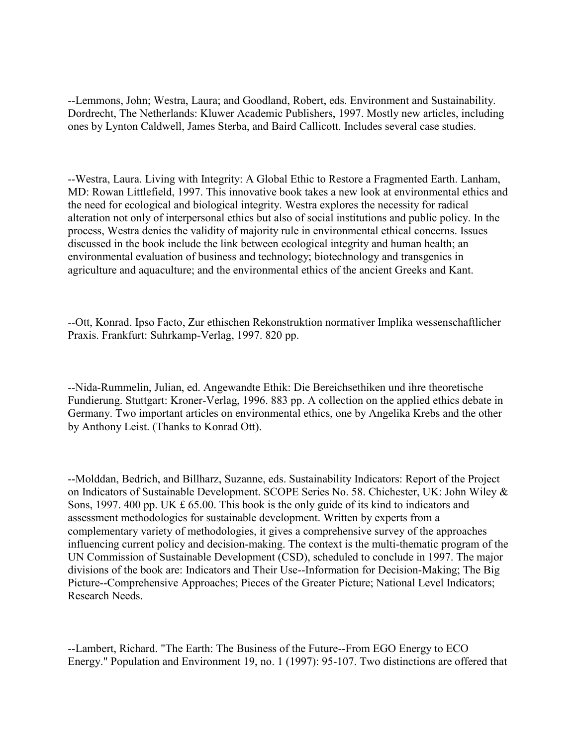--Lemmons, John; Westra, Laura; and Goodland, Robert, eds. Environment and Sustainability. Dordrecht, The Netherlands: Kluwer Academic Publishers, 1997. Mostly new articles, including ones by Lynton Caldwell, James Sterba, and Baird Callicott. Includes several case studies.

--Westra, Laura. Living with Integrity: A Global Ethic to Restore a Fragmented Earth. Lanham, MD: Rowan Littlefield, 1997. This innovative book takes a new look at environmental ethics and the need for ecological and biological integrity. Westra explores the necessity for radical alteration not only of interpersonal ethics but also of social institutions and public policy. In the process, Westra denies the validity of majority rule in environmental ethical concerns. Issues discussed in the book include the link between ecological integrity and human health; an environmental evaluation of business and technology; biotechnology and transgenics in agriculture and aquaculture; and the environmental ethics of the ancient Greeks and Kant.

--Ott, Konrad. Ipso Facto, Zur ethischen Rekonstruktion normativer Implika wessenschaftlicher Praxis. Frankfurt: Suhrkamp-Verlag, 1997. 820 pp.

--Nida-Rummelin, Julian, ed. Angewandte Ethik: Die Bereichsethiken und ihre theoretische Fundierung. Stuttgart: Kroner-Verlag, 1996. 883 pp. A collection on the applied ethics debate in Germany. Two important articles on environmental ethics, one by Angelika Krebs and the other by Anthony Leist. (Thanks to Konrad Ott).

--Molddan, Bedrich, and Billharz, Suzanne, eds. Sustainability Indicators: Report of the Project on Indicators of Sustainable Development. SCOPE Series No. 58. Chichester, UK: John Wiley & Sons, 1997. 400 pp. UK £ 65.00. This book is the only guide of its kind to indicators and assessment methodologies for sustainable development. Written by experts from a complementary variety of methodologies, it gives a comprehensive survey of the approaches influencing current policy and decision-making. The context is the multi-thematic program of the UN Commission of Sustainable Development (CSD), scheduled to conclude in 1997. The major divisions of the book are: Indicators and Their Use--Information for Decision-Making; The Big Picture--Comprehensive Approaches; Pieces of the Greater Picture; National Level Indicators; Research Needs.

--Lambert, Richard. "The Earth: The Business of the Future--From EGO Energy to ECO Energy." Population and Environment 19, no. 1 (1997): 95-107. Two distinctions are offered that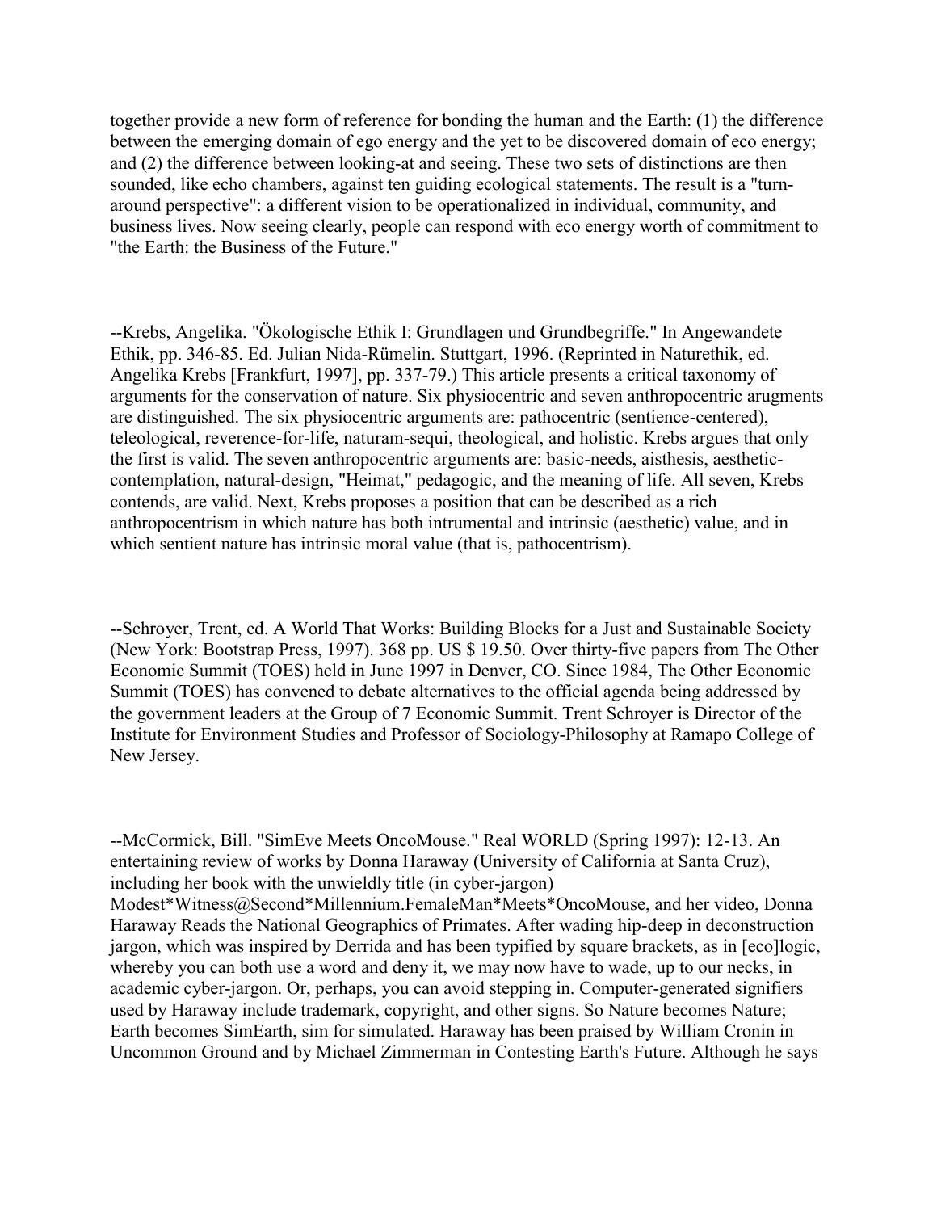together provide a new form of reference for bonding the human and the Earth: (1) the difference between the emerging domain of ego energy and the yet to be discovered domain of eco energy; and (2) the difference between looking-at and seeing. These two sets of distinctions are then sounded, like echo chambers, against ten guiding ecological statements. The result is a "turn-around perspective": a different vision to be operationalized in individual, community, and business lives. Now seeing clearly, people can respond with eco energy worth of commitment to "the Earth: the Business of the Future."

--Krebs, Angelika. "Ökologische Ethik I: Grundlagen und Grundbegriffe." In Angewandete Ethik, pp. 346-85. Ed. Julian Nida-Rümelin. Stuttgart, 1996. (Reprinted in Naturethik, ed. Angelika Krebs [Frankfurt, 1997], pp. 337-79.) This article presents a critical taxonomy of arguments for the conservation of nature. Six physiocentric and seven anthropocentric arugments are distinguished. The six physiocentric arguments are: pathocentric (sentience-centered), teleological, reverence-for-life, naturam-sequi, theological, and holistic. Krebs argues that only the first is valid. The seven anthropocentric arguments are: basic-needs, aisthesis, aesthetic-contemplation, natural-design, "Heimat," pedagogic, and the meaning of life. All seven, Krebs contends, are valid. Next, Krebs proposes a position that can be described as a rich anthropocentrism in which nature has both intrumental and intrinsic (aesthetic) value, and in which sentient nature has intrinsic moral value (that is, pathocentrism).

--Schroyer, Trent, ed. A World That Works: Building Blocks for a Just and Sustainable Society (New York: Bootstrap Press, 1997). 368 pp. US $ 19.50. Over thirty-five papers from The Other Economic Summit (TOES) held in June 1997 in Denver, CO. Since 1984, The Other Economic Summit (TOES) has convened to debate alternatives to the official agenda being addressed by the government leaders at the Group of 7 Economic Summit. Trent Schroyer is Director of the Institute for Environment Studies and Professor of Sociology-Philosophy at Ramapo College of New Jersey.

--McCormick, Bill. "SimEve Meets OncoMouse." Real WORLD (Spring 1997): 12-13. An entertaining review of works by Donna Haraway (University of California at Santa Cruz), including her book with the unwieldly title (in cyber-jargon) Modest*Witness@Second*Millennium.FemaleMan*Meets*OncoMouse, and her video, Donna Haraway Reads the National Geographics of Primates. After wading hip-deep in deconstruction jargon, which was inspired by Derrida and has been typified by square brackets, as in [eco]logic, whereby you can both use a word and deny it, we may now have to wade, up to our necks, in academic cyber-jargon. Or, perhaps, you can avoid stepping in. Computer-generated signifiers used by Haraway include trademark, copyright, and other signs. So Nature becomes Nature; Earth becomes SimEarth, sim for simulated. Haraway has been praised by William Cronin in Uncommon Ground and by Michael Zimmerman in Contesting Earth's Future. Although he says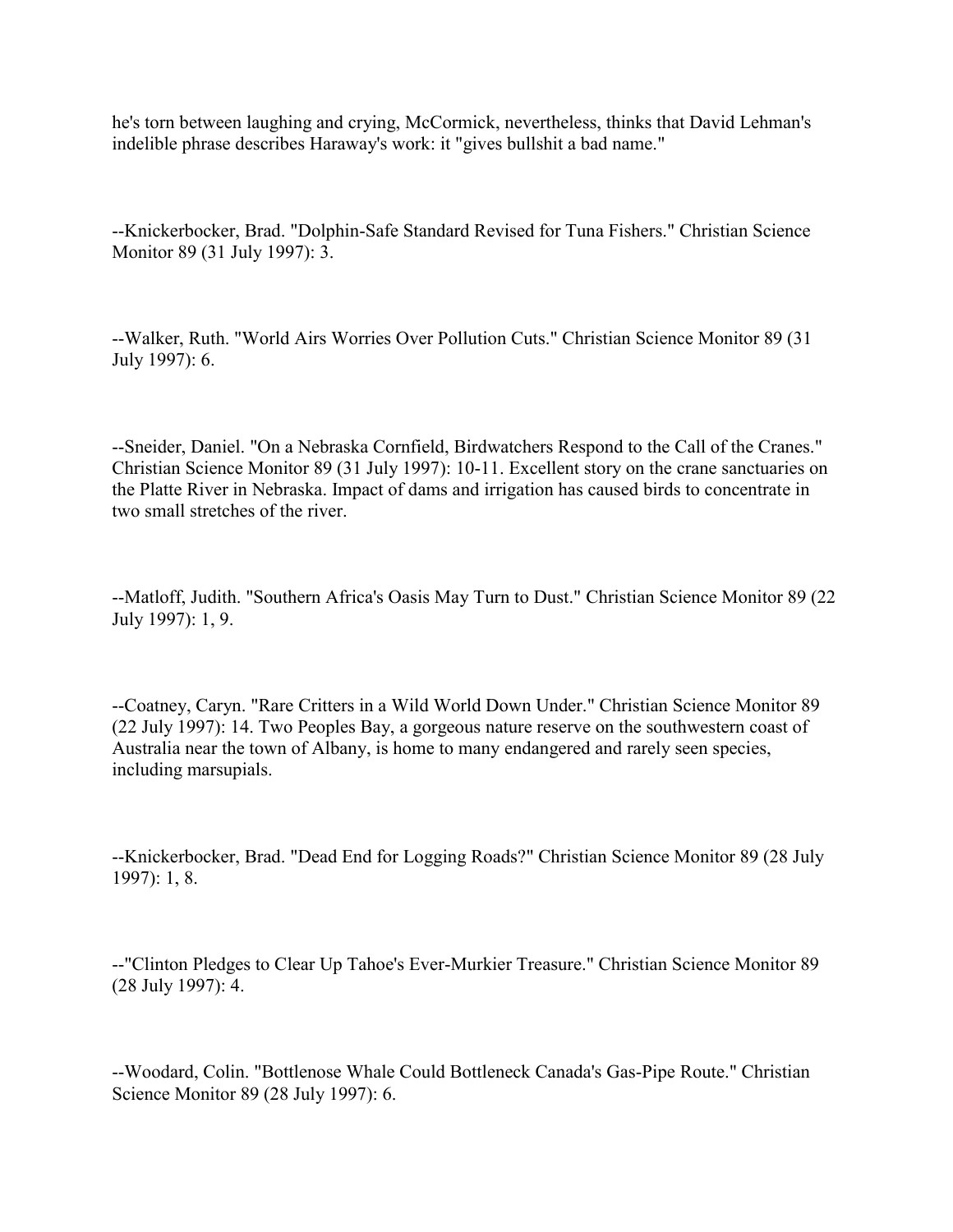he's torn between laughing and crying, McCormick, nevertheless, thinks that David Lehman's indelible phrase describes Haraway's work: it "gives bullshit a bad name."

--Knickerbocker, Brad. "Dolphin-Safe Standard Revised for Tuna Fishers." Christian Science Monitor 89 (31 July 1997): 3.

--Walker, Ruth. "World Airs Worries Over Pollution Cuts." Christian Science Monitor 89 (31 July 1997): 6.

--Sneider, Daniel. "On a Nebraska Cornfield, Birdwatchers Respond to the Call of the Cranes." Christian Science Monitor 89 (31 July 1997): 10-11. Excellent story on the crane sanctuaries on the Platte River in Nebraska. Impact of dams and irrigation has caused birds to concentrate in two small stretches of the river.

--Matloff, Judith. "Southern Africa's Oasis May Turn to Dust." Christian Science Monitor 89 (22 July 1997): 1, 9.

--Coatney, Caryn. "Rare Critters in a Wild World Down Under." Christian Science Monitor 89 (22 July 1997): 14. Two Peoples Bay, a gorgeous nature reserve on the southwestern coast of Australia near the town of Albany, is home to many endangered and rarely seen species, including marsupials.

--Knickerbocker, Brad. "Dead End for Logging Roads?" Christian Science Monitor 89 (28 July 1997): 1, 8.

--"Clinton Pledges to Clear Up Tahoe's Ever-Murkier Treasure." Christian Science Monitor 89 (28 July 1997): 4.

--Woodard, Colin. "Bottlenose Whale Could Bottleneck Canada's Gas-Pipe Route." Christian Science Monitor 89 (28 July 1997): 6.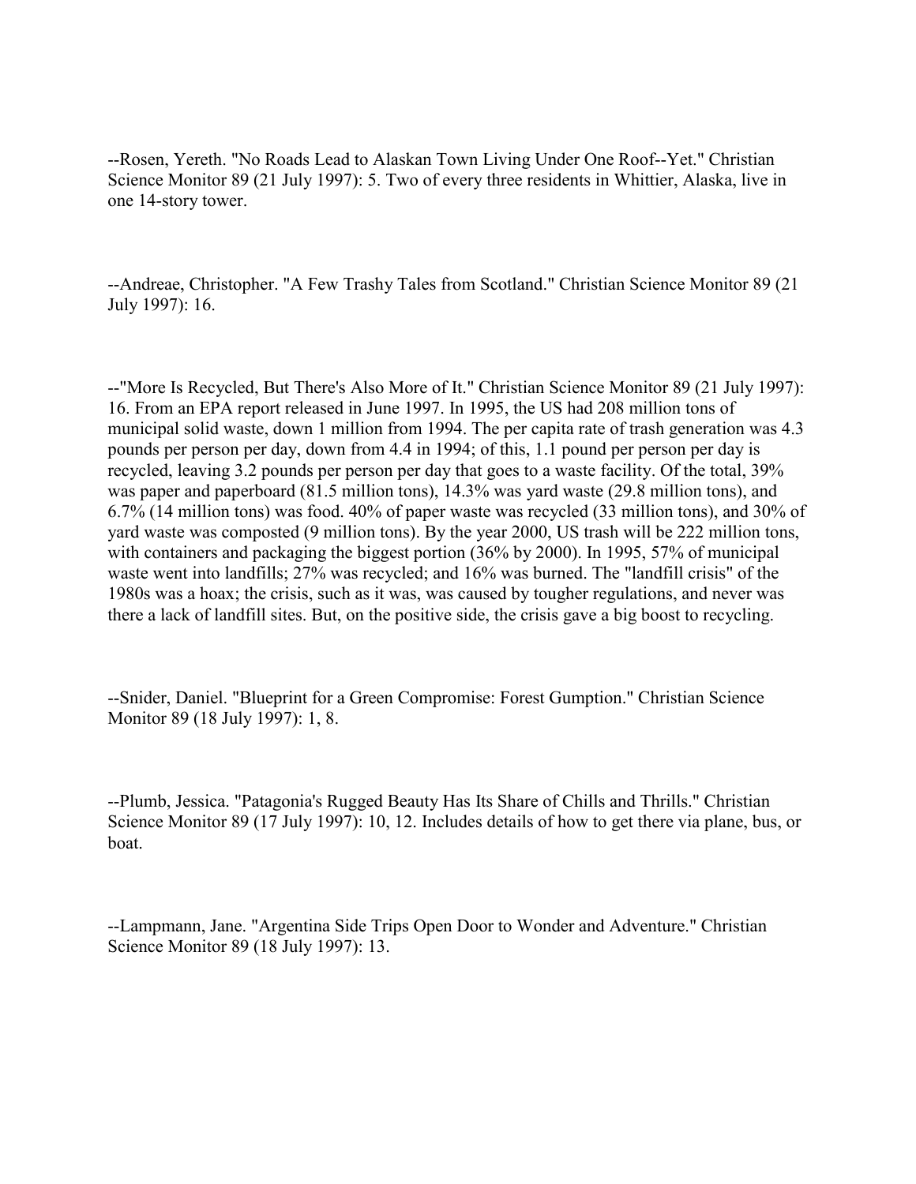--Rosen, Yereth. "No Roads Lead to Alaskan Town Living Under One Roof--Yet." Christian Science Monitor 89 (21 July 1997): 5. Two of every three residents in Whittier, Alaska, live in one 14-story tower.

--Andreae, Christopher. "A Few Trashy Tales from Scotland." Christian Science Monitor 89 (21 July 1997): 16.

--"More Is Recycled, But There's Also More of It." Christian Science Monitor 89 (21 July 1997): 16. From an EPA report released in June 1997. In 1995, the US had 208 million tons of municipal solid waste, down 1 million from 1994. The per capita rate of trash generation was 4.3 pounds per person per day, down from 4.4 in 1994; of this, 1.1 pound per person per day is recycled, leaving 3.2 pounds per person per day that goes to a waste facility. Of the total, 39% was paper and paperboard (81.5 million tons), 14.3% was yard waste (29.8 million tons), and 6.7% (14 million tons) was food. 40% of paper waste was recycled (33 million tons), and 30% of yard waste was composted (9 million tons). By the year 2000, US trash will be 222 million tons, with containers and packaging the biggest portion (36% by 2000). In 1995, 57% of municipal waste went into landfills; 27% was recycled; and 16% was burned. The "landfill crisis" of the 1980s was a hoax; the crisis, such as it was, was caused by tougher regulations, and never was there a lack of landfill sites. But, on the positive side, the crisis gave a big boost to recycling.

--Snider, Daniel. "Blueprint for a Green Compromise: Forest Gumption." Christian Science Monitor 89 (18 July 1997): 1, 8.

--Plumb, Jessica. "Patagonia's Rugged Beauty Has Its Share of Chills and Thrills." Christian Science Monitor 89 (17 July 1997): 10, 12. Includes details of how to get there via plane, bus, or boat.

--Lampmann, Jane. "Argentina Side Trips Open Door to Wonder and Adventure." Christian Science Monitor 89 (18 July 1997): 13.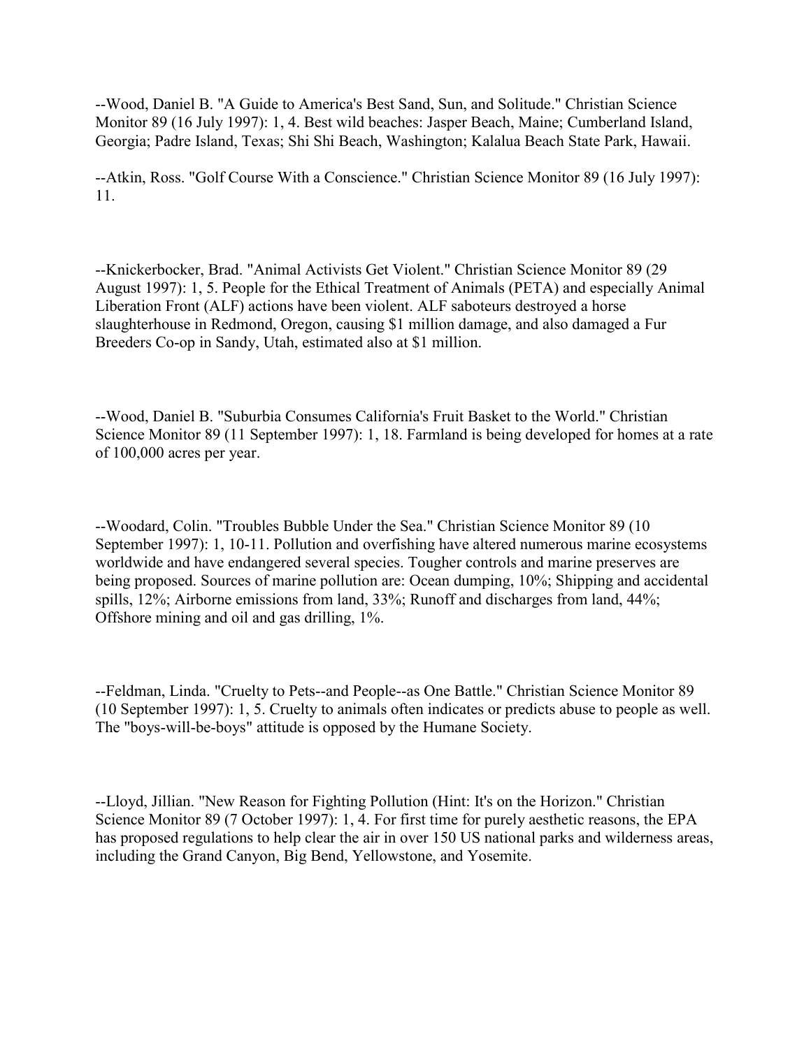--Wood, Daniel B. "A Guide to America's Best Sand, Sun, and Solitude." Christian Science Monitor 89 (16 July 1997): 1, 4. Best wild beaches: Jasper Beach, Maine; Cumberland Island, Georgia; Padre Island, Texas; Shi Shi Beach, Washington; Kalalua Beach State Park, Hawaii.

--Atkin, Ross. "Golf Course With a Conscience." Christian Science Monitor 89 (16 July 1997): 11.

--Knickerbocker, Brad. "Animal Activists Get Violent." Christian Science Monitor 89 (29 August 1997): 1, 5. People for the Ethical Treatment of Animals (PETA) and especially Animal Liberation Front (ALF) actions have been violent. ALF saboteurs destroyed a horse slaughterhouse in Redmond, Oregon, causing $1 million damage, and also damaged a Fur Breeders Co-op in Sandy, Utah, estimated also at $1 million.

--Wood, Daniel B. "Suburbia Consumes California's Fruit Basket to the World." Christian Science Monitor 89 (11 September 1997): 1, 18. Farmland is being developed for homes at a rate of 100,000 acres per year.

--Woodard, Colin. "Troubles Bubble Under the Sea." Christian Science Monitor 89 (10 September 1997): 1, 10-11. Pollution and overfishing have altered numerous marine ecosystems worldwide and have endangered several species. Tougher controls and marine preserves are being proposed. Sources of marine pollution are: Ocean dumping, 10%; Shipping and accidental spills, 12%; Airborne emissions from land, 33%; Runoff and discharges from land, 44%; Offshore mining and oil and gas drilling, 1%.

--Feldman, Linda. "Cruelty to Pets--and People--as One Battle." Christian Science Monitor 89 (10 September 1997): 1, 5. Cruelty to animals often indicates or predicts abuse to people as well. The "boys-will-be-boys" attitude is opposed by the Humane Society.

--Lloyd, Jillian. "New Reason for Fighting Pollution (Hint: It's on the Horizon." Christian Science Monitor 89 (7 October 1997): 1, 4. For first time for purely aesthetic reasons, the EPA has proposed regulations to help clear the air in over 150 US national parks and wilderness areas, including the Grand Canyon, Big Bend, Yellowstone, and Yosemite.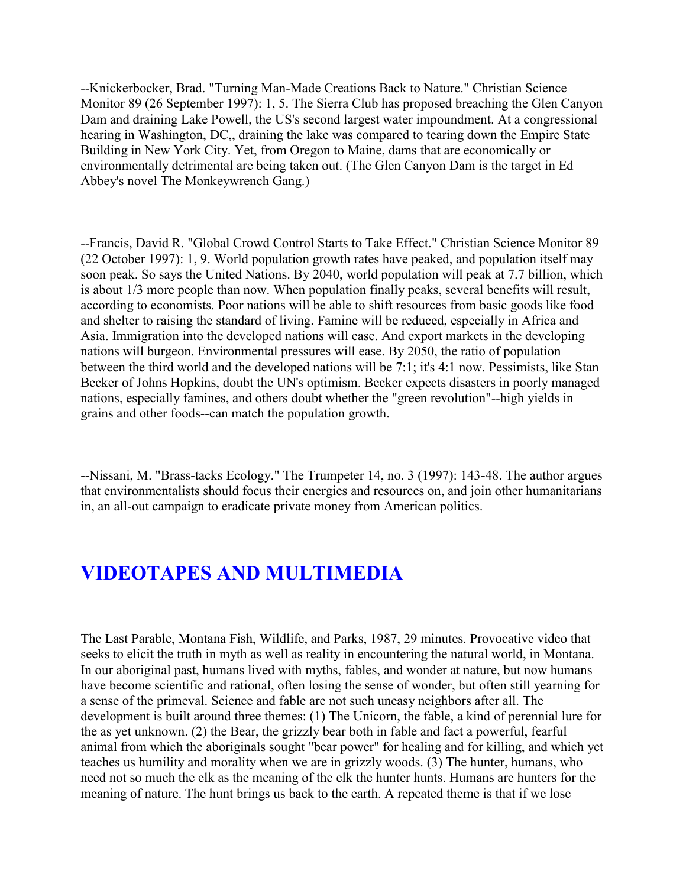--Knickerbocker, Brad. "Turning Man-Made Creations Back to Nature." Christian Science Monitor 89 (26 September 1997): 1, 5. The Sierra Club has proposed breaching the Glen Canyon Dam and draining Lake Powell, the US's second largest water impoundment. At a congressional hearing in Washington, DC,, draining the lake was compared to tearing down the Empire State Building in New York City. Yet, from Oregon to Maine, dams that are economically or environmentally detrimental are being taken out. (The Glen Canyon Dam is the target in Ed Abbey's novel The Monkeywrench Gang.)

--Francis, David R. "Global Crowd Control Starts to Take Effect." Christian Science Monitor 89 (22 October 1997): 1, 9. World population growth rates have peaked, and population itself may soon peak. So says the United Nations. By 2040, world population will peak at 7.7 billion, which is about 1/3 more people than now. When population finally peaks, several benefits will result, according to economists. Poor nations will be able to shift resources from basic goods like food and shelter to raising the standard of living. Famine will be reduced, especially in Africa and Asia. Immigration into the developed nations will ease. And export markets in the developing nations will burgeon. Environmental pressures will ease. By 2050, the ratio of population between the third world and the developed nations will be 7:1; it's 4:1 now. Pessimists, like Stan Becker of Johns Hopkins, doubt the UN's optimism. Becker expects disasters in poorly managed nations, especially famines, and others doubt whether the "green revolution"--high yields in grains and other foods--can match the population growth.

--Nissani, M. "Brass-tacks Ecology." The Trumpeter 14, no. 3 (1997): 143-48. The author argues that environmentalists should focus their energies and resources on, and join other humanitarians in, an all-out campaign to eradicate private money from American politics.

## VIDEOTAPES AND MULTIMEDIA

The Last Parable, Montana Fish, Wildlife, and Parks, 1987, 29 minutes. Provocative video that seeks to elicit the truth in myth as well as reality in encountering the natural world, in Montana. In our aboriginal past, humans lived with myths, fables, and wonder at nature, but now humans have become scientific and rational, often losing the sense of wonder, but often still yearning for a sense of the primeval. Science and fable are not such uneasy neighbors after all. The development is built around three themes: (1) The Unicorn, the fable, a kind of perennial lure for the as yet unknown. (2) the Bear, the grizzly bear both in fable and fact a powerful, fearful animal from which the aboriginals sought "bear power" for healing and for killing, and which yet teaches us humility and morality when we are in grizzly woods. (3) The hunter, humans, who need not so much the elk as the meaning of the elk the hunter hunts. Humans are hunters for the meaning of nature. The hunt brings us back to the earth. A repeated theme is that if we lose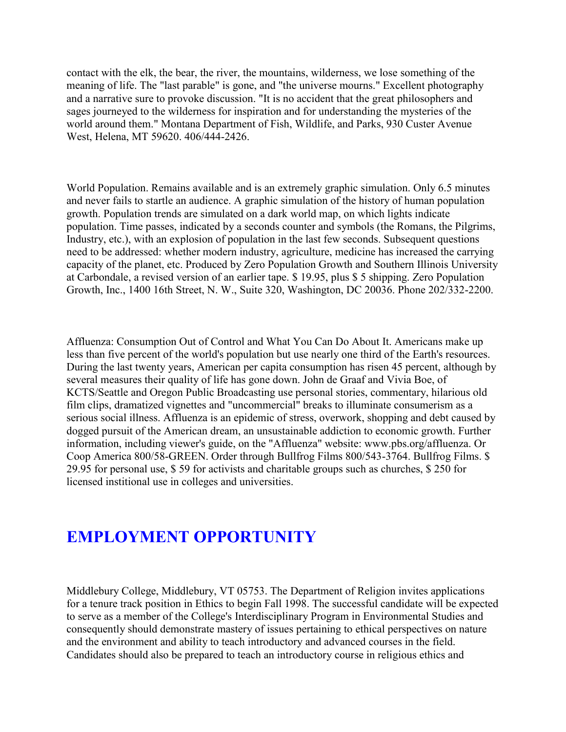contact with the elk, the bear, the river, the mountains, wilderness, we lose something of the meaning of life. The "last parable" is gone, and "the universe mourns." Excellent photography and a narrative sure to provoke discussion. "It is no accident that the great philosophers and sages journeyed to the wilderness for inspiration and for understanding the mysteries of the world around them." Montana Department of Fish, Wildlife, and Parks, 930 Custer Avenue West, Helena, MT 59620. 406/444-2426.

World Population. Remains available and is an extremely graphic simulation. Only 6.5 minutes and never fails to startle an audience. A graphic simulation of the history of human population growth. Population trends are simulated on a dark world map, on which lights indicate population. Time passes, indicated by a seconds counter and symbols (the Romans, the Pilgrims, Industry, etc.), with an explosion of population in the last few seconds. Subsequent questions need to be addressed: whether modern industry, agriculture, medicine has increased the carrying capacity of the planet, etc. Produced by Zero Population Growth and Southern Illinois University at Carbondale, a revised version of an earlier tape. $ 19.95, plus $ 5 shipping. Zero Population Growth, Inc., 1400 16th Street, N. W., Suite 320, Washington, DC 20036. Phone 202/332-2200.

Affluenza: Consumption Out of Control and What You Can Do About It. Americans make up less than five percent of the world's population but use nearly one third of the Earth's resources. During the last twenty years, American per capita consumption has risen 45 percent, although by several measures their quality of life has gone down. John de Graaf and Vivia Boe, of KCTS/Seattle and Oregon Public Broadcasting use personal stories, commentary, hilarious old film clips, dramatized vignettes and "uncommercial" breaks to illuminate consumerism as a serious social illness. Affluenza is an epidemic of stress, overwork, shopping and debt caused by dogged pursuit of the American dream, an unsustainable addiction to economic growth. Further information, including viewer's guide, on the "Affluenza" website: www.pbs.org/affluenza. Or Coop America 800/58-GREEN. Order through Bullfrog Films 800/543-3764. Bullfrog Films. $ 29.95 for personal use, $ 59 for activists and charitable groups such as churches, $ 250 for licensed institional use in colleges and universities.

## EMPLOYMENT OPPORTUNITY

Middlebury College, Middlebury, VT 05753. The Department of Religion invites applications for a tenure track position in Ethics to begin Fall 1998. The successful candidate will be expected to serve as a member of the College's Interdisciplinary Program in Environmental Studies and consequently should demonstrate mastery of issues pertaining to ethical perspectives on nature and the environment and ability to teach introductory and advanced courses in the field. Candidates should also be prepared to teach an introductory course in religious ethics and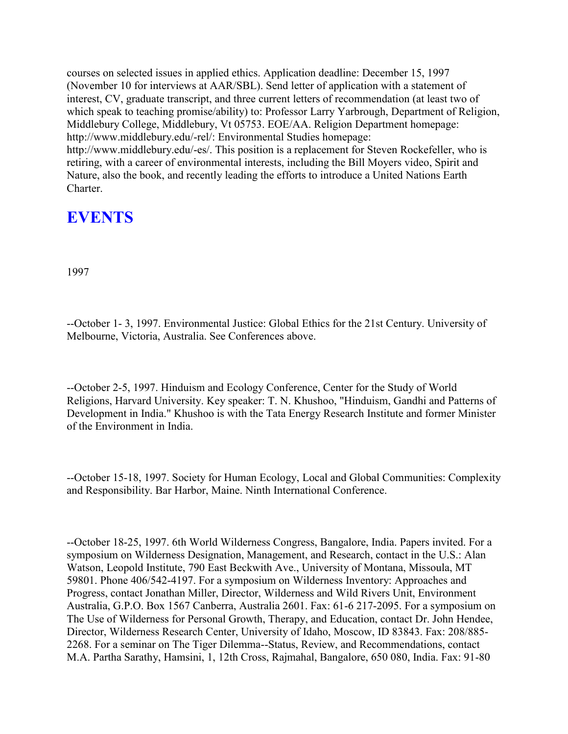courses on selected issues in applied ethics. Application deadline: December 15, 1997 (November 10 for interviews at AAR/SBL). Send letter of application with a statement of interest, CV, graduate transcript, and three current letters of recommendation (at least two of which speak to teaching promise/ability) to: Professor Larry Yarbrough, Department of Religion, Middlebury College, Middlebury, Vt 05753. EOE/AA. Religion Department homepage: http://www.middlebury.edu/-rel/: Environmental Studies homepage: http://www.middlebury.edu/-es/. This position is a replacement for Steven Rockefeller, who is retiring, with a career of environmental interests, including the Bill Moyers video, Spirit and Nature, also the book, and recently leading the efforts to introduce a United Nations Earth Charter.

# EVENTS

1997

--October 1- 3, 1997. Environmental Justice: Global Ethics for the 21st Century. University of Melbourne, Victoria, Australia. See Conferences above.

--October 2-5, 1997. Hinduism and Ecology Conference, Center for the Study of World Religions, Harvard University. Key speaker: T. N. Khushoo, "Hinduism, Gandhi and Patterns of Development in India." Khushoo is with the Tata Energy Research Institute and former Minister of the Environment in India.

--October 15-18, 1997. Society for Human Ecology, Local and Global Communities: Complexity and Responsibility. Bar Harbor, Maine. Ninth International Conference.

--October 18-25, 1997. 6th World Wilderness Congress, Bangalore, India. Papers invited. For a symposium on Wilderness Designation, Management, and Research, contact in the U.S.: Alan Watson, Leopold Institute, 790 East Beckwith Ave., University of Montana, Missoula, MT 59801. Phone 406/542-4197. For a symposium on Wilderness Inventory: Approaches and Progress, contact Jonathan Miller, Director, Wilderness and Wild Rivers Unit, Environment Australia, G.P.O. Box 1567 Canberra, Australia 2601. Fax: 61-6 217-2095. For a symposium on The Use of Wilderness for Personal Growth, Therapy, and Education, contact Dr. John Hendee, Director, Wilderness Research Center, University of Idaho, Moscow, ID 83843. Fax: 208/885-2268. For a seminar on The Tiger Dilemma--Status, Review, and Recommendations, contact M.A. Partha Sarathy, Hamsini, 1, 12th Cross, Rajmahal, Bangalore, 650 080, India. Fax: 91-80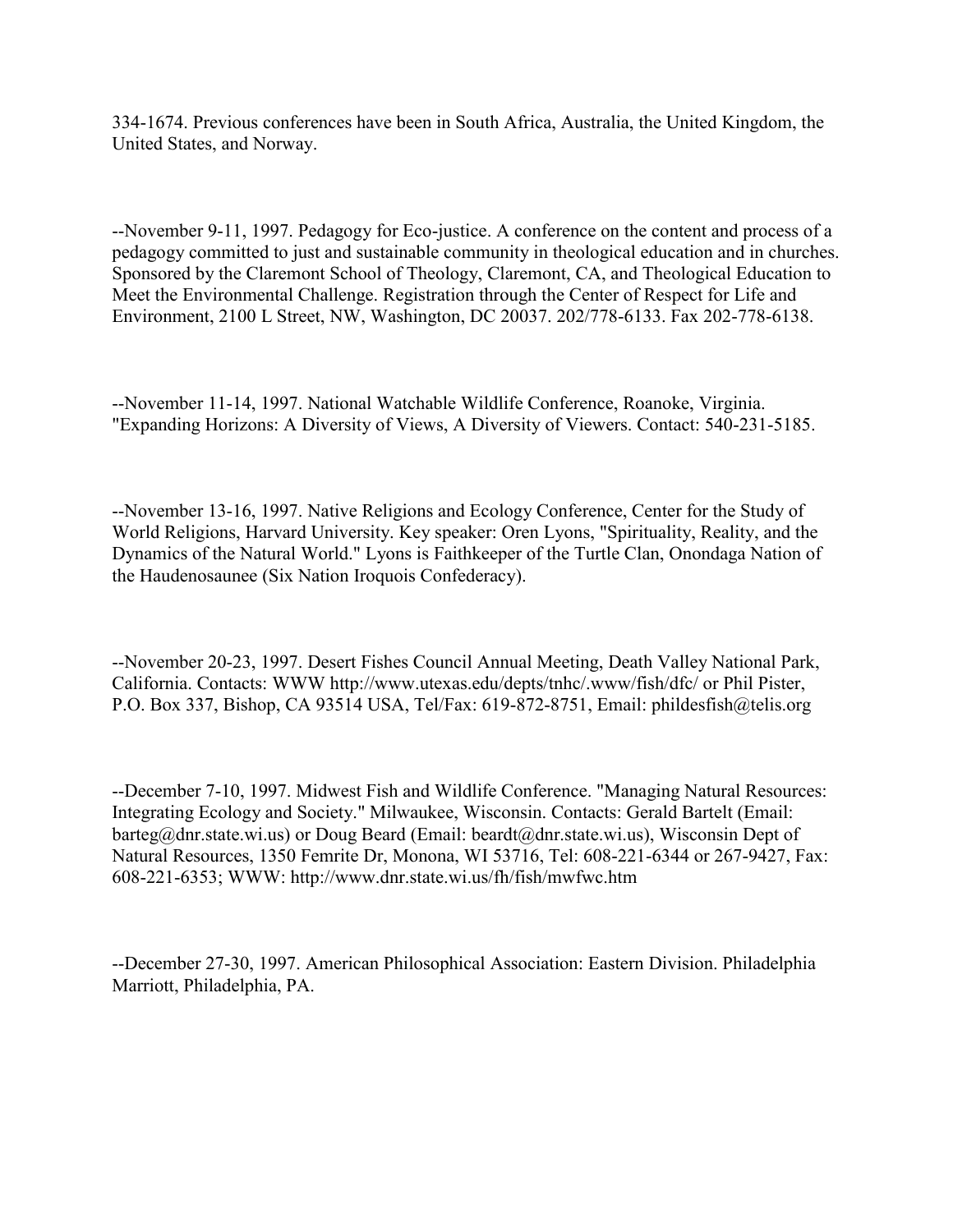334-1674. Previous conferences have been in South Africa, Australia, the United Kingdom, the United States, and Norway.

--November 9-11, 1997. Pedagogy for Eco-justice. A conference on the content and process of a pedagogy committed to just and sustainable community in theological education and in churches. Sponsored by the Claremont School of Theology, Claremont, CA, and Theological Education to Meet the Environmental Challenge. Registration through the Center of Respect for Life and Environment, 2100 L Street, NW, Washington, DC 20037. 202/778-6133. Fax 202-778-6138.

--November 11-14, 1997. National Watchable Wildlife Conference, Roanoke, Virginia. "Expanding Horizons: A Diversity of Views, A Diversity of Viewers. Contact: 540-231-5185.

--November 13-16, 1997. Native Religions and Ecology Conference, Center for the Study of World Religions, Harvard University. Key speaker: Oren Lyons, "Spirituality, Reality, and the Dynamics of the Natural World." Lyons is Faithkeeper of the Turtle Clan, Onondaga Nation of the Haudenosaunee (Six Nation Iroquois Confederacy).

--November 20-23, 1997. Desert Fishes Council Annual Meeting, Death Valley National Park, California. Contacts: WWW http://www.utexas.edu/depts/tnhc/.www/fish/dfc/ or Phil Pister, P.O. Box 337, Bishop, CA 93514 USA, Tel/Fax: 619-872-8751, Email: phildesfish@telis.org

--December 7-10, 1997. Midwest Fish and Wildlife Conference. "Managing Natural Resources: Integrating Ecology and Society." Milwaukee, Wisconsin. Contacts: Gerald Bartelt (Email: barteg@dnr.state.wi.us) or Doug Beard (Email: beardt@dnr.state.wi.us), Wisconsin Dept of Natural Resources, 1350 Femrite Dr, Monona, WI 53716, Tel: 608-221-6344 or 267-9427, Fax: 608-221-6353; WWW: http://www.dnr.state.wi.us/fh/fish/mwfwc.htm

--December 27-30, 1997. American Philosophical Association: Eastern Division. Philadelphia Marriott, Philadelphia, PA.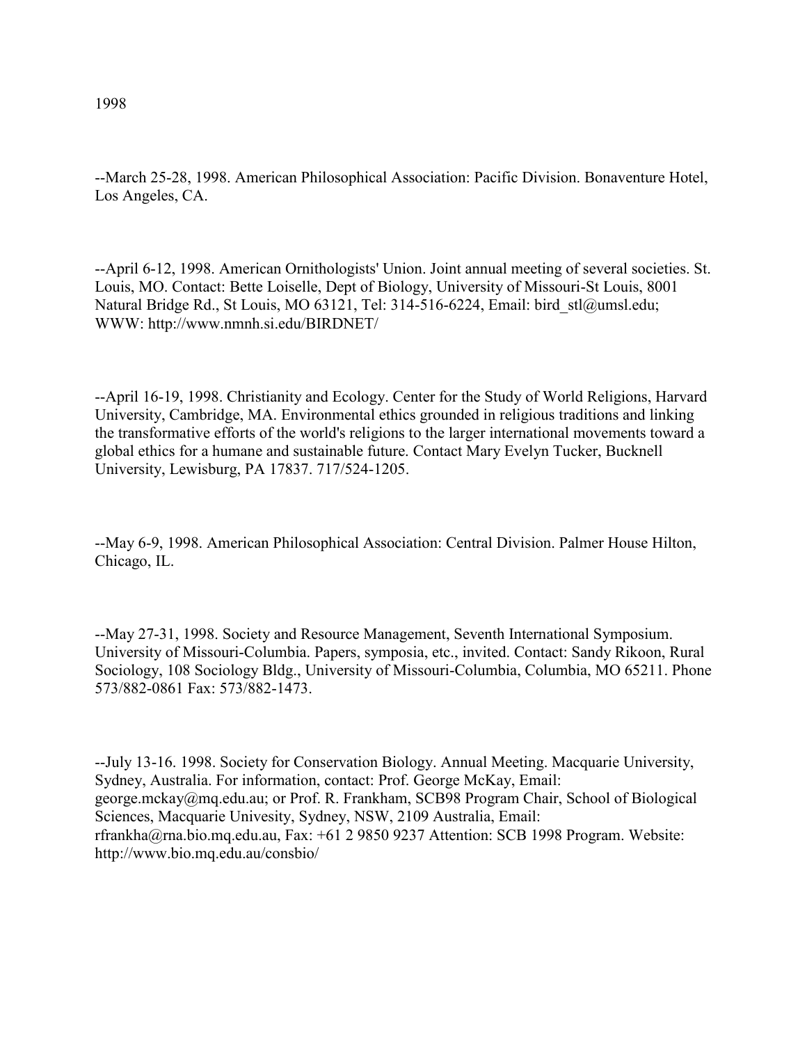1998

--March 25-28, 1998. American Philosophical Association: Pacific Division. Bonaventure Hotel, Los Angeles, CA.

--April 6-12, 1998. American Ornithologists' Union. Joint annual meeting of several societies. St. Louis, MO. Contact: Bette Loiselle, Dept of Biology, University of Missouri-St Louis, 8001 Natural Bridge Rd., St Louis, MO 63121, Tel: 314-516-6224, Email: bird_stl@umsl.edu; WWW: http://www.nmnh.si.edu/BIRDNET/

--April 16-19, 1998. Christianity and Ecology. Center for the Study of World Religions, Harvard University, Cambridge, MA. Environmental ethics grounded in religious traditions and linking the transformative efforts of the world's religions to the larger international movements toward a global ethics for a humane and sustainable future. Contact Mary Evelyn Tucker, Bucknell University, Lewisburg, PA 17837. 717/524-1205.

--May 6-9, 1998. American Philosophical Association: Central Division. Palmer House Hilton, Chicago, IL.

--May 27-31, 1998. Society and Resource Management, Seventh International Symposium. University of Missouri-Columbia. Papers, symposia, etc., invited. Contact: Sandy Rikoon, Rural Sociology, 108 Sociology Bldg., University of Missouri-Columbia, Columbia, MO 65211. Phone 573/882-0861 Fax: 573/882-1473.

--July 13-16. 1998. Society for Conservation Biology. Annual Meeting. Macquarie University, Sydney, Australia. For information, contact: Prof. George McKay, Email: george.mckay@mq.edu.au; or Prof. R. Frankham, SCB98 Program Chair, School of Biological Sciences, Macquarie Univesity, Sydney, NSW, 2109 Australia, Email: rfrankha@rna.bio.mq.edu.au, Fax: +61 2 9850 9237 Attention: SCB 1998 Program. Website: http://www.bio.mq.edu.au/consbio/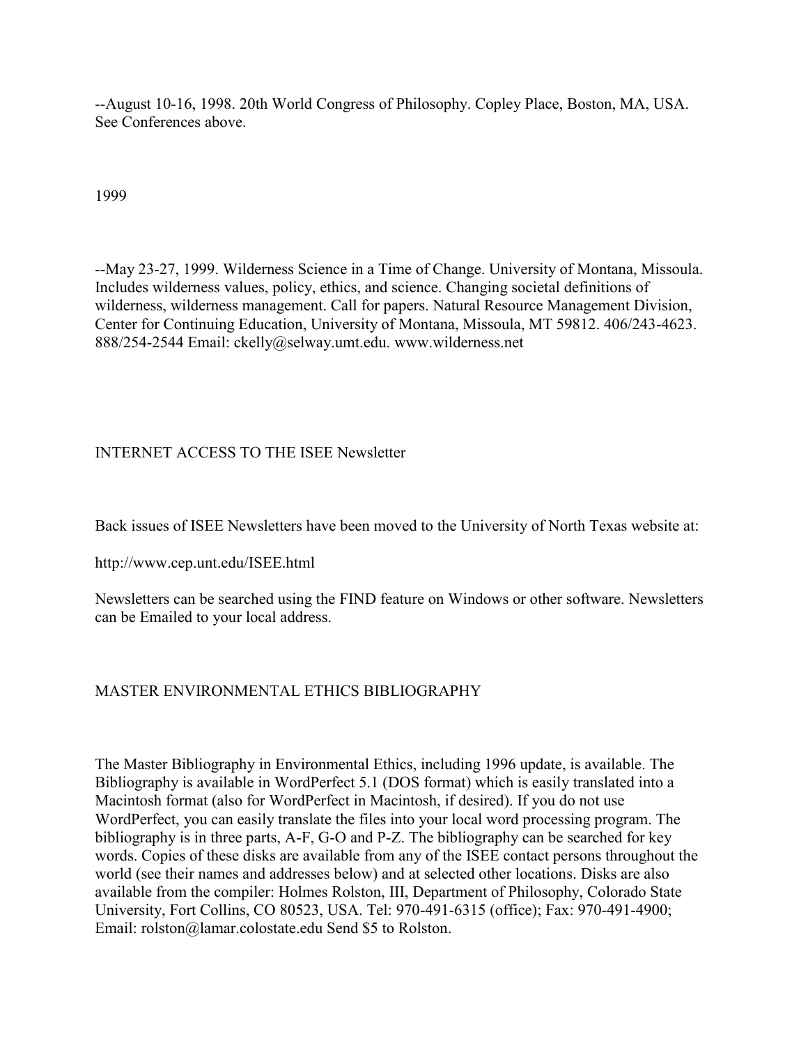--August 10-16, 1998. 20th World Congress of Philosophy. Copley Place, Boston, MA, USA. See Conferences above.

1999

--May 23-27, 1999. Wilderness Science in a Time of Change. University of Montana, Missoula. Includes wilderness values, policy, ethics, and science. Changing societal definitions of wilderness, wilderness management. Call for papers. Natural Resource Management Division, Center for Continuing Education, University of Montana, Missoula, MT 59812. 406/243-4623. 888/254-2544 Email: ckelly@selway.umt.edu. www.wilderness.net

## INTERNET ACCESS TO THE ISEE Newsletter

Back issues of ISEE Newsletters have been moved to the University of North Texas website at:

http://www.cep.unt.edu/ISEE.html

Newsletters can be searched using the FIND feature on Windows or other software. Newsletters can be Emailed to your local address.

## MASTER ENVIRONMENTAL ETHICS BIBLIOGRAPHY

The Master Bibliography in Environmental Ethics, including 1996 update, is available. The Bibliography is available in WordPerfect 5.1 (DOS format) which is easily translated into a Macintosh format (also for WordPerfect in Macintosh, if desired). If you do not use WordPerfect, you can easily translate the files into your local word processing program. The bibliography is in three parts, A-F, G-O and P-Z. The bibliography can be searched for key words. Copies of these disks are available from any of the ISEE contact persons throughout the world (see their names and addresses below) and at selected other locations. Disks are also available from the compiler: Holmes Rolston, III, Department of Philosophy, Colorado State University, Fort Collins, CO 80523, USA. Tel: 970-491-6315 (office); Fax: 970-491-4900; Email: rolston@lamar.colostate.edu Send $5 to Rolston.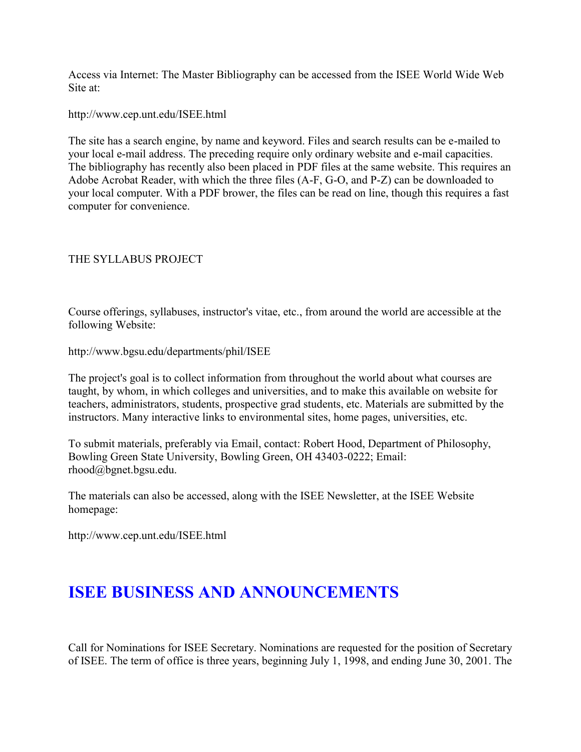Access via Internet: The Master Bibliography can be accessed from the ISEE World Wide Web Site at:

http://www.cep.unt.edu/ISEE.html

The site has a search engine, by name and keyword. Files and search results can be e-mailed to your local e-mail address. The preceding require only ordinary website and e-mail capacities. The bibliography has recently also been placed in PDF files at the same website. This requires an Adobe Acrobat Reader, with which the three files (A-F, G-O, and P-Z) can be downloaded to your local computer. With a PDF brower, the files can be read on line, though this requires a fast computer for convenience.

THE SYLLABUS PROJECT

Course offerings, syllabuses, instructor's vitae, etc., from around the world are accessible at the following Website:

http://www.bgsu.edu/departments/phil/ISEE

The project's goal is to collect information from throughout the world about what courses are taught, by whom, in which colleges and universities, and to make this available on website for teachers, administrators, students, prospective grad students, etc. Materials are submitted by the instructors. Many interactive links to environmental sites, home pages, universities, etc.

To submit materials, preferably via Email, contact: Robert Hood, Department of Philosophy, Bowling Green State University, Bowling Green, OH 43403-0222; Email: rhood@bgnet.bgsu.edu.

The materials can also be accessed, along with the ISEE Newsletter, at the ISEE Website homepage:

http://www.cep.unt.edu/ISEE.html

## ISEE BUSINESS AND ANNOUNCEMENTS

Call for Nominations for ISEE Secretary. Nominations are requested for the position of Secretary of ISEE. The term of office is three years, beginning July 1, 1998, and ending June 30, 2001. The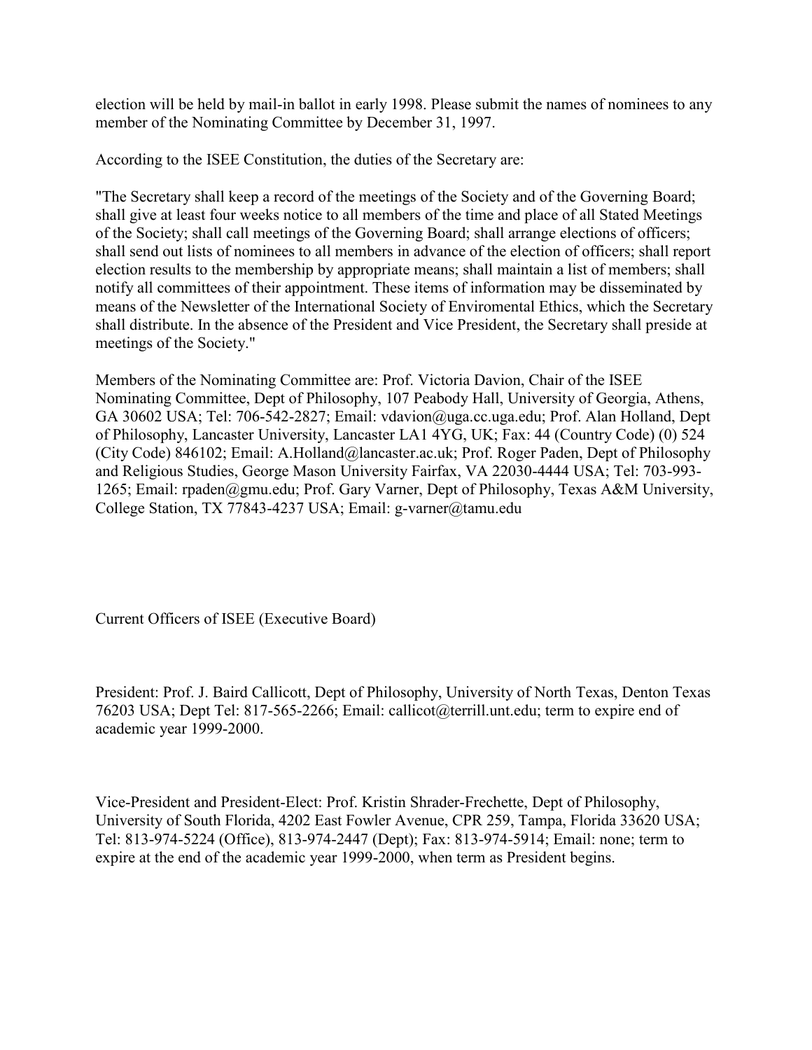election will be held by mail-in ballot in early 1998. Please submit the names of nominees to any member of the Nominating Committee by December 31, 1997.

According to the ISEE Constitution, the duties of the Secretary are:

"The Secretary shall keep a record of the meetings of the Society and of the Governing Board; shall give at least four weeks notice to all members of the time and place of all Stated Meetings of the Society; shall call meetings of the Governing Board; shall arrange elections of officers; shall send out lists of nominees to all members in advance of the election of officers; shall report election results to the membership by appropriate means; shall maintain a list of members; shall notify all committees of their appointment. These items of information may be disseminated by means of the Newsletter of the International Society of Enviromental Ethics, which the Secretary shall distribute. In the absence of the President and Vice President, the Secretary shall preside at meetings of the Society."

Members of the Nominating Committee are: Prof. Victoria Davion, Chair of the ISEE Nominating Committee, Dept of Philosophy, 107 Peabody Hall, University of Georgia, Athens, GA 30602 USA; Tel: 706-542-2827; Email: vdavion@uga.cc.uga.edu; Prof. Alan Holland, Dept of Philosophy, Lancaster University, Lancaster LA1 4YG, UK; Fax: 44 (Country Code) (0) 524 (City Code) 846102; Email: A.Holland@lancaster.ac.uk; Prof. Roger Paden, Dept of Philosophy and Religious Studies, George Mason University Fairfax, VA 22030-4444 USA; Tel: 703-993-1265; Email: rpaden@gmu.edu; Prof. Gary Varner, Dept of Philosophy, Texas A&M University, College Station, TX 77843-4237 USA; Email: g-varner@tamu.edu

Current Officers of ISEE (Executive Board)

President: Prof. J. Baird Callicott, Dept of Philosophy, University of North Texas, Denton Texas 76203 USA; Dept Tel: 817-565-2266; Email: callicot@terrill.unt.edu; term to expire end of academic year 1999-2000.

Vice-President and President-Elect: Prof. Kristin Shrader-Frechette, Dept of Philosophy, University of South Florida, 4202 East Fowler Avenue, CPR 259, Tampa, Florida 33620 USA; Tel: 813-974-5224 (Office), 813-974-2447 (Dept); Fax: 813-974-5914; Email: none; term to expire at the end of the academic year 1999-2000, when term as President begins.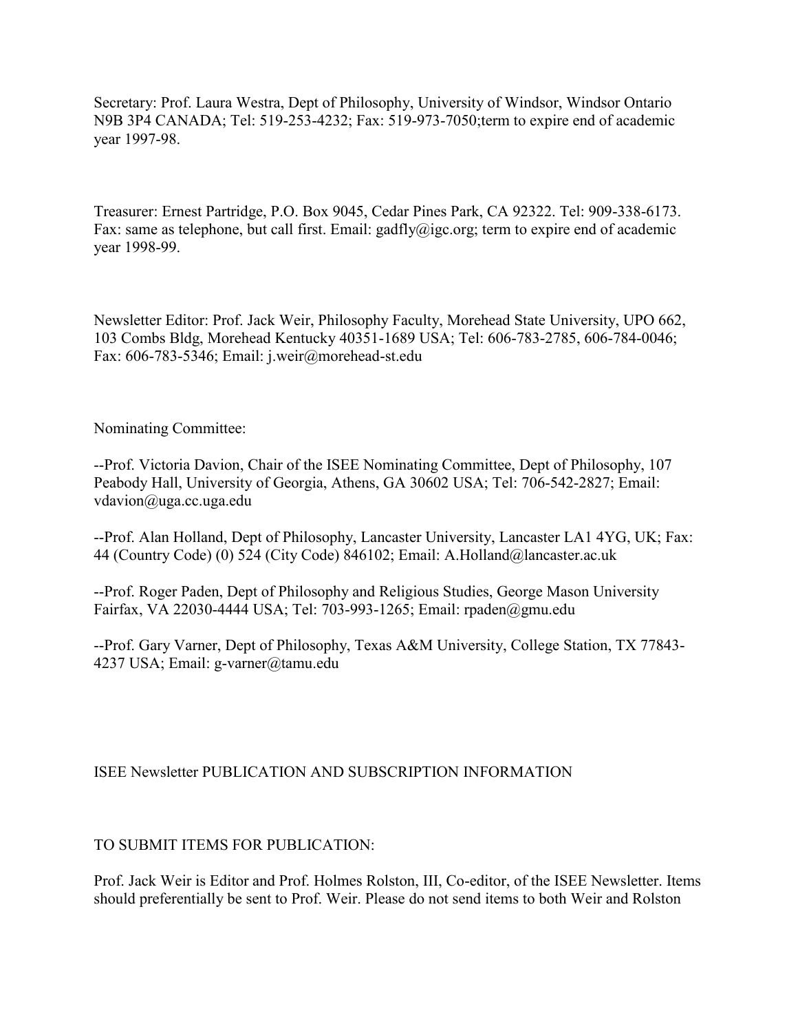Secretary: Prof. Laura Westra, Dept of Philosophy, University of Windsor, Windsor Ontario N9B 3P4 CANADA; Tel: 519-253-4232; Fax: 519-973-7050;term to expire end of academic year 1997-98.

Treasurer: Ernest Partridge, P.O. Box 9045, Cedar Pines Park, CA 92322. Tel: 909-338-6173. Fax: same as telephone, but call first. Email: gadfly@igc.org; term to expire end of academic year 1998-99.

Newsletter Editor: Prof. Jack Weir, Philosophy Faculty, Morehead State University, UPO 662, 103 Combs Bldg, Morehead Kentucky 40351-1689 USA; Tel: 606-783-2785, 606-784-0046; Fax: 606-783-5346; Email: j.weir@morehead-st.edu

Nominating Committee:

--Prof. Victoria Davion, Chair of the ISEE Nominating Committee, Dept of Philosophy, 107 Peabody Hall, University of Georgia, Athens, GA 30602 USA; Tel: 706-542-2827; Email: vdavion@uga.cc.uga.edu

--Prof. Alan Holland, Dept of Philosophy, Lancaster University, Lancaster LA1 4YG, UK; Fax: 44 (Country Code) (0) 524 (City Code) 846102; Email: A.Holland@lancaster.ac.uk

--Prof. Roger Paden, Dept of Philosophy and Religious Studies, George Mason University Fairfax, VA 22030-4444 USA; Tel: 703-993-1265; Email: rpaden@gmu.edu

--Prof. Gary Varner, Dept of Philosophy, Texas A&M University, College Station, TX 77843-4237 USA; Email: g-varner@tamu.edu

ISEE Newsletter PUBLICATION AND SUBSCRIPTION INFORMATION

TO SUBMIT ITEMS FOR PUBLICATION:

Prof. Jack Weir is Editor and Prof. Holmes Rolston, III, Co-editor, of the ISEE Newsletter. Items should preferentially be sent to Prof. Weir. Please do not send items to both Weir and Rolston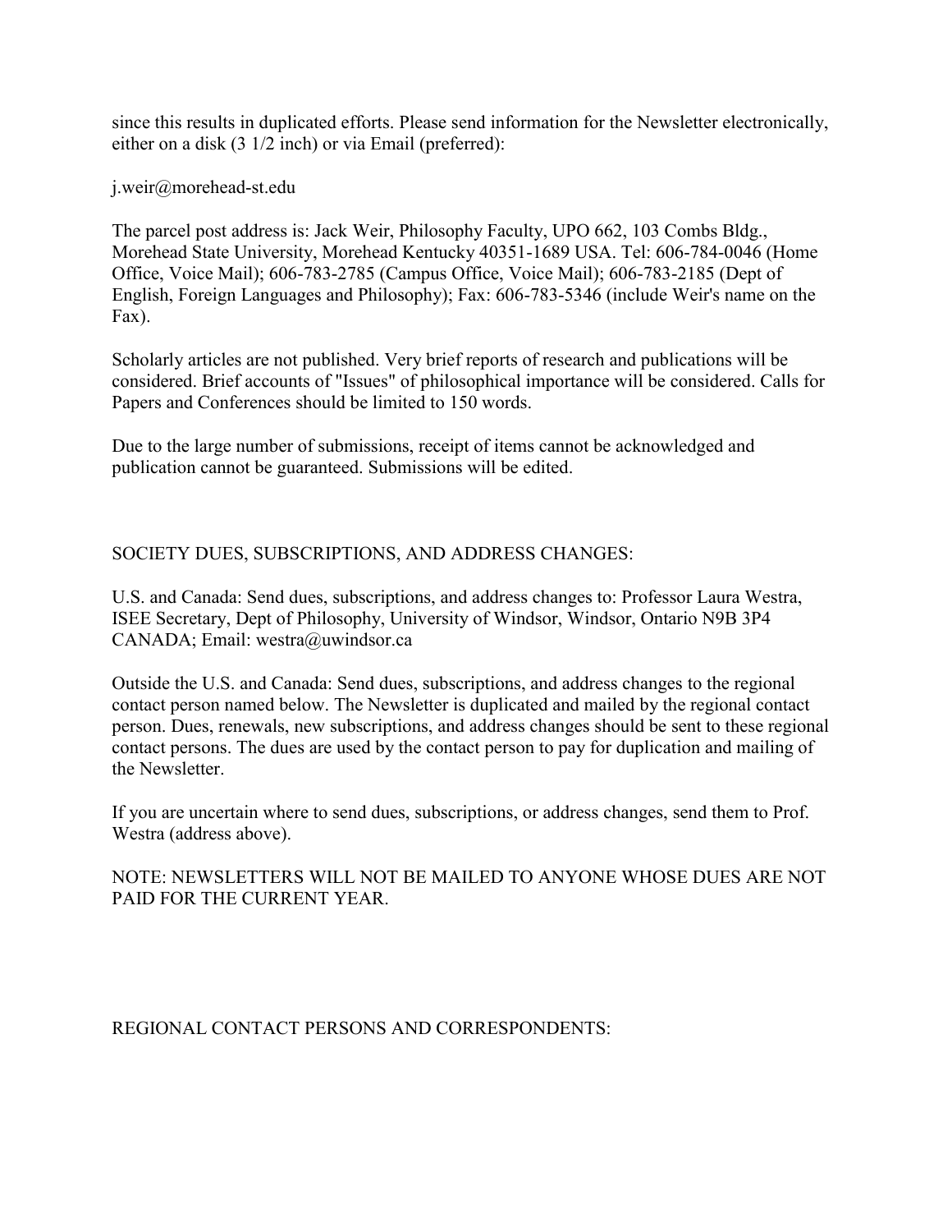since this results in duplicated efforts. Please send information for the Newsletter electronically, either on a disk (3 1/2 inch) or via Email (preferred):

j.weir@morehead-st.edu

The parcel post address is: Jack Weir, Philosophy Faculty, UPO 662, 103 Combs Bldg., Morehead State University, Morehead Kentucky 40351-1689 USA. Tel: 606-784-0046 (Home Office, Voice Mail); 606-783-2785 (Campus Office, Voice Mail); 606-783-2185 (Dept of English, Foreign Languages and Philosophy); Fax: 606-783-5346 (include Weir's name on the Fax).

Scholarly articles are not published. Very brief reports of research and publications will be considered. Brief accounts of "Issues" of philosophical importance will be considered. Calls for Papers and Conferences should be limited to 150 words.

Due to the large number of submissions, receipt of items cannot be acknowledged and publication cannot be guaranteed. Submissions will be edited.

## SOCIETY DUES, SUBSCRIPTIONS, AND ADDRESS CHANGES:

U.S. and Canada: Send dues, subscriptions, and address changes to: Professor Laura Westra, ISEE Secretary, Dept of Philosophy, University of Windsor, Windsor, Ontario N9B 3P4 CANADA; Email: westra@uwindsor.ca

Outside the U.S. and Canada: Send dues, subscriptions, and address changes to the regional contact person named below. The Newsletter is duplicated and mailed by the regional contact person. Dues, renewals, new subscriptions, and address changes should be sent to these regional contact persons. The dues are used by the contact person to pay for duplication and mailing of the Newsletter.

If you are uncertain where to send dues, subscriptions, or address changes, send them to Prof. Westra (address above).

NOTE: NEWSLETTERS WILL NOT BE MAILED TO ANYONE WHOSE DUES ARE NOT PAID FOR THE CURRENT YEAR.

## REGIONAL CONTACT PERSONS AND CORRESPONDENTS: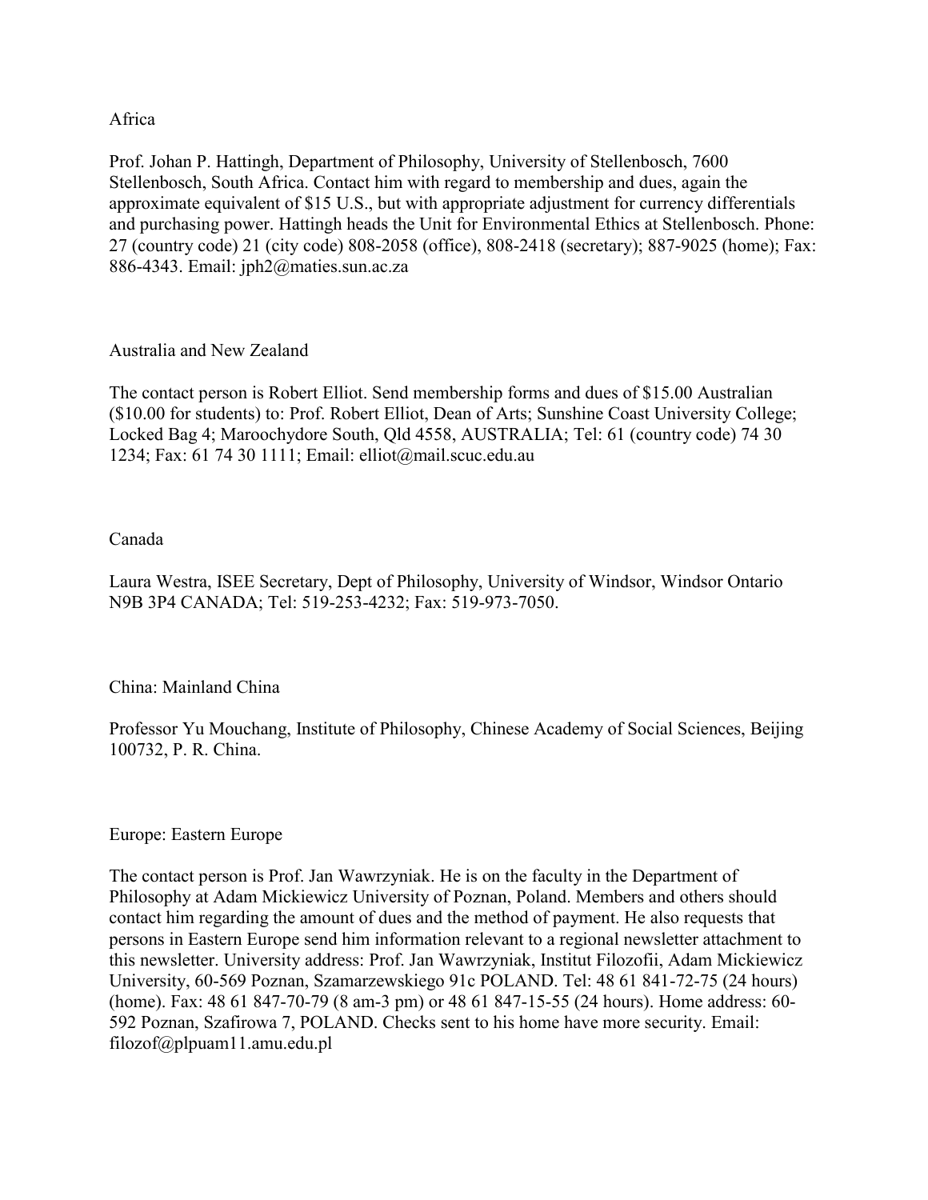Africa

Prof. Johan P. Hattingh, Department of Philosophy, University of Stellenbosch, 7600 Stellenbosch, South Africa. Contact him with regard to membership and dues, again the approximate equivalent of $15 U.S., but with appropriate adjustment for currency differentials and purchasing power. Hattingh heads the Unit for Environmental Ethics at Stellenbosch. Phone: 27 (country code) 21 (city code) 808-2058 (office), 808-2418 (secretary); 887-9025 (home); Fax: 886-4343. Email: jph2@maties.sun.ac.za

Australia and New Zealand

The contact person is Robert Elliot. Send membership forms and dues of $15.00 Australian ($10.00 for students) to: Prof. Robert Elliot, Dean of Arts; Sunshine Coast University College; Locked Bag 4; Maroochydore South, Qld 4558, AUSTRALIA; Tel: 61 (country code) 74 30 1234; Fax: 61 74 30 1111; Email: elliot@mail.scuc.edu.au

Canada

Laura Westra, ISEE Secretary, Dept of Philosophy, University of Windsor, Windsor Ontario N9B 3P4 CANADA; Tel: 519-253-4232; Fax: 519-973-7050.

China: Mainland China

Professor Yu Mouchang, Institute of Philosophy, Chinese Academy of Social Sciences, Beijing 100732, P. R. China.

Europe: Eastern Europe

The contact person is Prof. Jan Wawrzyniak. He is on the faculty in the Department of Philosophy at Adam Mickiewicz University of Poznan, Poland. Members and others should contact him regarding the amount of dues and the method of payment. He also requests that persons in Eastern Europe send him information relevant to a regional newsletter attachment to this newsletter. University address: Prof. Jan Wawrzyniak, Institut Filozofii, Adam Mickiewicz University, 60-569 Poznan, Szamarzewskiego 91c POLAND. Tel: 48 61 841-72-75 (24 hours) (home). Fax: 48 61 847-70-79 (8 am-3 pm) or 48 61 847-15-55 (24 hours). Home address: 60-592 Poznan, Szafirowa 7, POLAND. Checks sent to his home have more security. Email: filozof@plpuam11.amu.edu.pl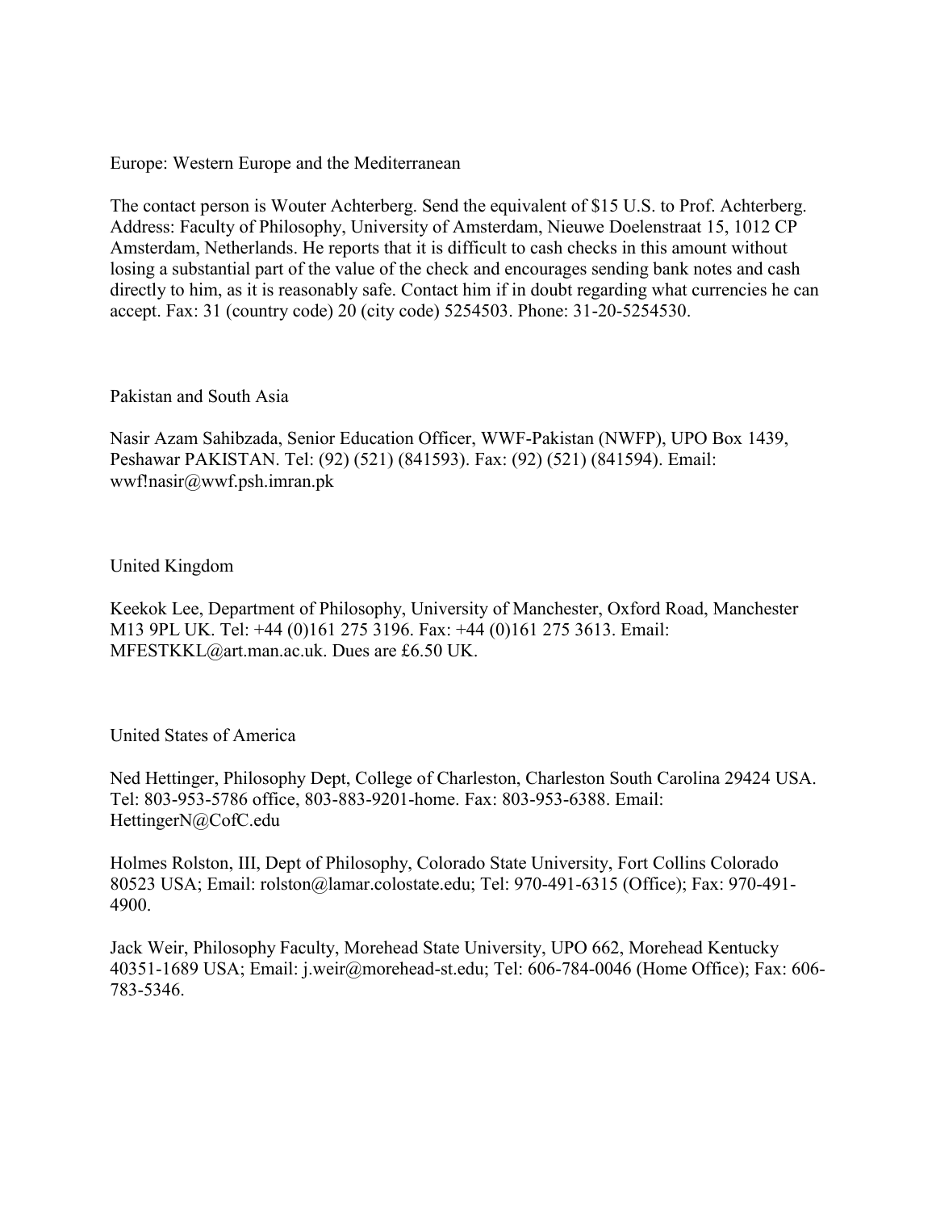Europe: Western Europe and the Mediterranean

The contact person is Wouter Achterberg. Send the equivalent of $15 U.S. to Prof. Achterberg. Address: Faculty of Philosophy, University of Amsterdam, Nieuwe Doelenstraat 15, 1012 CP Amsterdam, Netherlands. He reports that it is difficult to cash checks in this amount without losing a substantial part of the value of the check and encourages sending bank notes and cash directly to him, as it is reasonably safe. Contact him if in doubt regarding what currencies he can accept. Fax: 31 (country code) 20 (city code) 5254503. Phone: 31-20-5254530.

Pakistan and South Asia

Nasir Azam Sahibzada, Senior Education Officer, WWF-Pakistan (NWFP), UPO Box 1439, Peshawar PAKISTAN. Tel: (92) (521) (841593). Fax: (92) (521) (841594). Email: wwf!nasir@wwf.psh.imran.pk

United Kingdom

Keekok Lee, Department of Philosophy, University of Manchester, Oxford Road, Manchester M13 9PL UK. Tel: +44 (0)161 275 3196. Fax: +44 (0)161 275 3613. Email: MFESTKKL@art.man.ac.uk. Dues are £6.50 UK.

United States of America

Ned Hettinger, Philosophy Dept, College of Charleston, Charleston South Carolina 29424 USA. Tel: 803-953-5786 office, 803-883-9201-home. Fax: 803-953-6388. Email: HettingerN@CofC.edu

Holmes Rolston, III, Dept of Philosophy, Colorado State University, Fort Collins Colorado 80523 USA; Email: rolston@lamar.colostate.edu; Tel: 970-491-6315 (Office); Fax: 970-491-4900.

Jack Weir, Philosophy Faculty, Morehead State University, UPO 662, Morehead Kentucky 40351-1689 USA; Email: j.weir@morehead-st.edu; Tel: 606-784-0046 (Home Office); Fax: 606-783-5346.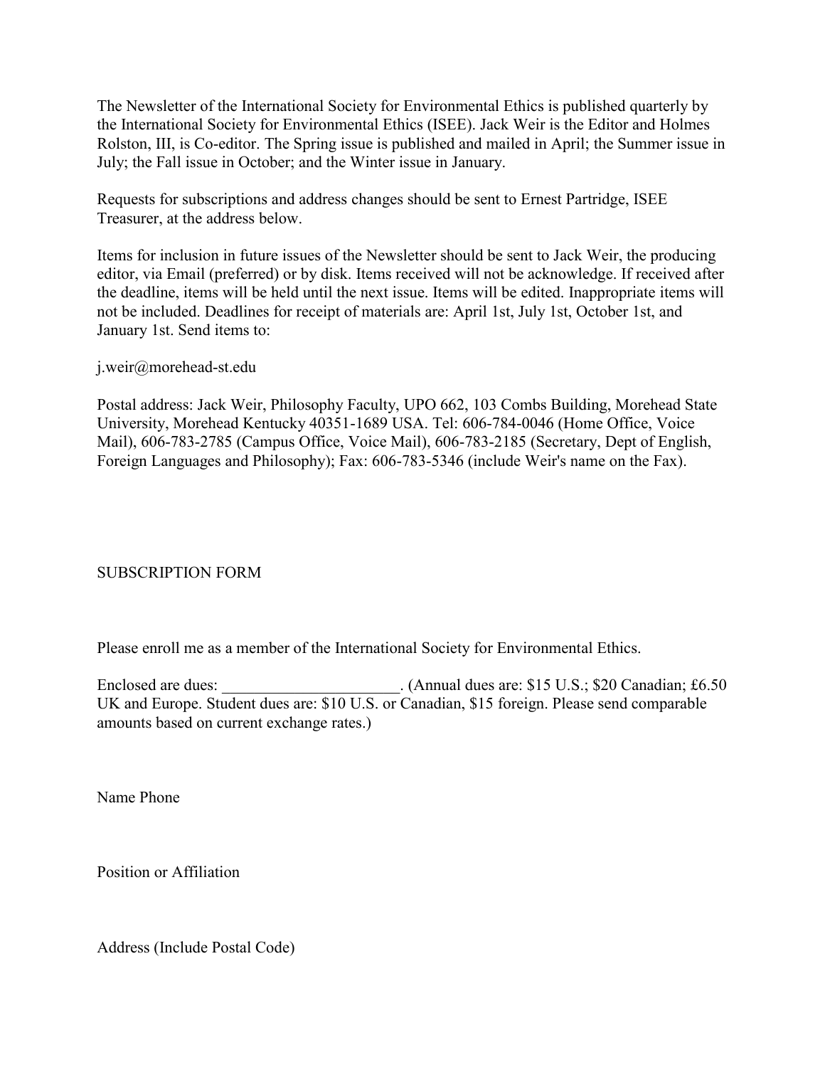The Newsletter of the International Society for Environmental Ethics is published quarterly by the International Society for Environmental Ethics (ISEE). Jack Weir is the Editor and Holmes Rolston, III, is Co-editor. The Spring issue is published and mailed in April; the Summer issue in July; the Fall issue in October; and the Winter issue in January.

Requests for subscriptions and address changes should be sent to Ernest Partridge, ISEE Treasurer, at the address below.

Items for inclusion in future issues of the Newsletter should be sent to Jack Weir, the producing editor, via Email (preferred) or by disk. Items received will not be acknowledge. If received after the deadline, items will be held until the next issue. Items will be edited. Inappropriate items will not be included. Deadlines for receipt of materials are: April 1st, July 1st, October 1st, and January 1st. Send items to:

j.weir@morehead-st.edu

Postal address: Jack Weir, Philosophy Faculty, UPO 662, 103 Combs Building, Morehead State University, Morehead Kentucky 40351-1689 USA. Tel: 606-784-0046 (Home Office, Voice Mail), 606-783-2785 (Campus Office, Voice Mail), 606-783-2185 (Secretary, Dept of English, Foreign Languages and Philosophy); Fax: 606-783-5346 (include Weir's name on the Fax).

SUBSCRIPTION FORM

Please enroll me as a member of the International Society for Environmental Ethics.

Enclosed are dues: ______________________. (Annual dues are: $15 U.S.; $20 Canadian; £6.50 UK and Europe. Student dues are: $10 U.S. or Canadian, $15 foreign. Please send comparable amounts based on current exchange rates.)

Name Phone

Position or Affiliation

Address (Include Postal Code)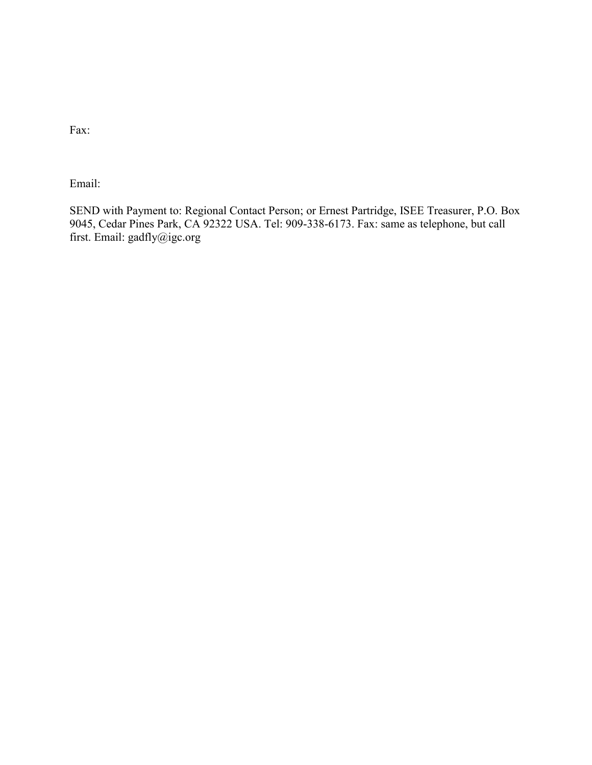Fax:

Email:

SEND with Payment to: Regional Contact Person; or Ernest Partridge, ISEE Treasurer, P.O. Box 9045, Cedar Pines Park, CA 92322 USA. Tel: 909-338-6173. Fax: same as telephone, but call first. Email: gadfly@igc.org